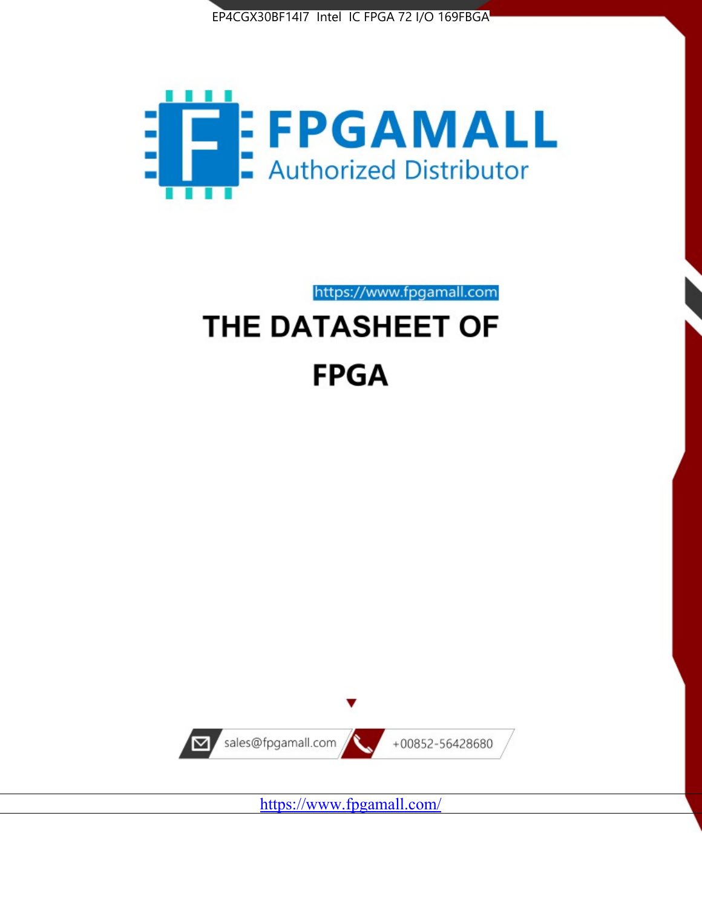EP4CGX30BF14I7 Intel IC FPGA 72 I/O 169FBGA

FPGAMALL

Authorized Distributor

https://www.fpgamall.com

# THE DATASHEET OF

# FPGA

sales@fpgamall.com

+00852-56428680

https://www.fpgamall.com/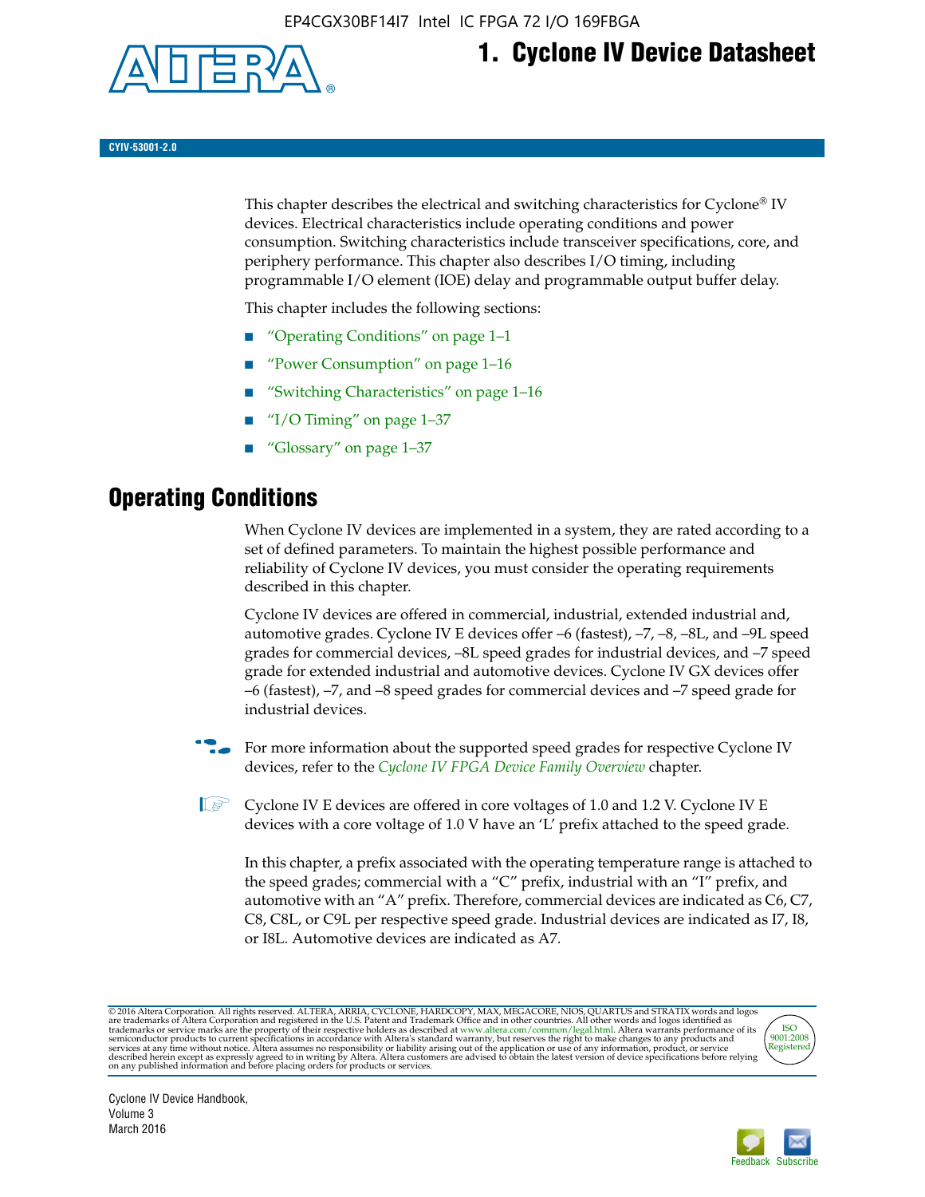# 1. Cyclone IV Device Datasheet

CYIV-53001-2.0

This chapter describes the electrical and switching characteristics for Cyclone® IV devices. Electrical characteristics include operating conditions and power consumption. Switching characteristics include transceiver specifications, core, and periphery performance. This chapter also describes I/O timing, including programmable I/O element (IOE) delay and programmable output buffer delay.

This chapter includes the following sections:

- "Operating Conditions" on page 1–1
- "Power Consumption" on page 1–16
- "Switching Characteristics" on page 1–16
- "I/O Timing" on page 1–37
- "Glossary" on page 1–37

## Operating Conditions

When Cyclone IV devices are implemented in a system, they are rated according to a set of defined parameters. To maintain the highest possible performance and reliability of Cyclone IV devices, you must consider the operating requirements described in this chapter.

Cyclone IV devices are offered in commercial, industrial, extended industrial and, automotive grades. Cyclone IV E devices offer –6 (fastest), –7, –8, –8L, and –9L speed grades for commercial devices, –8L speed grades for industrial devices, and –7 speed grade for extended industrial and automotive devices. Cyclone IV GX devices offer –6 (fastest), –7, and –8 speed grades for commercial devices and –7 speed grade for industrial devices.

For more information about the supported speed grades for respective Cyclone IV devices, refer to the *Cyclone IV FPGA Device Family Overview* chapter.

Cyclone IV E devices are offered in core voltages of 1.0 and 1.2 V. Cyclone IV E devices with a core voltage of 1.0 V have an 'L' prefix attached to the speed grade.

In this chapter, a prefix associated with the operating temperature range is attached to the speed grades; commercial with a "C" prefix, industrial with an "I" prefix, and automotive with an "A" prefix. Therefore, commercial devices are indicated as C6, C7, C8, C8L, or C9L per respective speed grade. Industrial devices are indicated as I7, I8, or I8L. Automotive devices are indicated as A7.

© 2016 Altera Corporation. All rights reserved. ALTERA, ARRIA, CYCLONE, HARDCOPY, MAX, MEGACORE, NIOS, QUARTUS and STRATIX words and logos are trademarks of Altera Corporation and registered in the U.S. Patent and Trademark Office and in other countries. All other words and logos identified as trademarks or service marks are the property of their respective holders as described at www.altera.com/common/legal.html. Altera warrants performance of its semiconductor products to current specifications in accordance with Altera's standard warranty, but reserves the right to make changes to any products and services at any time without notice. Altera assumes no responsibility or liability arising out of the application or use of any information, product, or service described herein except as expressly agreed to in writing by Altera. Altera customers are advised to obtain the latest version of device specifications before relying on any published information and before placing orders for products or services.

Cyclone IV Device Handbook, Volume 3
March 2016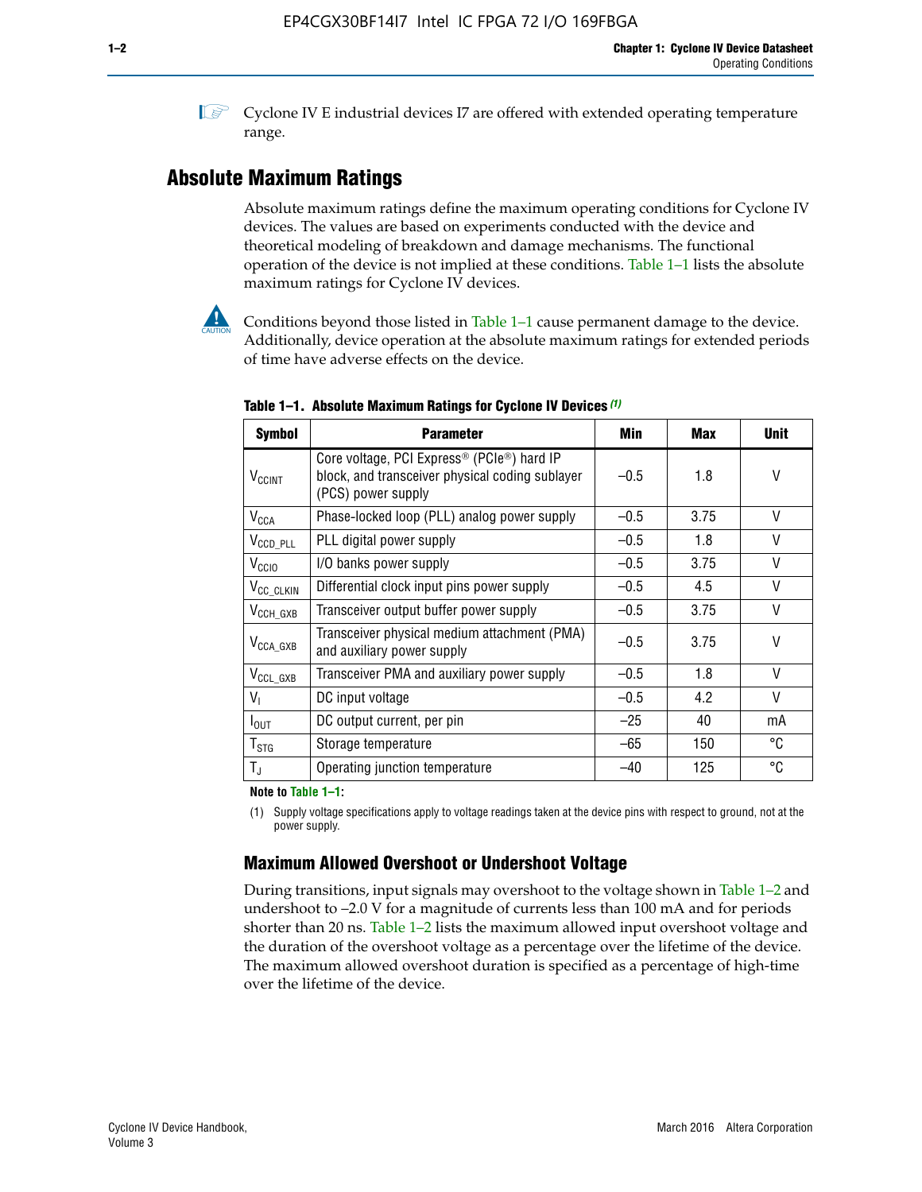Cyclone IV E industrial devices I7 are offered with extended operating temperature range.

## Absolute Maximum Ratings

Absolute maximum ratings define the maximum operating conditions for Cyclone IV devices. The values are based on experiments conducted with the device and theoretical modeling of breakdown and damage mechanisms. The functional operation of the device is not implied at these conditions. Table 1–1 lists the absolute maximum ratings for Cyclone IV devices.

Conditions beyond those listed in Table 1–1 cause permanent damage to the device. Additionally, device operation at the absolute maximum ratings for extended periods of time have adverse effects on the device.

**Table 1–1. Absolute Maximum Ratings for Cyclone IV Devices** *(1)*

| Symbol | Parameter | Min | Max | Unit |
|---|---|---|---|---|
| $V_{CCINT}$ | Core voltage, PCI Express® (PCIe®) hard IP block, and transceiver physical coding sublayer (PCS) power supply | –0.5 | 1.8 | V |
| $V_{CCA}$ | Phase-locked loop (PLL) analog power supply | –0.5 | 3.75 | V |
| $V_{CCD\_PLL}$ | PLL digital power supply | –0.5 | 1.8 | V |
| $V_{CCIO}$ | I/O banks power supply | –0.5 | 3.75 | V |
| $V_{CC\_CLKIN}$ | Differential clock input pins power supply | –0.5 | 4.5 | V |
| $V_{CCH\_GXB}$ | Transceiver output buffer power supply | –0.5 | 3.75 | V |
| $V_{CCA\_GXB}$ | Transceiver physical medium attachment (PMA) and auxiliary power supply | –0.5 | 3.75 | V |
| $V_{CCL\_GXB}$ | Transceiver PMA and auxiliary power supply | –0.5 | 1.8 | V |
| $V_I$ | DC input voltage | –0.5 | 4.2 | V |
| $I_{OUT}$ | DC output current, per pin | –25 | 40 | mA |
| $T_{STG}$ | Storage temperature | –65 | 150 | °C |
| $T_J$ | Operating junction temperature | –40 | 125 | °C |

**Note to Table 1–1:**

(1) Supply voltage specifications apply to voltage readings taken at the device pins with respect to ground, not at the power supply.

### Maximum Allowed Overshoot or Undershoot Voltage

During transitions, input signals may overshoot to the voltage shown in Table 1–2 and undershoot to –2.0 V for a magnitude of currents less than 100 mA and for periods shorter than 20 ns. Table 1–2 lists the maximum allowed input overshoot voltage and the duration of the overshoot voltage as a percentage over the lifetime of the device. The maximum allowed overshoot duration is specified as a percentage of high-time over the lifetime of the device.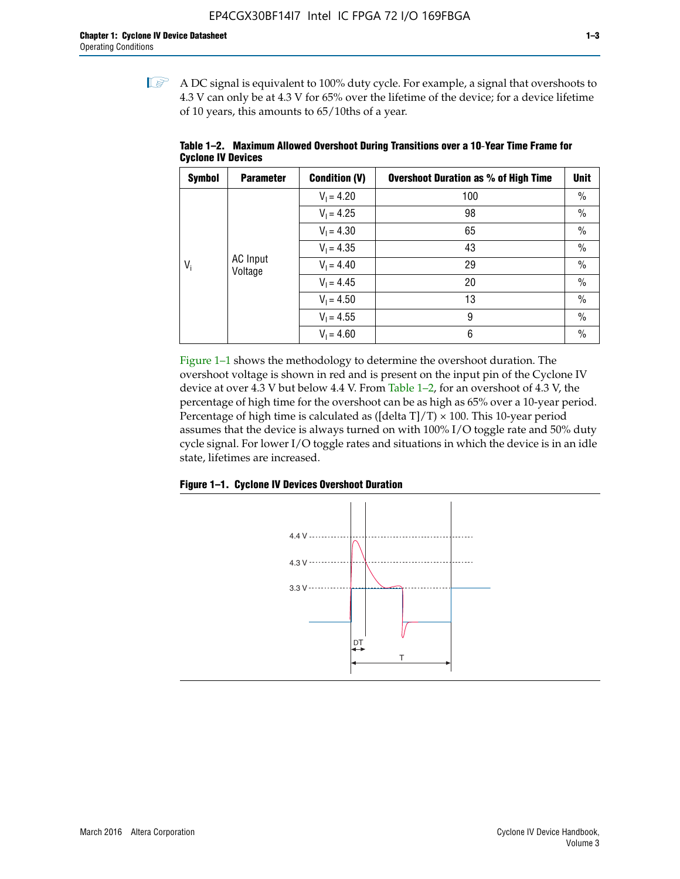A DC signal is equivalent to 100% duty cycle. For example, a signal that overshoots to 4.3 V can only be at 4.3 V for 65% over the lifetime of the device; for a device lifetime of 10 years, this amounts to 65/10ths of a year.

**Table 1–2. Maximum Allowed Overshoot During Transitions over a 10-Year Time Frame for Cyclone IV Devices**

| Symbol | Parameter | Condition (V) | Overshoot Duration as % of High Time | Unit |
|---|---|---|---|---|
| $V_i$ | AC Input Voltage | $V_I = 4.20$ | 100 | % |
| | | $V_I = 4.25$ | 98 | % |
| | | $V_I = 4.30$ | 65 | % |
| | | $V_I = 4.35$ | 43 | % |
| | | $V_I = 4.40$ | 29 | % |
| | | $V_I = 4.45$ | 20 | % |
| | | $V_I = 4.50$ | 13 | % |
| | | $V_I = 4.55$ | 9 | % |
| | | $V_I = 4.60$ | 6 | % |

Figure 1–1 shows the methodology to determine the overshoot duration. The overshoot voltage is shown in red and is present on the input pin of the Cyclone IV device at over 4.3 V but below 4.4 V. From Table 1–2, for an overshoot of 4.3 V, the percentage of high time for the overshoot can be as high as 65% over a 10-year period. Percentage of high time is calculated as ([delta T]/T) × 100. This 10-year period assumes that the device is always turned on with 100% I/O toggle rate and 50% duty cycle signal. For lower I/O toggle rates and situations in which the device is in an idle state, lifetimes are increased.

**Figure 1–1. Cyclone IV Devices Overshoot Duration**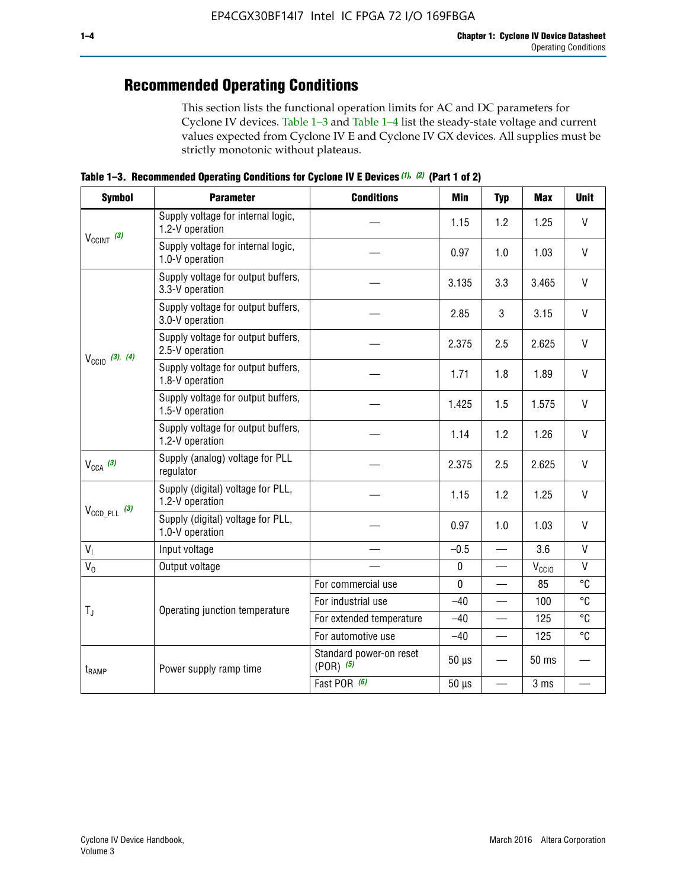## Recommended Operating Conditions

This section lists the functional operation limits for AC and DC parameters for Cyclone IV devices. Table 1–3 and Table 1–4 list the steady-state voltage and current values expected from Cyclone IV E and Cyclone IV GX devices. All supplies must be strictly monotonic without plateaus.

**Table 1–3. Recommended Operating Conditions for Cyclone IV E Devices (1), (2) (Part 1 of 2)**

| Symbol | Parameter | Conditions | Min | Typ | Max | Unit |
|---|---|---|---|---|---|---|
| $V_{CCINT}$ (3) | Supply voltage for internal logic, 1.2-V operation | — | 1.15 | 1.2 | 1.25 | V |
| | Supply voltage for internal logic, 1.0-V operation | — | 0.97 | 1.0 | 1.03 | V |
| $V_{CCIO}$ (3), (4) | Supply voltage for output buffers, 3.3-V operation | — | 3.135 | 3.3 | 3.465 | V |
| | Supply voltage for output buffers, 3.0-V operation | — | 2.85 | 3 | 3.15 | V |
| | Supply voltage for output buffers, 2.5-V operation | — | 2.375 | 2.5 | 2.625 | V |
| | Supply voltage for output buffers, 1.8-V operation | — | 1.71 | 1.8 | 1.89 | V |
| | Supply voltage for output buffers, 1.5-V operation | — | 1.425 | 1.5 | 1.575 | V |
| | Supply voltage for output buffers, 1.2-V operation | — | 1.14 | 1.2 | 1.26 | V |
| $V_{CCA}$ (3) | Supply (analog) voltage for PLL regulator | — | 2.375 | 2.5 | 2.625 | V |
| $V_{CCD\_PLL}$ (3) | Supply (digital) voltage for PLL, 1.2-V operation | — | 1.15 | 1.2 | 1.25 | V |
| | Supply (digital) voltage for PLL, 1.0-V operation | — | 0.97 | 1.0 | 1.03 | V |
| $V_I$ | Input voltage | — | –0.5 | — | 3.6 | V |
| $V_O$ | Output voltage | — | 0 | — | $V_{CCIO}$ | V |
| $T_J$ | Operating junction temperature | For commercial use | 0 | — | 85 | °C |
| | | For industrial use | –40 | — | 100 | °C |
| | | For extended temperature | –40 | — | 125 | °C |
| | | For automotive use | –40 | — | 125 | °C |
| $t_{RAMP}$ | Power supply ramp time | Standard power-on reset (POR) (5) | 50 µs | — | 50 ms | — |
| | | Fast POR (6) | 50 µs | — | 3 ms | — |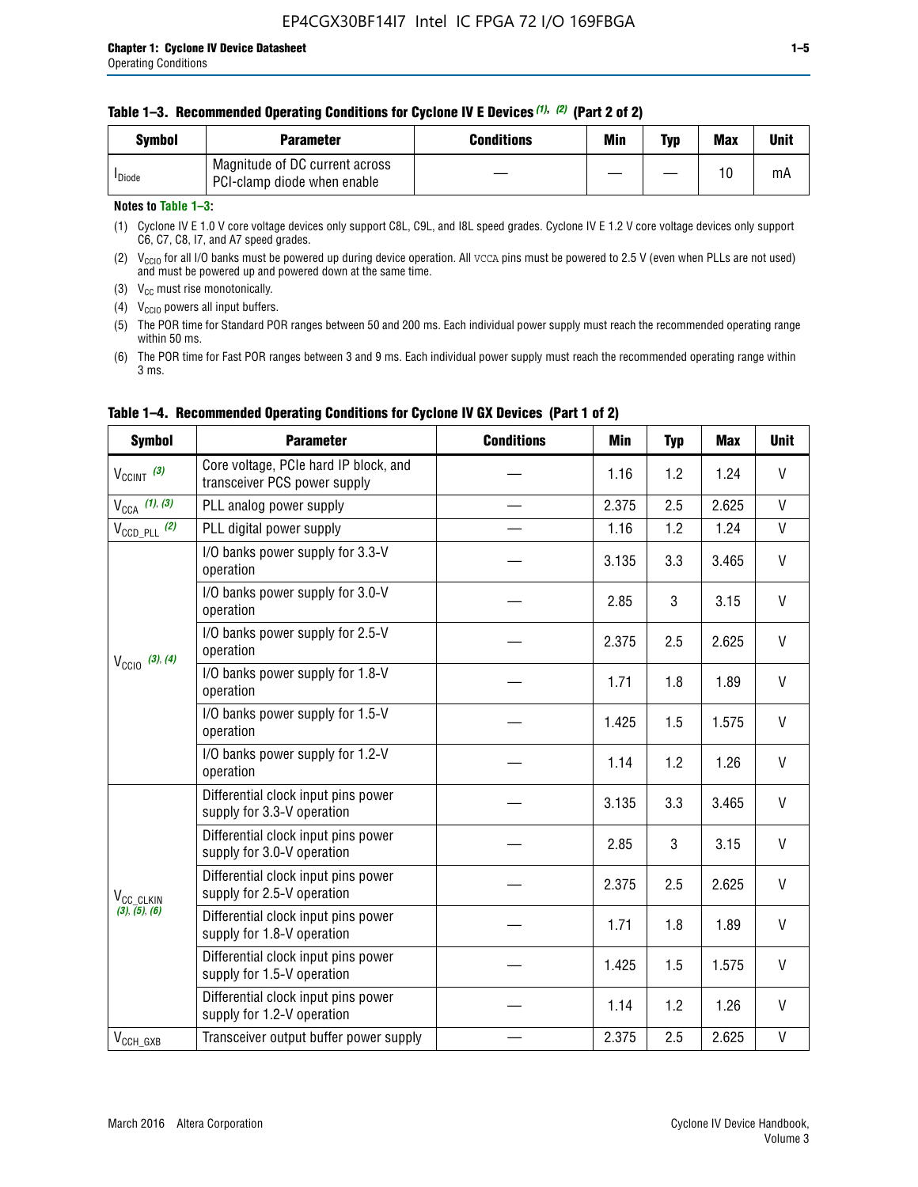**Table 1–3. Recommended Operating Conditions for Cyclone IV E Devices (1), (2) (Part 2 of 2)**

| Symbol | Parameter | Conditions | Min | Typ | Max | Unit |
|---|---|---|---|---|---|---|
| $I_{Diode}$ | Magnitude of DC current across PCI-clamp diode when enable | — | — | — | 10 | mA |

**Notes to Table 1–3:**

(1) Cyclone IV E 1.0 V core voltage devices only support C8L, C9L, and I8L speed grades. Cyclone IV E 1.2 V core voltage devices only support C6, C7, C8, I7, and A7 speed grades.

(2) $V_{CCIO}$ for all I/O banks must be powered up during device operation. All VCCA pins must be powered to 2.5 V (even when PLLs are not used) and must be powered up and powered down at the same time.

(3) $V_{CC}$ must rise monotonically.

(4) $V_{CCIO}$ powers all input buffers.

(5) The POR time for Standard POR ranges between 50 and 200 ms. Each individual power supply must reach the recommended operating range within 50 ms.

(6) The POR time for Fast POR ranges between 3 and 9 ms. Each individual power supply must reach the recommended operating range within 3 ms.

**Table 1–4. Recommended Operating Conditions for Cyclone IV GX Devices (Part 1 of 2)**

| Symbol | Parameter | Conditions | Min | Typ | Max | Unit |
|---|---|---|---|---|---|---|
| $V_{CCINT}$ (3) | Core voltage, PCIe hard IP block, and transceiver PCS power supply | — | 1.16 | 1.2 | 1.24 | V |
| $V_{CCA}$ (1), (3) | PLL analog power supply | — | 2.375 | 2.5 | 2.625 | V |
| $V_{CCD\_PLL}$ (2) | PLL digital power supply | — | 1.16 | 1.2 | 1.24 | V |
| $V_{CCIO}$ (3), (4) | I/O banks power supply for 3.3-V operation | — | 3.135 | 3.3 | 3.465 | V |
| | I/O banks power supply for 3.0-V operation | — | 2.85 | 3 | 3.15 | V |
| | I/O banks power supply for 2.5-V operation | — | 2.375 | 2.5 | 2.625 | V |
| | I/O banks power supply for 1.8-V operation | — | 1.71 | 1.8 | 1.89 | V |
| | I/O banks power supply for 1.5-V operation | — | 1.425 | 1.5 | 1.575 | V |
| | I/O banks power supply for 1.2-V operation | — | 1.14 | 1.2 | 1.26 | V |
| $V_{CC\_CLKIN}$ (3), (5), (6) | Differential clock input pins power supply for 3.3-V operation | — | 3.135 | 3.3 | 3.465 | V |
| | Differential clock input pins power supply for 3.0-V operation | — | 2.85 | 3 | 3.15 | V |
| | Differential clock input pins power supply for 2.5-V operation | — | 2.375 | 2.5 | 2.625 | V |
| | Differential clock input pins power supply for 1.8-V operation | — | 1.71 | 1.8 | 1.89 | V |
| | Differential clock input pins power supply for 1.5-V operation | — | 1.425 | 1.5 | 1.575 | V |
| | Differential clock input pins power supply for 1.2-V operation | — | 1.14 | 1.2 | 1.26 | V |
| $V_{CCH\_GXB}$ | Transceiver output buffer power supply | — | 2.375 | 2.5 | 2.625 | V |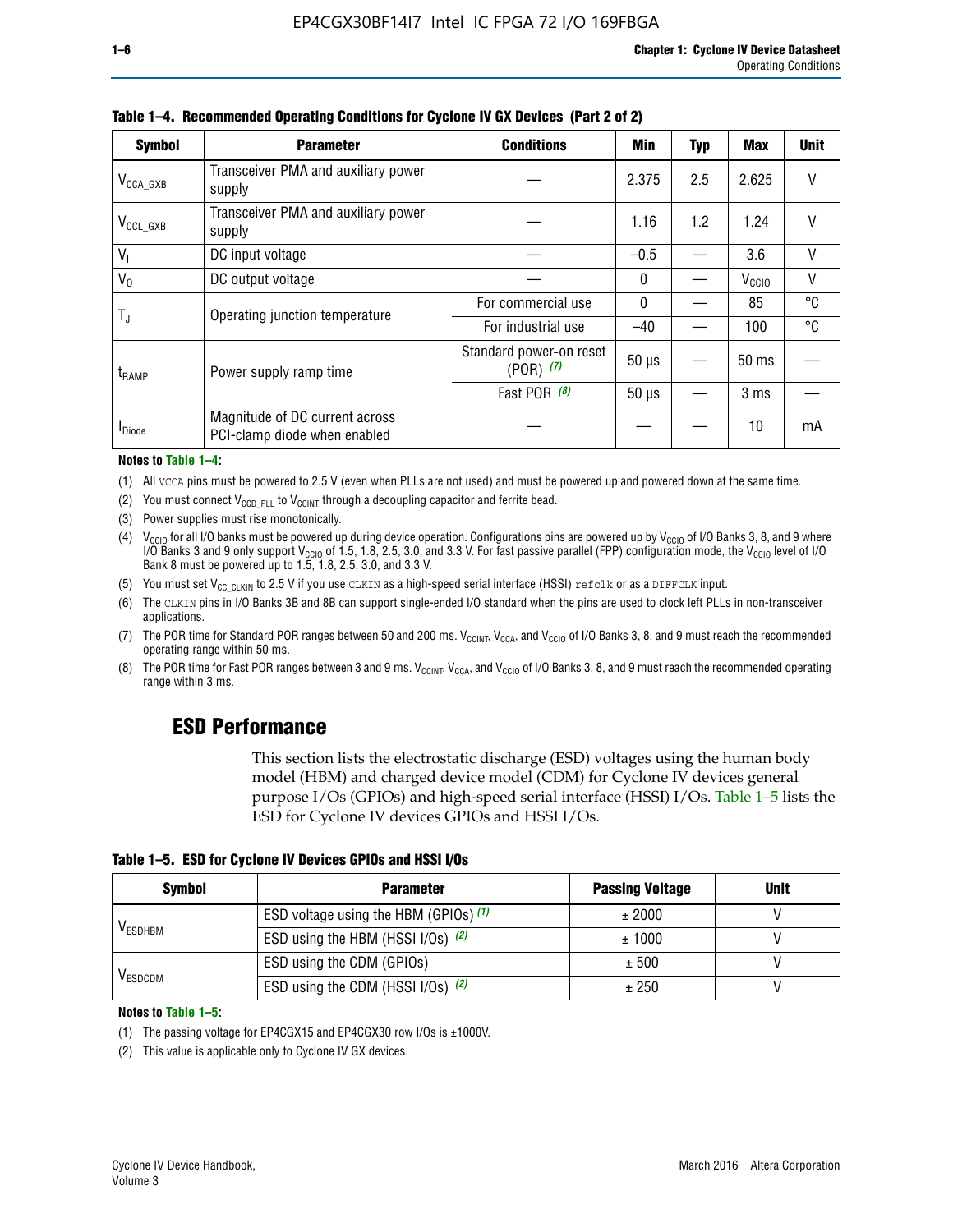**Table 1–4. Recommended Operating Conditions for Cyclone IV GX Devices (Part 2 of 2)**

| Symbol | Parameter | Conditions | Min | Typ | Max | Unit |
|---|---|---|---|---|---|---|
| $V_{CCA\_GXB}$ | Transceiver PMA and auxiliary power supply | — | 2.375 | 2.5 | 2.625 | V |
| $V_{CCL\_GXB}$ | Transceiver PMA and auxiliary power supply | — | 1.16 | 1.2 | 1.24 | V |
| $V_I$ | DC input voltage | — | –0.5 | — | 3.6 | V |
| $V_O$ | DC output voltage | — | 0 | — | $V_{CCIO}$ | V |
| $T_J$ | Operating junction temperature | For commercial use | 0 | — | 85 | °C |
| | | For industrial use | –40 | — | 100 | °C |
| $t_{RAMP}$ | Power supply ramp time | Standard power-on reset (POR) *(7)* | 50 µs | — | 50 ms | — |
| | | Fast POR *(8)* | 50 µs | — | 3 ms | — |
| $I_{Diode}$ | Magnitude of DC current across PCI-clamp diode when enabled | — | — | — | 10 | mA |

**Notes to Table 1–4:**

(1) All VCCA pins must be powered to 2.5 V (even when PLLs are not used) and must be powered up and powered down at the same time.

(2) You must connect $V_{CCD\_PLL}$ to $V_{CCINT}$ through a decoupling capacitor and ferrite bead.

(3) Power supplies must rise monotonically.

(4) $V_{CCIO}$ for all I/O banks must be powered up during device operation. Configurations pins are powered up by $V_{CCIO}$ of I/O Banks 3, 8, and 9 where I/O Banks 3 and 9 only support $V_{CCIO}$ of 1.5, 1.8, 2.5, 3.0, and 3.3 V. For fast passive parallel (FPP) configuration mode, the $V_{CCIO}$ level of I/O Bank 8 must be powered up to 1.5, 1.8, 2.5, 3.0, and 3.3 V.

(5) You must set $V_{CC\_CLKIN}$ to 2.5 V if you use CLKIN as a high-speed serial interface (HSSI) refclk or as a DIFFCLK input.

(6) The CLKIN pins in I/O Banks 3B and 8B can support single-ended I/O standard when the pins are used to clock left PLLs in non-transceiver applications.

(7) The POR time for Standard POR ranges between 50 and 200 ms. $V_{CCINT}$, $V_{CCA}$, and $V_{CCIO}$ of I/O Banks 3, 8, and 9 must reach the recommended operating range within 50 ms.

(8) The POR time for Fast POR ranges between 3 and 9 ms. $V_{CCINT}$, $V_{CCA}$, and $V_{CCIO}$ of I/O Banks 3, 8, and 9 must reach the recommended operating range within 3 ms.

## ESD Performance

This section lists the electrostatic discharge (ESD) voltages using the human body model (HBM) and charged device model (CDM) for Cyclone IV devices general purpose I/Os (GPIOs) and high-speed serial interface (HSSI) I/Os. Table 1–5 lists the ESD for Cyclone IV devices GPIOs and HSSI I/Os.

**Table 1–5. ESD for Cyclone IV Devices GPIOs and HSSI I/Os**

| Symbol | Parameter | Passing Voltage | Unit |
|---|---|---|---|
| $V_{ESDHBM}$ | ESD voltage using the HBM (GPIOs) *(1)* | ± 2000 | V |
| | ESD using the HBM (HSSI I/Os) *(2)* | ± 1000 | V |
| $V_{ESDCDM}$ | ESD using the CDM (GPIOs) | ± 500 | V |
| | ESD using the CDM (HSSI I/Os) *(2)* | ± 250 | V |

**Notes to Table 1–5:**

(1) The passing voltage for EP4CGX15 and EP4CGX30 row I/Os is ±1000V.

(2) This value is applicable only to Cyclone IV GX devices.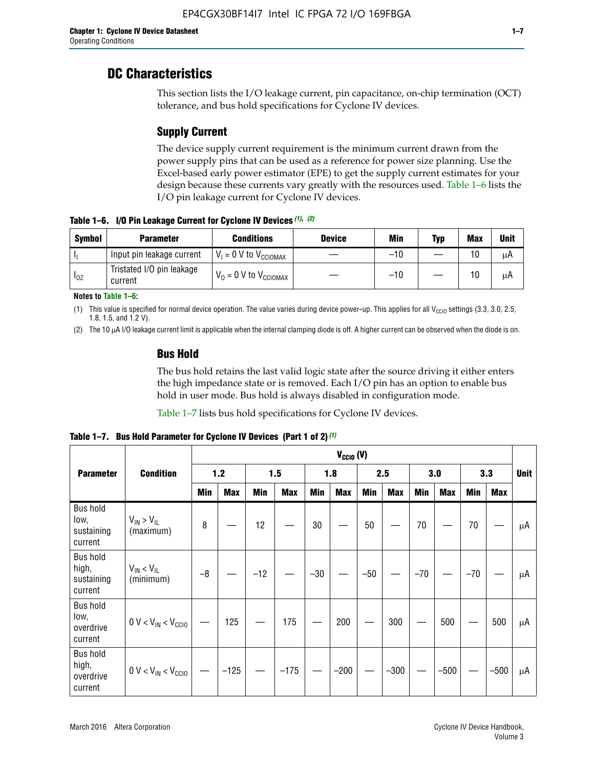# DC Characteristics

This section lists the I/O leakage current, pin capacitance, on-chip termination (OCT) tolerance, and bus hold specifications for Cyclone IV devices.

## Supply Current

The device supply current requirement is the minimum current drawn from the power supply pins that can be used as a reference for power size planning. Use the Excel-based early power estimator (EPE) to get the supply current estimates for your design because these currents vary greatly with the resources used. Table 1–6 lists the I/O pin leakage current for Cyclone IV devices.

**Table 1–6. I/O Pin Leakage Current for Cyclone IV Devices (1), (2)**

| Symbol | Parameter | Conditions | Device | Min | Typ | Max | Unit |
|---|---|---|---|---|---|---|---|
| $I_I$ | Input pin leakage current | $V_I$ = 0 V to $V_{CCIOMAX}$ | — | –10 | — | 10 | μA |
| $I_{OZ}$ | Tristated I/O pin leakage current | $V_O$ = 0 V to $V_{CCIOMAX}$ | — | –10 | — | 10 | μA |

**Notes to Table 1–6:**

(1) This value is specified for normal device operation. The value varies during device power-up. This applies for all $V_{CCIO}$ settings (3.3, 3.0, 2.5, 1.8, 1.5, and 1.2 V).

(2) The 10 μA I/O leakage current limit is applicable when the internal clamping diode is off. A higher current can be observed when the diode is on.

## Bus Hold

The bus hold retains the last valid logic state after the source driving it either enters the high impedance state or is removed. Each I/O pin has an option to enable bus hold in user mode. Bus hold is always disabled in configuration mode.

Table 1–7 lists bus hold specifications for Cyclone IV devices.

**Table 1–7. Bus Hold Parameter for Cyclone IV Devices (Part 1 of 2) (1)**

| Parameter | Condition | $V_{CCIO}$ (V) | | | | | | | | | | | | Unit |
|---|---|---|---|---|---|---|---|---|---|---|---|---|---|---|
| | | 1.2 | | 1.5 | | 1.8 | | 2.5 | | 3.0 | | 3.3 | | |
| | | Min | Max | Min | Max | Min | Max | Min | Max | Min | Max | Min | Max | |
| Bus hold low, sustaining current | $V_{IN} > V_{IL}$ (maximum) | 8 | — | 12 | — | 30 | — | 50 | — | 70 | — | 70 | — | μA |
| Bus hold high, sustaining current | $V_{IN} < V_{IL}$ (minimum) | –8 | — | –12 | — | –30 | — | –50 | — | –70 | — | –70 | — | μA |
| Bus hold low, overdrive current | 0 V < $V_{IN}$ < $V_{CCIO}$ | — | 125 | — | 175 | — | 200 | — | 300 | — | 500 | — | 500 | μA |
| Bus hold high, overdrive current | 0 V < $V_{IN}$ < $V_{CCIO}$ | — | –125 | — | –175 | — | –200 | — | –300 | — | –500 | — | –500 | μA |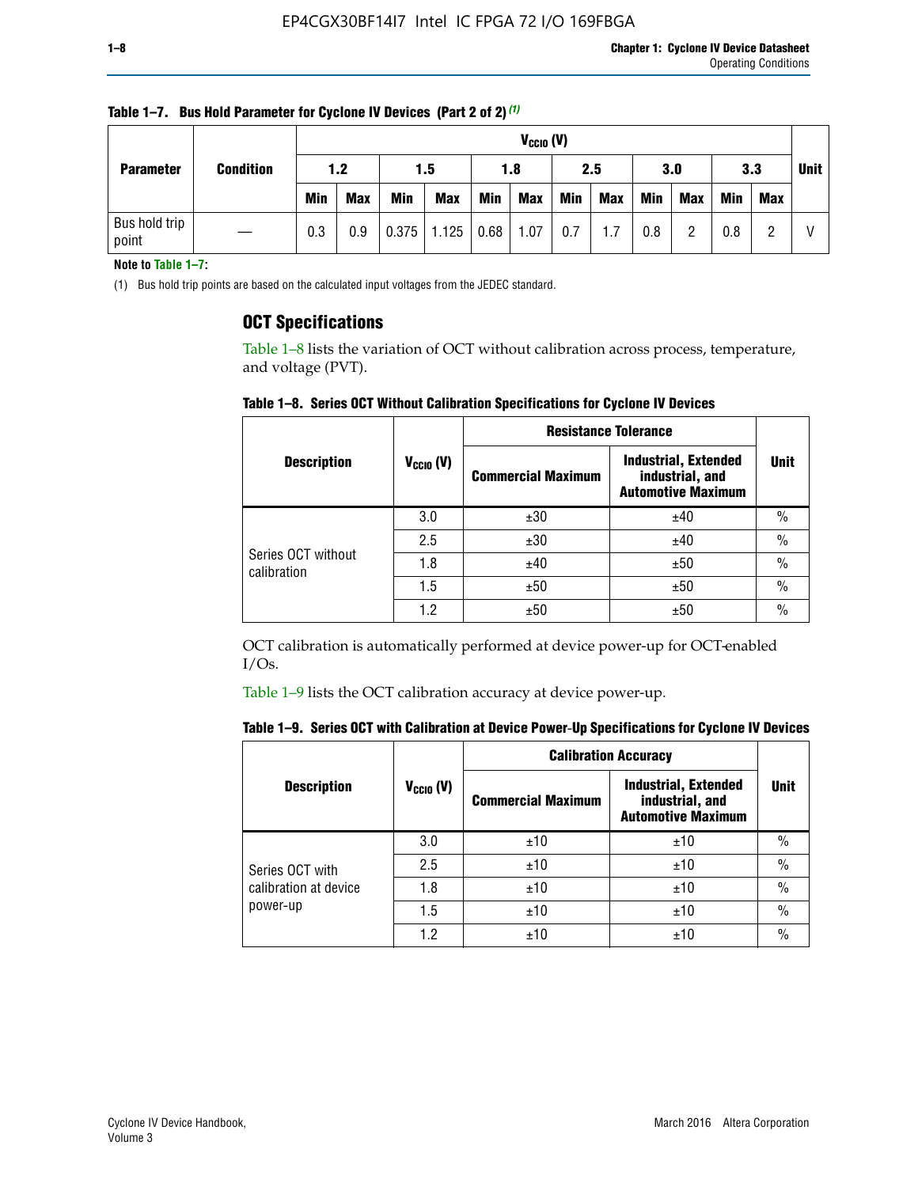**Table 1–7. Bus Hold Parameter for Cyclone IV Devices (Part 2 of 2)** (1)

| Parameter | Condition | $V_{CCIO}$ (V) | | | | | | | | | | | | Unit |
|---|---|---|---|---|---|---|---|---|---|---|---|---|---|---|
| | | 1.2 | | 1.5 | | 1.8 | | 2.5 | | 3.0 | | 3.3 | | |
| | | Min | Max | Min | Max | Min | Max | Min | Max | Min | Max | Min | Max | |
| Bus hold trip point | — | 0.3 | 0.9 | 0.375 | 1.125 | 0.68 | 1.07 | 0.7 | 1.7 | 0.8 | 2 | 0.8 | 2 | V |

**Note to Table 1–7:**

(1) Bus hold trip points are based on the calculated input voltages from the JEDEC standard.

## OCT Specifications

Table 1–8 lists the variation of OCT without calibration across process, temperature, and voltage (PVT).

**Table 1–8. Series OCT Without Calibration Specifications for Cyclone IV Devices**

| Description | $V_{CCIO}$ (V) | Resistance Tolerance | | Unit |
|---|---|---|---|---|
| | | Commercial Maximum | Industrial, Extended industrial, and Automotive Maximum | |
| Series OCT without calibration | 3.0 | ±30 | ±40 | % |
| | 2.5 | ±30 | ±40 | % |
| | 1.8 | ±40 | ±50 | % |
| | 1.5 | ±50 | ±50 | % |
| | 1.2 | ±50 | ±50 | % |

OCT calibration is automatically performed at device power-up for OCT-enabled I/Os.

Table 1–9 lists the OCT calibration accuracy at device power-up.

**Table 1–9. Series OCT with Calibration at Device Power-Up Specifications for Cyclone IV Devices**

| Description | $V_{CCIO}$ (V) | Calibration Accuracy | | Unit |
|---|---|---|---|---|
| | | Commercial Maximum | Industrial, Extended industrial, and Automotive Maximum | |
| Series OCT with calibration at device power-up | 3.0 | ±10 | ±10 | % |
| | 2.5 | ±10 | ±10 | % |
| | 1.8 | ±10 | ±10 | % |
| | 1.5 | ±10 | ±10 | % |
| | 1.2 | ±10 | ±10 | % |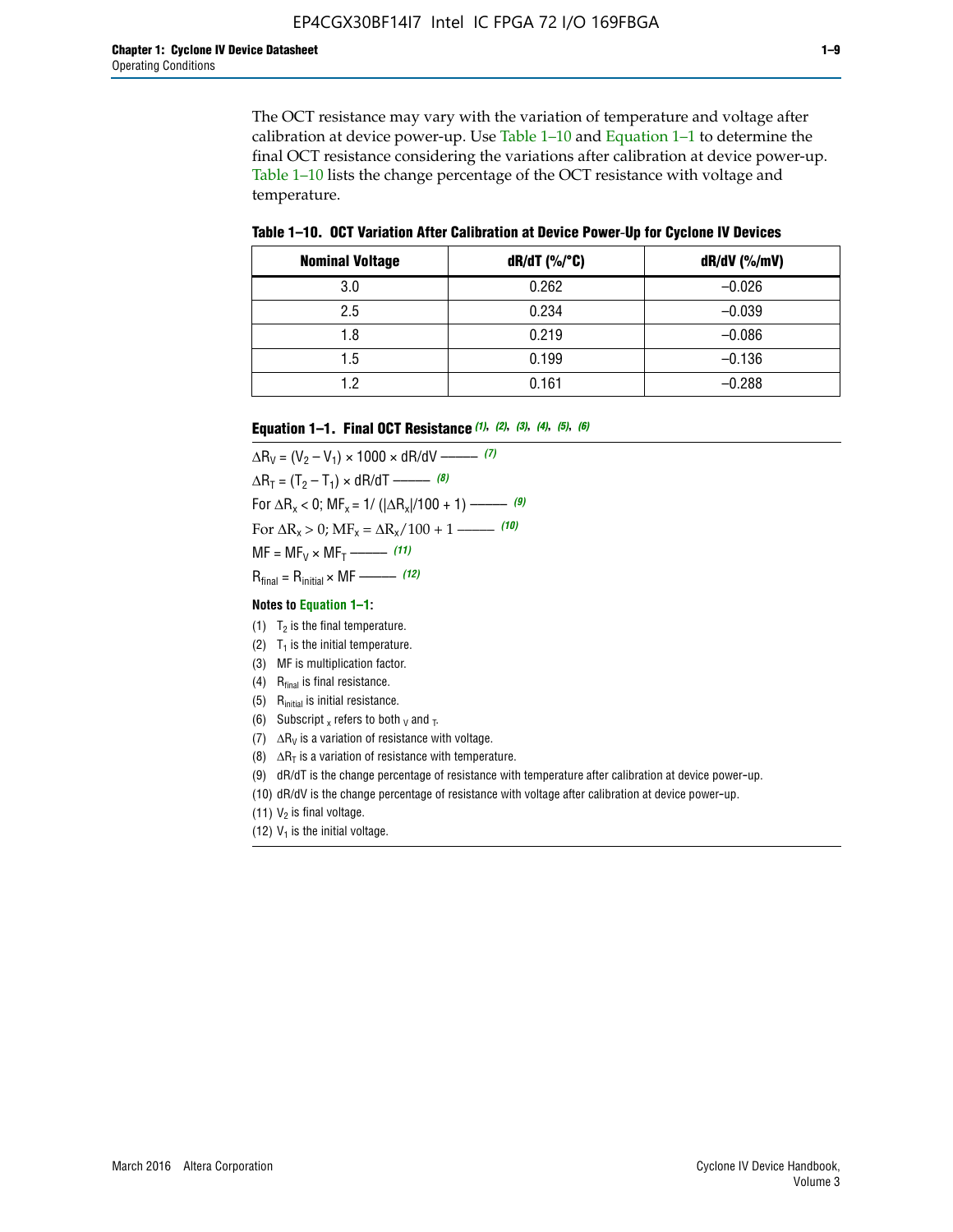The OCT resistance may vary with the variation of temperature and voltage after calibration at device power-up. Use Table 1–10 and Equation 1–1 to determine the final OCT resistance considering the variations after calibration at device power-up. Table 1–10 lists the change percentage of the OCT resistance with voltage and temperature.

**Table 1–10. OCT Variation After Calibration at Device Power-Up for Cyclone IV Devices**

| Nominal Voltage | dR/dT (%/°C) | dR/dV (%/mV) |
|---|---|---|
| 3.0 | 0.262 | –0.026 |
| 2.5 | 0.234 | –0.039 |
| 1.8 | 0.219 | –0.086 |
| 1.5 | 0.199 | –0.136 |
| 1.2 | 0.161 | –0.288 |

**Equation 1–1. Final OCT Resistance** *(1)*, *(2)*, *(3)*, *(4)*, *(5)*, *(6)*

$$\Delta R_V = (V_2 - V_1) \times 1000 \times dR/dV \text{ ——— } (7)$$

$$\Delta R_T = (T_2 - T_1) \times dR/dT \text{ ——— } (8)$$

$$\text{For } \Delta R_x < 0;\ MF_x = 1/\left(|\Delta R_x|/100 + 1\right) \text{ ——— } (9)$$

$$\text{For } \Delta R_x > 0;\ MF_x = \Delta R_x/100 + 1 \text{ ——— } (10)$$

$$MF = MF_V \times MF_T \text{ ——— } (11)$$

$$R_{final} = R_{initial} \times MF \text{ ——— } (12)$$

**Notes to Equation 1–1:**

(1) $T_2$ is the final temperature.
(2) $T_1$ is the initial temperature.
(3) MF is multiplication factor.
(4) $R_{final}$ is final resistance.
(5) $R_{initial}$ is initial resistance.
(6) Subscript $_x$ refers to both $_V$ and $_T$.
(7) $\Delta R_V$ is a variation of resistance with voltage.
(8) $\Delta R_T$ is a variation of resistance with temperature.
(9) dR/dT is the change percentage of resistance with temperature after calibration at device power-up.
(10) dR/dV is the change percentage of resistance with voltage after calibration at device power-up.
(11) $V_2$ is final voltage.
(12) $V_1$ is the initial voltage.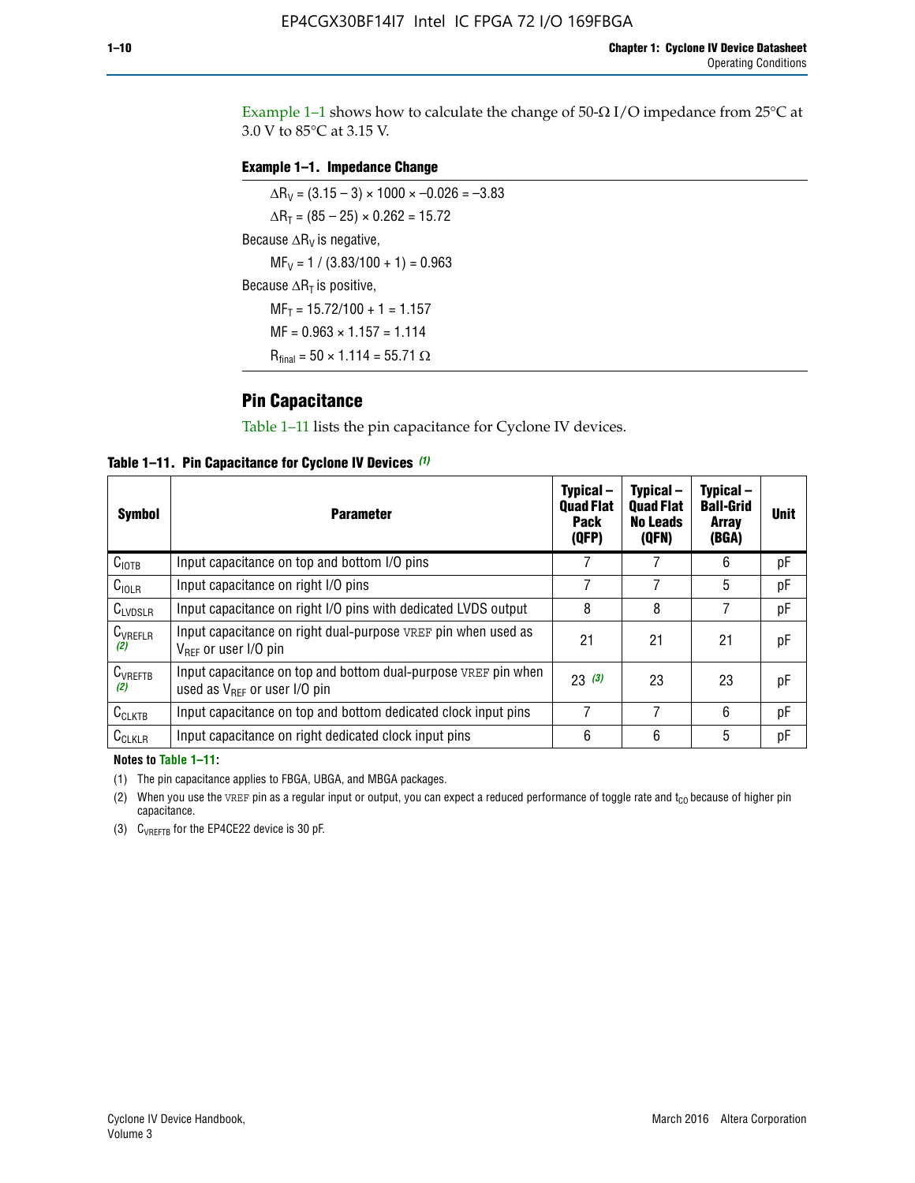Example 1–1 shows how to calculate the change of 50-Ω I/O impedance from 25°C at 3.0 V to 85°C at 3.15 V.

**Example 1–1. Impedance Change**

$\Delta R_V = (3.15 - 3) \times 1000 \times -0.026 = -3.83$

$\Delta R_T = (85 - 25) \times 0.262 = 15.72$

Because $\Delta R_V$ is negative,

$MF_V = 1 / (3.83/100 + 1) = 0.963$

Because $\Delta R_T$ is positive,

$MF_T = 15.72/100 + 1 = 1.157$

$MF = 0.963 \times 1.157 = 1.114$

$R_{final} = 50 \times 1.114 = 55.71\ \Omega$

## Pin Capacitance

Table 1–11 lists the pin capacitance for Cyclone IV devices.

**Table 1–11. Pin Capacitance for Cyclone IV Devices** *(1)*

| Symbol | Parameter | Typical – Quad Flat Pack (QFP) | Typical – Quad Flat No Leads (QFN) | Typical – Ball-Grid Array (BGA) | Unit |
|---|---|---|---|---|---|
| $C_{IOTB}$ | Input capacitance on top and bottom I/O pins | 7 | 7 | 6 | pF |
| $C_{IOLR}$ | Input capacitance on right I/O pins | 7 | 7 | 5 | pF |
| $C_{LVDSLR}$ | Input capacitance on right I/O pins with dedicated LVDS output | 8 | 8 | 7 | pF |
| $C_{VREFLR}$ *(2)* | Input capacitance on right dual-purpose VREF pin when used as $V_{REF}$ or user I/O pin | 21 | 21 | 21 | pF |
| $C_{VREFTB}$ *(2)* | Input capacitance on top and bottom dual-purpose VREF pin when used as $V_{REF}$ or user I/O pin | 23 *(3)* | 23 | 23 | pF |
| $C_{CLKTB}$ | Input capacitance on top and bottom dedicated clock input pins | 7 | 7 | 6 | pF |
| $C_{CLKLR}$ | Input capacitance on right dedicated clock input pins | 6 | 6 | 5 | pF |

**Notes to Table 1–11:**

(1) The pin capacitance applies to FBGA, UBGA, and MBGA packages.

(2) When you use the VREF pin as a regular input or output, you can expect a reduced performance of toggle rate and $t_{CO}$ because of higher pin capacitance.

(3) $C_{VREFTB}$ for the EP4CE22 device is 30 pF.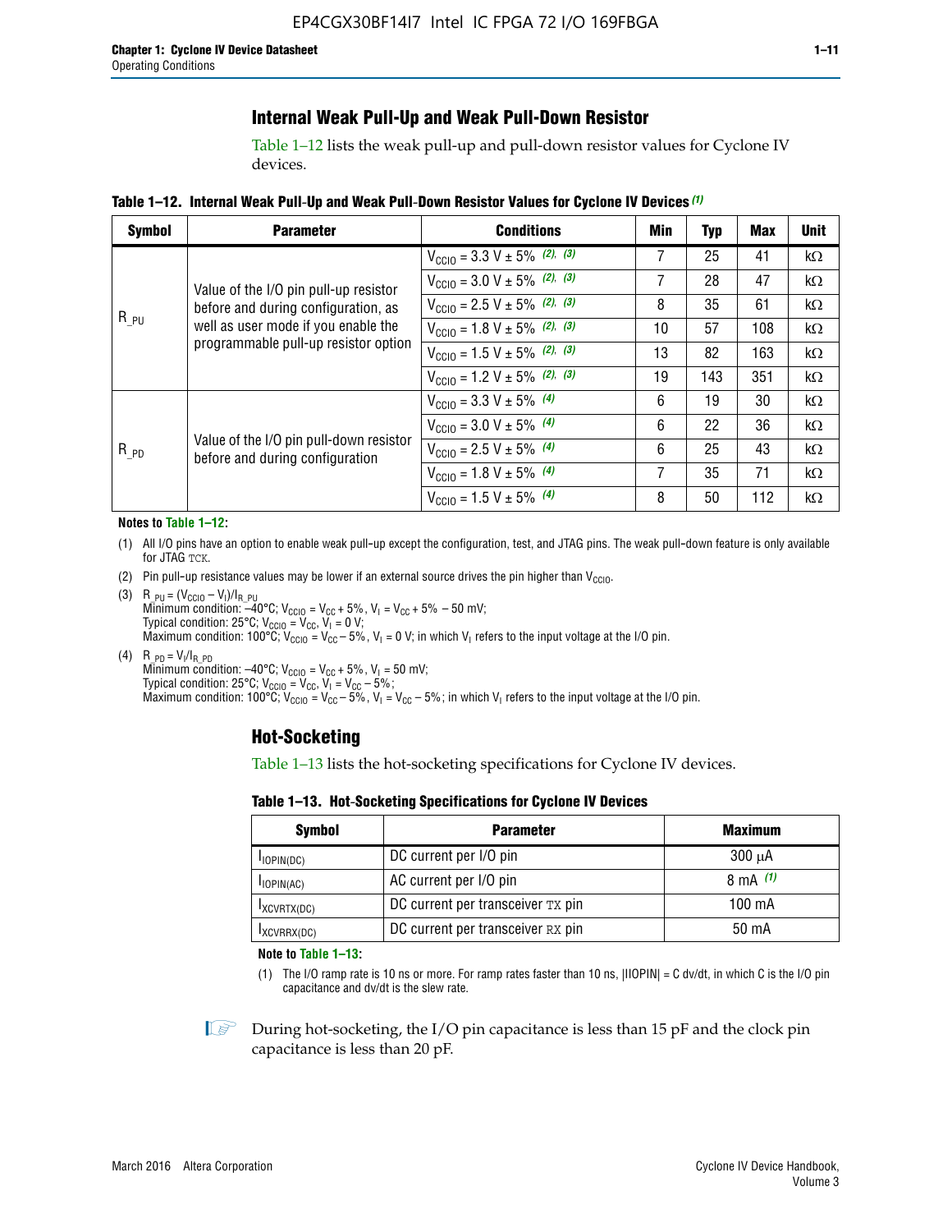## Internal Weak Pull-Up and Weak Pull-Down Resistor

Table 1–12 lists the weak pull-up and pull-down resistor values for Cyclone IV devices.

**Table 1–12. Internal Weak Pull-Up and Weak Pull-Down Resistor Values for Cyclone IV Devices (1)**

| Symbol | Parameter | Conditions | Min | Typ | Max | Unit |
|---|---|---|---|---|---|---|
| $R_{\_PU}$ | Value of the I/O pin pull-up resistor before and during configuration, as well as user mode if you enable the programmable pull-up resistor option | $V_{CCIO}$ = 3.3 V ± 5% (2), (3) | 7 | 25 | 41 | kΩ |
| | | $V_{CCIO}$ = 3.0 V ± 5% (2), (3) | 7 | 28 | 47 | kΩ |
| | | $V_{CCIO}$ = 2.5 V ± 5% (2), (3) | 8 | 35 | 61 | kΩ |
| | | $V_{CCIO}$ = 1.8 V ± 5% (2), (3) | 10 | 57 | 108 | kΩ |
| | | $V_{CCIO}$ = 1.5 V ± 5% (2), (3) | 13 | 82 | 163 | kΩ |
| | | $V_{CCIO}$ = 1.2 V ± 5% (2), (3) | 19 | 143 | 351 | kΩ |
| $R_{\_PD}$ | Value of the I/O pin pull-down resistor before and during configuration | $V_{CCIO}$ = 3.3 V ± 5% (4) | 6 | 19 | 30 | kΩ |
| | | $V_{CCIO}$ = 3.0 V ± 5% (4) | 6 | 22 | 36 | kΩ |
| | | $V_{CCIO}$ = 2.5 V ± 5% (4) | 6 | 25 | 43 | kΩ |
| | | $V_{CCIO}$ = 1.8 V ± 5% (4) | 7 | 35 | 71 | kΩ |
| | | $V_{CCIO}$ = 1.5 V ± 5% (4) | 8 | 50 | 112 | kΩ |

**Notes to Table 1–12:**

(1) All I/O pins have an option to enable weak pull-up except the configuration, test, and JTAG pins. The weak pull-down feature is only available for JTAG TCK.

(2) Pin pull-up resistance values may be lower if an external source drives the pin higher than $V_{CCIO}$.

(3) $R_{\_PU} = (V_{CCIO} - V_I)/I_{R\_PU}$
Minimum condition: –40°C; $V_{CCIO} = V_{CC} + 5\%$, $V_I = V_{CC} + 5\% - 50$ mV;
Typical condition: 25°C; $V_{CCIO} = V_{CC}$, $V_I = 0$ V;
Maximum condition: 100°C; $V_{CCIO} = V_{CC} - 5\%$, $V_I = 0$ V; in which $V_I$ refers to the input voltage at the I/O pin.

(4) $R_{\_PD} = V_I/I_{R\_PD}$
Minimum condition: –40°C; $V_{CCIO} = V_{CC} + 5\%$, $V_I = 50$ mV;
Typical condition: 25°C; $V_{CCIO} = V_{CC}$, $V_I = V_{CC} - 5\%$;
Maximum condition: 100°C; $V_{CCIO} = V_{CC} - 5\%$, $V_I = V_{CC} - 5\%$; in which $V_I$ refers to the input voltage at the I/O pin.

## Hot-Socketing

Table 1–13 lists the hot-socketing specifications for Cyclone IV devices.

**Table 1–13. Hot-Socketing Specifications for Cyclone IV Devices**

| Symbol | Parameter | Maximum |
|---|---|---|
| $I_{IOPIN(DC)}$ | DC current per I/O pin | 300 μA |
| $I_{IOPIN(AC)}$ | AC current per I/O pin | 8 mA (1) |
| $I_{XCVRTX(DC)}$ | DC current per transceiver TX pin | 100 mA |
| $I_{XCVRRX(DC)}$ | DC current per transceiver RX pin | 50 mA |

**Note to Table 1–13:**

(1) The I/O ramp rate is 10 ns or more. For ramp rates faster than 10 ns, |IIOPIN| = C dv/dt, in which C is the I/O pin capacitance and dv/dt is the slew rate.

During hot-socketing, the I/O pin capacitance is less than 15 pF and the clock pin capacitance is less than 20 pF.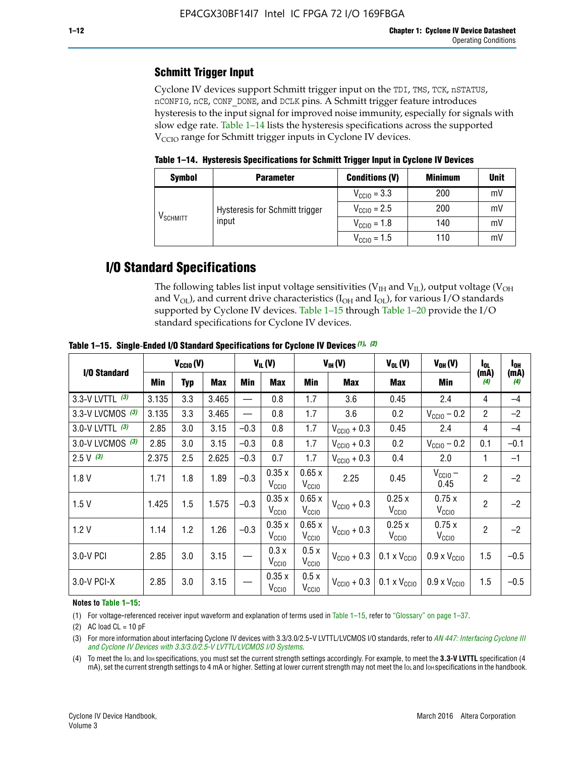## Schmitt Trigger Input

Cyclone IV devices support Schmitt trigger input on the TDI, TMS, TCK, nSTATUS, nCONFIG, nCE, CONF_DONE, and DCLK pins. A Schmitt trigger feature introduces hysteresis to the input signal for improved noise immunity, especially for signals with slow edge rate. Table 1–14 lists the hysteresis specifications across the supported $V_{CCIO}$ range for Schmitt trigger inputs in Cyclone IV devices.

**Table 1–14. Hysteresis Specifications for Schmitt Trigger Input in Cyclone IV Devices**

| Symbol | Parameter | Conditions (V) | Minimum | Unit |
|---|---|---|---|---|
| $V_{SCHMITT}$ | Hysteresis for Schmitt trigger input | $V_{CCIO}$ = 3.3 | 200 | mV |
| | | $V_{CCIO}$ = 2.5 | 200 | mV |
| | | $V_{CCIO}$ = 1.8 | 140 | mV |
| | | $V_{CCIO}$ = 1.5 | 110 | mV |

# I/O Standard Specifications

The following tables list input voltage sensitivities ($V_{IH}$ and $V_{IL}$), output voltage ($V_{OH}$ and $V_{OL}$), and current drive characteristics ($I_{OH}$ and $I_{OL}$), for various I/O standards supported by Cyclone IV devices. Table 1–15 through Table 1–20 provide the I/O standard specifications for Cyclone IV devices.

**Table 1–15. Single-Ended I/O Standard Specifications for Cyclone IV Devices (1), (2)**

| I/O Standard | $V_{CCIO}$ (V) | | | $V_{IL}$ (V) | | $V_{IH}$ (V) | | $V_{OL}$ (V) | $V_{OH}$ (V) | $I_{OL}$ (mA) (4) | $I_{OH}$ (mA) (4) |
|---|---|---|---|---|---|---|---|---|---|---|---|
| | Min | Typ | Max | Min | Max | Min | Max | Max | Min | | |
| 3.3-V LVTTL (3) | 3.135 | 3.3 | 3.465 | — | 0.8 | 1.7 | 3.6 | 0.45 | 2.4 | 4 | –4 |
| 3.3-V LVCMOS (3) | 3.135 | 3.3 | 3.465 | — | 0.8 | 1.7 | 3.6 | 0.2 | $V_{CCIO}$ – 0.2 | 2 | –2 |
| 3.0-V LVTTL (3) | 2.85 | 3.0 | 3.15 | –0.3 | 0.8 | 1.7 | $V_{CCIO}$ + 0.3 | 0.45 | 2.4 | 4 | –4 |
| 3.0-V LVCMOS (3) | 2.85 | 3.0 | 3.15 | –0.3 | 0.8 | 1.7 | $V_{CCIO}$ + 0.3 | 0.2 | $V_{CCIO}$ – 0.2 | 0.1 | –0.1 |
| 2.5 V (3) | 2.375 | 2.5 | 2.625 | –0.3 | 0.7 | 1.7 | $V_{CCIO}$ + 0.3 | 0.4 | 2.0 | 1 | –1 |
| 1.8 V | 1.71 | 1.8 | 1.89 | –0.3 | 0.35 x $V_{CCIO}$ | 0.65 x $V_{CCIO}$ | 2.25 | 0.45 | $V_{CCIO}$ – 0.45 | 2 | –2 |
| 1.5 V | 1.425 | 1.5 | 1.575 | –0.3 | 0.35 x $V_{CCIO}$ | 0.65 x $V_{CCIO}$ | $V_{CCIO}$ + 0.3 | 0.25 x $V_{CCIO}$ | 0.75 x $V_{CCIO}$ | 2 | –2 |
| 1.2 V | 1.14 | 1.2 | 1.26 | –0.3 | 0.35 x $V_{CCIO}$ | 0.65 x $V_{CCIO}$ | $V_{CCIO}$ + 0.3 | 0.25 x $V_{CCIO}$ | 0.75 x $V_{CCIO}$ | 2 | –2 |
| 3.0-V PCI | 2.85 | 3.0 | 3.15 | — | 0.3 x $V_{CCIO}$ | 0.5 x $V_{CCIO}$ | $V_{CCIO}$ + 0.3 | 0.1 x $V_{CCIO}$ | 0.9 x $V_{CCIO}$ | 1.5 | –0.5 |
| 3.0-V PCI-X | 2.85 | 3.0 | 3.15 | — | 0.35 x $V_{CCIO}$ | 0.5 x $V_{CCIO}$ | $V_{CCIO}$ + 0.3 | 0.1 x $V_{CCIO}$ | 0.9 x $V_{CCIO}$ | 1.5 | –0.5 |

**Notes to Table 1–15:**

(1) For voltage-referenced receiver input waveform and explanation of terms used in Table 1–15, refer to "Glossary" on page 1–37.

(2) AC load CL = 10 pF

(3) For more information about interfacing Cyclone IV devices with 3.3/3.0/2.5-V LVTTL/LVCMOS I/O standards, refer to *AN 447: Interfacing Cyclone III and Cyclone IV Devices with 3.3/3.0/2.5-V LVTTL/LVCMOS I/O Systems*.

(4) To meet the IOL and IOH specifications, you must set the current strength settings accordingly. For example, to meet the **3.3-V LVTTL** specification (4 mA), set the current strength settings to 4 mA or higher. Setting at lower current strength may not meet the IOL and IOH specifications in the handbook.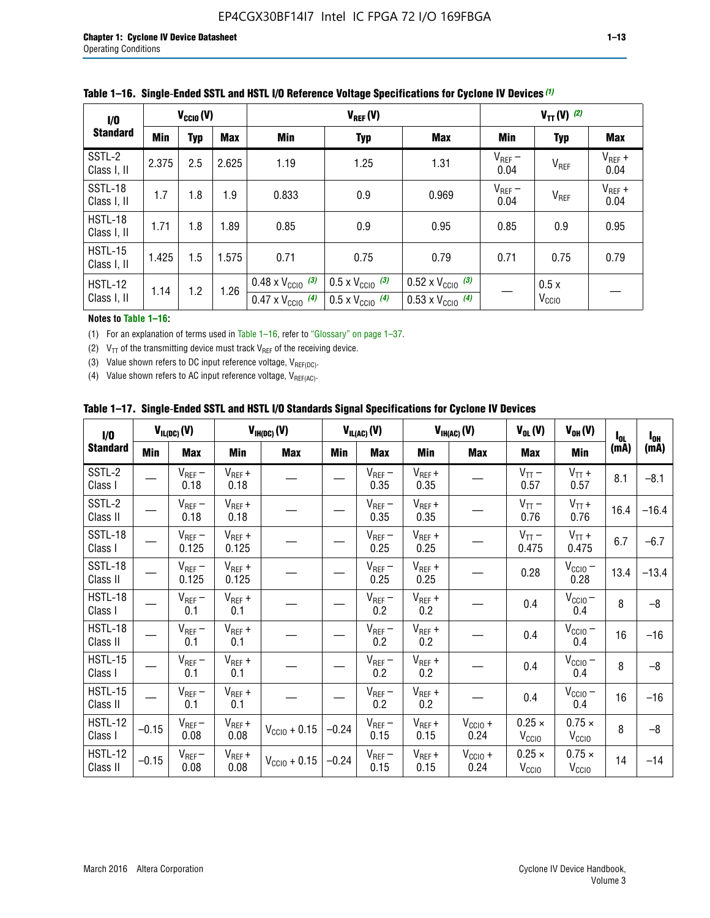**Table 1–16. Single-Ended SSTL and HSTL I/O Reference Voltage Specifications for Cyclone IV Devices (1)**

| I/O Standard | $V_{CCIO}$ (V) | | | $V_{REF}$ (V) | | | $V_{TT}$ (V) (2) | | |
|---|---|---|---|---|---|---|---|---|---|
| | Min | Typ | Max | Min | Typ | Max | Min | Typ | Max |
| SSTL-2 Class I, II | 2.375 | 2.5 | 2.625 | 1.19 | 1.25 | 1.31 | $V_{REF}$ – 0.04 | $V_{REF}$ | $V_{REF}$ + 0.04 |
| SSTL-18 Class I, II | 1.7 | 1.8 | 1.9 | 0.833 | 0.9 | 0.969 | $V_{REF}$ – 0.04 | $V_{REF}$ | $V_{REF}$ + 0.04 |
| HSTL-18 Class I, II | 1.71 | 1.8 | 1.89 | 0.85 | 0.9 | 0.95 | 0.85 | 0.9 | 0.95 |
| HSTL-15 Class I, II | 1.425 | 1.5 | 1.575 | 0.71 | 0.75 | 0.79 | 0.71 | 0.75 | 0.79 |
| HSTL-12 Class I, II | 1.14 | 1.2 | 1.26 | 0.48 x $V_{CCIO}$ (3) / 0.47 x $V_{CCIO}$ (4) | 0.5 x $V_{CCIO}$ (3) / 0.5 x $V_{CCIO}$ (4) | 0.52 x $V_{CCIO}$ (3) / 0.53 x $V_{CCIO}$ (4) | — | 0.5 x $V_{CCIO}$ | — |

**Notes to Table 1–16:**

(1) For an explanation of terms used in Table 1–16, refer to "Glossary" on page 1–37.

(2) $V_{TT}$ of the transmitting device must track $V_{REF}$ of the receiving device.

(3) Value shown refers to DC input reference voltage, $V_{REF(DC)}$.

(4) Value shown refers to AC input reference voltage, $V_{REF(AC)}$.

**Table 1–17. Single-Ended SSTL and HSTL I/O Standards Signal Specifications for Cyclone IV Devices**

| I/O Standard | $V_{IL(DC)}$ (V) | | $V_{IH(DC)}$ (V) | | $V_{IL(AC)}$ (V) | | $V_{IH(AC)}$ (V) | | $V_{OL}$ (V) | $V_{OH}$ (V) | $I_{OL}$ (mA) | $I_{OH}$ (mA) |
|---|---|---|---|---|---|---|---|---|---|---|---|---|
| | Min | Max | Min | Max | Min | Max | Min | Max | Max | Min | | |
| SSTL-2 Class I | — | $V_{REF}$ – 0.18 | $V_{REF}$ + 0.18 | — | — | $V_{REF}$ – 0.35 | $V_{REF}$ + 0.35 | — | $V_{TT}$ – 0.57 | $V_{TT}$ + 0.57 | 8.1 | –8.1 |
| SSTL-2 Class II | — | $V_{REF}$ – 0.18 | $V_{REF}$ + 0.18 | — | — | $V_{REF}$ – 0.35 | $V_{REF}$ + 0.35 | — | $V_{TT}$ – 0.76 | $V_{TT}$ + 0.76 | 16.4 | –16.4 |
| SSTL-18 Class I | — | $V_{REF}$ – 0.125 | $V_{REF}$ + 0.125 | — | — | $V_{REF}$ – 0.25 | $V_{REF}$ + 0.25 | — | $V_{TT}$ – 0.475 | $V_{TT}$ + 0.475 | 6.7 | –6.7 |
| SSTL-18 Class II | — | $V_{REF}$ – 0.125 | $V_{REF}$ + 0.125 | — | — | $V_{REF}$ – 0.25 | $V_{REF}$ + 0.25 | — | 0.28 | $V_{CCIO}$ – 0.28 | 13.4 | –13.4 |
| HSTL-18 Class I | — | $V_{REF}$ – 0.1 | $V_{REF}$ + 0.1 | — | — | $V_{REF}$ – 0.2 | $V_{REF}$ + 0.2 | — | 0.4 | $V_{CCIO}$ – 0.4 | 8 | –8 |
| HSTL-18 Class II | — | $V_{REF}$ – 0.1 | $V_{REF}$ + 0.1 | — | — | $V_{REF}$ – 0.2 | $V_{REF}$ + 0.2 | — | 0.4 | $V_{CCIO}$ – 0.4 | 16 | –16 |
| HSTL-15 Class I | — | $V_{REF}$ – 0.1 | $V_{REF}$ + 0.1 | — | — | $V_{REF}$ – 0.2 | $V_{REF}$ + 0.2 | — | 0.4 | $V_{CCIO}$ – 0.4 | 8 | –8 |
| HSTL-15 Class II | — | $V_{REF}$ – 0.1 | $V_{REF}$ + 0.1 | — | — | $V_{REF}$ – 0.2 | $V_{REF}$ + 0.2 | — | 0.4 | $V_{CCIO}$ – 0.4 | 16 | –16 |
| HSTL-12 Class I | –0.15 | $V_{REF}$ – 0.08 | $V_{REF}$ + 0.08 | $V_{CCIO}$ + 0.15 | –0.24 | $V_{REF}$ – 0.15 | $V_{REF}$ + 0.15 | $V_{CCIO}$ + 0.24 | 0.25 × $V_{CCIO}$ | 0.75 × $V_{CCIO}$ | 8 | –8 |
| HSTL-12 Class II | –0.15 | $V_{REF}$ – 0.08 | $V_{REF}$ + 0.08 | $V_{CCIO}$ + 0.15 | –0.24 | $V_{REF}$ – 0.15 | $V_{REF}$ + 0.15 | $V_{CCIO}$ + 0.24 | 0.25 × $V_{CCIO}$ | 0.75 × $V_{CCIO}$ | 14 | –14 |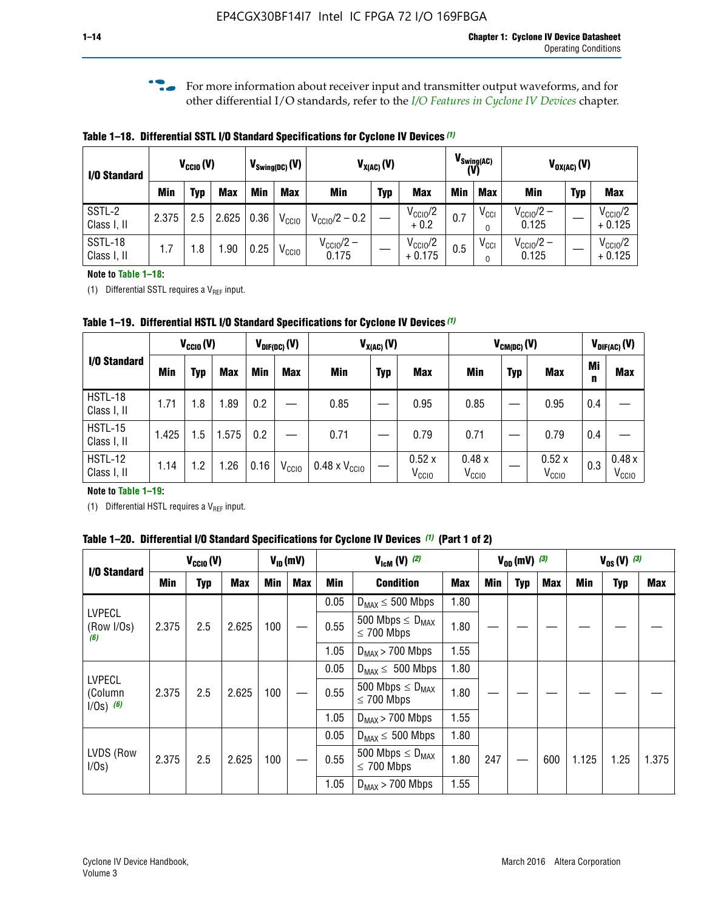For more information about receiver input and transmitter output waveforms, and for other differential I/O standards, refer to the *I/O Features in Cyclone IV Devices* chapter.

**Table 1–18. Differential SSTL I/O Standard Specifications for Cyclone IV Devices (1)**

| I/O Standard | $V_{CCIO}$ (V) | | | $V_{Swing(DC)}$ (V) | | $V_{X(AC)}$ (V) | | | $V_{Swing(AC)}$ (V) | | $V_{OX(AC)}$ (V) | | |
|---|---|---|---|---|---|---|---|---|---|---|---|---|---|
| | Min | Typ | Max | Min | Max | Min | Typ | Max | Min | Max | Min | Typ | Max |
| SSTL-2 Class I, II | 2.375 | 2.5 | 2.625 | 0.36 | $V_{CCIO}$ | $V_{CCIO}/2 - 0.2$ | — | $V_{CCIO}/2 + 0.2$ | 0.7 | $V_{CCIO}$ | $V_{CCIO}/2 - 0.125$ | — | $V_{CCIO}/2 + 0.125$ |
| SSTL-18 Class I, II | 1.7 | 1.8 | 1.90 | 0.25 | $V_{CCIO}$ | $V_{CCIO}/2 - 0.175$ | — | $V_{CCIO}/2 + 0.175$ | 0.5 | $V_{CCIO}$ | $V_{CCIO}/2 - 0.125$ | — | $V_{CCIO}/2 + 0.125$ |

**Note to Table 1–18:**

(1) Differential SSTL requires a $V_{REF}$ input.

**Table 1–19. Differential HSTL I/O Standard Specifications for Cyclone IV Devices (1)**

| I/O Standard | $V_{CCIO}$ (V) | | | $V_{DIF(DC)}$ (V) | | $V_{X(AC)}$ (V) | | | $V_{CM(DC)}$ (V) | | | $V_{DIF(AC)}$ (V) | |
|---|---|---|---|---|---|---|---|---|---|---|---|---|---|
| | Min | Typ | Max | Min | Max | Min | Typ | Max | Min | Typ | Max | Min | Max |
| HSTL-18 Class I, II | 1.71 | 1.8 | 1.89 | 0.2 | — | 0.85 | — | 0.95 | 0.85 | — | 0.95 | 0.4 | — |
| HSTL-15 Class I, II | 1.425 | 1.5 | 1.575 | 0.2 | — | 0.71 | — | 0.79 | 0.71 | — | 0.79 | 0.4 | — |
| HSTL-12 Class I, II | 1.14 | 1.2 | 1.26 | 0.16 | $V_{CCIO}$ | 0.48 x $V_{CCIO}$ | — | 0.52 x $V_{CCIO}$ | 0.48 x $V_{CCIO}$ | — | 0.52 x $V_{CCIO}$ | 0.3 | 0.48 x $V_{CCIO}$ |

**Note to Table 1–19:**

(1) Differential HSTL requires a $V_{REF}$ input.

**Table 1–20. Differential I/O Standard Specifications for Cyclone IV Devices (1) (Part 1 of 2)**

| I/O Standard | $V_{CCIO}$ (V) | | | $V_{ID}$ (mV) | | $V_{IcM}$ (V) (2) | | | $V_{OD}$ (mV) (3) | | | $V_{OS}$ (V) (3) | | |
|---|---|---|---|---|---|---|---|---|---|---|---|---|---|---|
| | Min | Typ | Max | Min | Max | Min | Condition | Max | Min | Typ | Max | Min | Typ | Max |
| LVPECL (Row I/Os) (6) | 2.375 | 2.5 | 2.625 | 100 | — | 0.05 | $D_{MAX} \leq 500$ Mbps | 1.80 | — | — | — | — | — | — |
| | | | | | | 0.55 | 500 Mbps $\leq D_{MAX} \leq$ 700 Mbps | 1.80 | | | | | | |
| | | | | | | 1.05 | $D_{MAX} >$ 700 Mbps | 1.55 | | | | | | |
| LVPECL (Column I/Os) (6) | 2.375 | 2.5 | 2.625 | 100 | — | 0.05 | $D_{MAX} \leq 500$ Mbps | 1.80 | — | — | — | — | — | — |
| | | | | | | 0.55 | 500 Mbps $\leq D_{MAX} \leq$ 700 Mbps | 1.80 | | | | | | |
| | | | | | | 1.05 | $D_{MAX} >$ 700 Mbps | 1.55 | | | | | | |
| LVDS (Row I/Os) | 2.375 | 2.5 | 2.625 | 100 | — | 0.05 | $D_{MAX} \leq 500$ Mbps | 1.80 | 247 | — | 600 | 1.125 | 1.25 | 1.375 |
| | | | | | | 0.55 | 500 Mbps $\leq D_{MAX} \leq$ 700 Mbps | 1.80 | | | | | | |
| | | | | | | 1.05 | $D_{MAX} >$ 700 Mbps | 1.55 | | | | | | |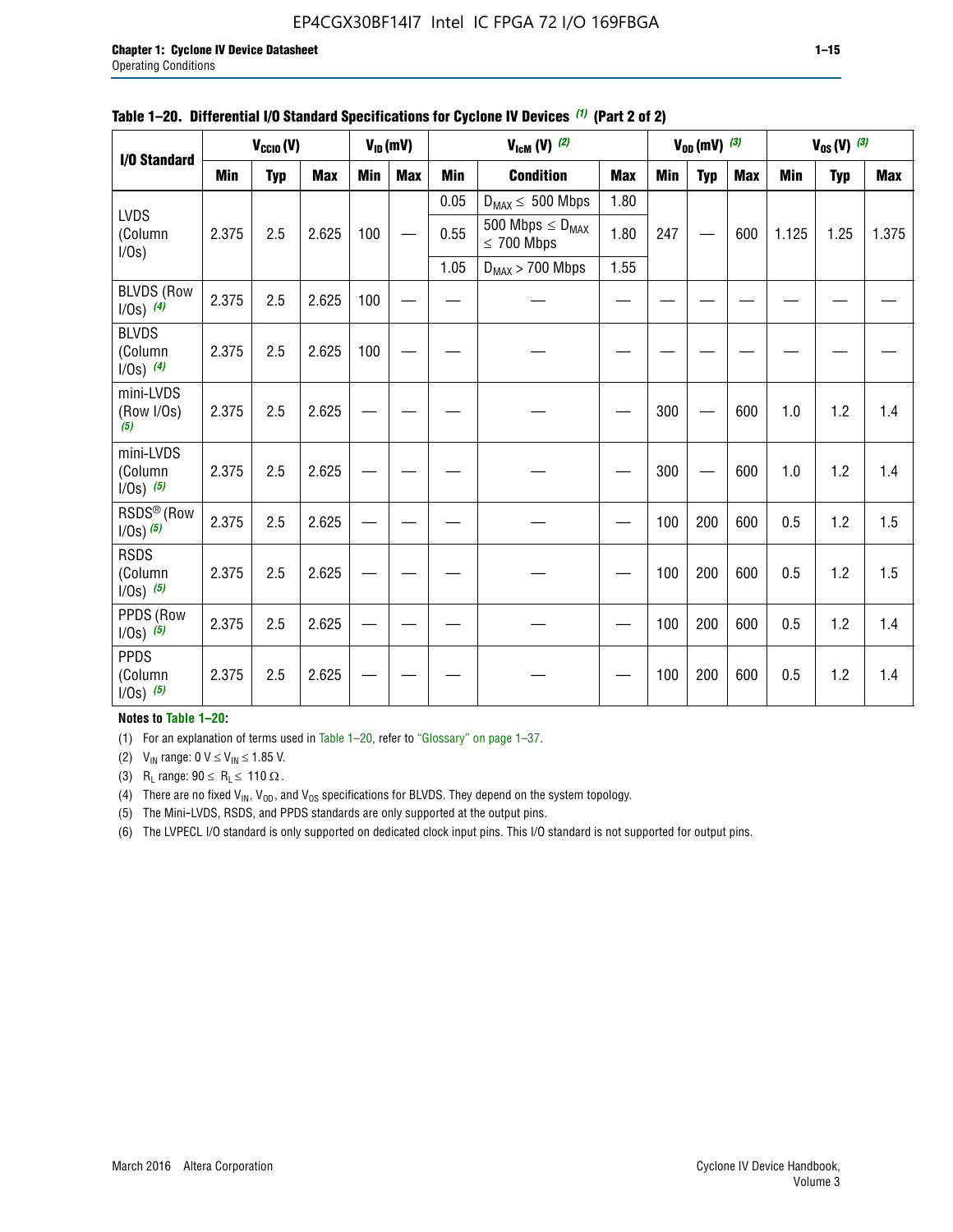**Table 1–20. Differential I/O Standard Specifications for Cyclone IV Devices (1) (Part 2 of 2)**

| I/O Standard | $V_{CCIO}$ (V) | | | $V_{ID}$ (mV) | | $V_{IcM}$ (V) (2) | | | $V_{OD}$ (mV) (3) | | | $V_{OS}$ (V) (3) | | |
|---|---|---|---|---|---|---|---|---|---|---|---|---|---|---|
| | Min | Typ | Max | Min | Max | Min | Condition | Max | Min | Typ | Max | Min | Typ | Max |
| LVDS (Column I/Os) | 2.375 | 2.5 | 2.625 | 100 | — | 0.05 | $D_{MAX} \leq$ 500 Mbps | 1.80 | 247 | — | 600 | 1.125 | 1.25 | 1.375 |
| | | | | | | 0.55 | 500 Mbps $\leq D_{MAX} \leq$ 700 Mbps | 1.80 | | | | | | |
| | | | | | | 1.05 | $D_{MAX}$ > 700 Mbps | 1.55 | | | | | | |
| BLVDS (Row I/Os) (4) | 2.375 | 2.5 | 2.625 | 100 | — | — | — | — | — | — | — | — | — | — |
| BLVDS (Column I/Os) (4) | 2.375 | 2.5 | 2.625 | 100 | — | — | — | — | — | — | — | — | — | — |
| mini-LVDS (Row I/Os) (5) | 2.375 | 2.5 | 2.625 | — | — | — | — | — | 300 | — | 600 | 1.0 | 1.2 | 1.4 |
| mini-LVDS (Column I/Os) (5) | 2.375 | 2.5 | 2.625 | — | — | — | — | — | 300 | — | 600 | 1.0 | 1.2 | 1.4 |
| RSDS® (Row I/Os) (5) | 2.375 | 2.5 | 2.625 | — | — | — | — | — | 100 | 200 | 600 | 0.5 | 1.2 | 1.5 |
| RSDS (Column I/Os) (5) | 2.375 | 2.5 | 2.625 | — | — | — | — | — | 100 | 200 | 600 | 0.5 | 1.2 | 1.5 |
| PPDS (Row I/Os) (5) | 2.375 | 2.5 | 2.625 | — | — | — | — | — | 100 | 200 | 600 | 0.5 | 1.2 | 1.4 |
| PPDS (Column I/Os) (5) | 2.375 | 2.5 | 2.625 | — | — | — | — | — | 100 | 200 | 600 | 0.5 | 1.2 | 1.4 |

**Notes to Table 1–20:**

(1) For an explanation of terms used in Table 1–20, refer to "Glossary" on page 1–37.

(2) $V_{IN}$ range: 0 V $\leq V_{IN} \leq$ 1.85 V.

(3) $R_L$ range: 90 $\leq R_L \leq$ 110 Ω.

(4) There are no fixed $V_{IN}$, $V_{OD}$, and $V_{OS}$ specifications for BLVDS. They depend on the system topology.

(5) The Mini-LVDS, RSDS, and PPDS standards are only supported at the output pins.

(6) The LVPECL I/O standard is only supported on dedicated clock input pins. This I/O standard is not supported for output pins.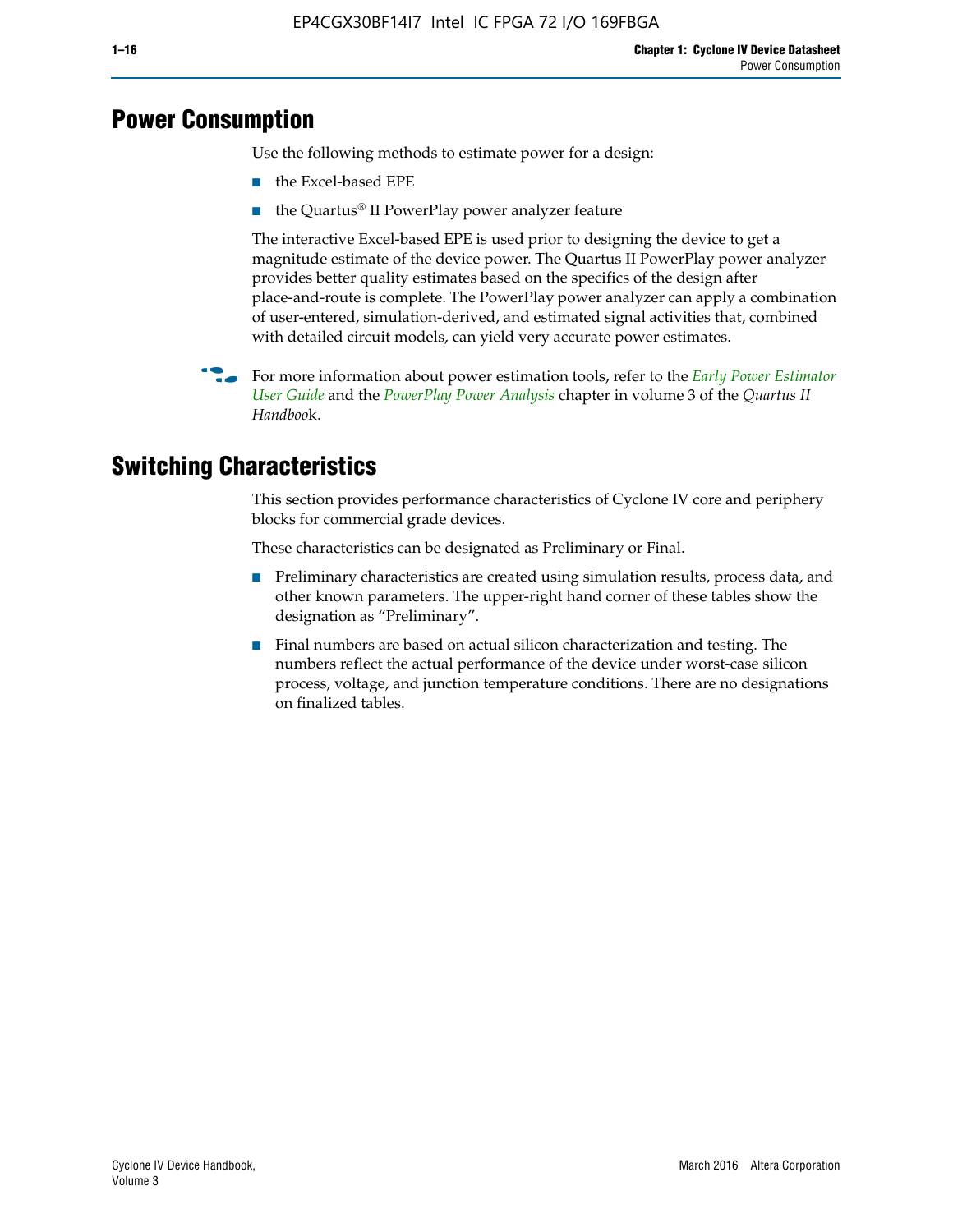# Power Consumption

Use the following methods to estimate power for a design:

- the Excel-based EPE
- the Quartus® II PowerPlay power analyzer feature

The interactive Excel-based EPE is used prior to designing the device to get a magnitude estimate of the device power. The Quartus II PowerPlay power analyzer provides better quality estimates based on the specifics of the design after place-and-route is complete. The PowerPlay power analyzer can apply a combination of user-entered, simulation-derived, and estimated signal activities that, combined with detailed circuit models, can yield very accurate power estimates.

For more information about power estimation tools, refer to the *Early Power Estimator User Guide* and the *PowerPlay Power Analysis* chapter in volume 3 of the *Quartus II Handbook*.

# Switching Characteristics

This section provides performance characteristics of Cyclone IV core and periphery blocks for commercial grade devices.

These characteristics can be designated as Preliminary or Final.

- Preliminary characteristics are created using simulation results, process data, and other known parameters. The upper-right hand corner of these tables show the designation as "Preliminary".
- Final numbers are based on actual silicon characterization and testing. The numbers reflect the actual performance of the device under worst-case silicon process, voltage, and junction temperature conditions. There are no designations on finalized tables.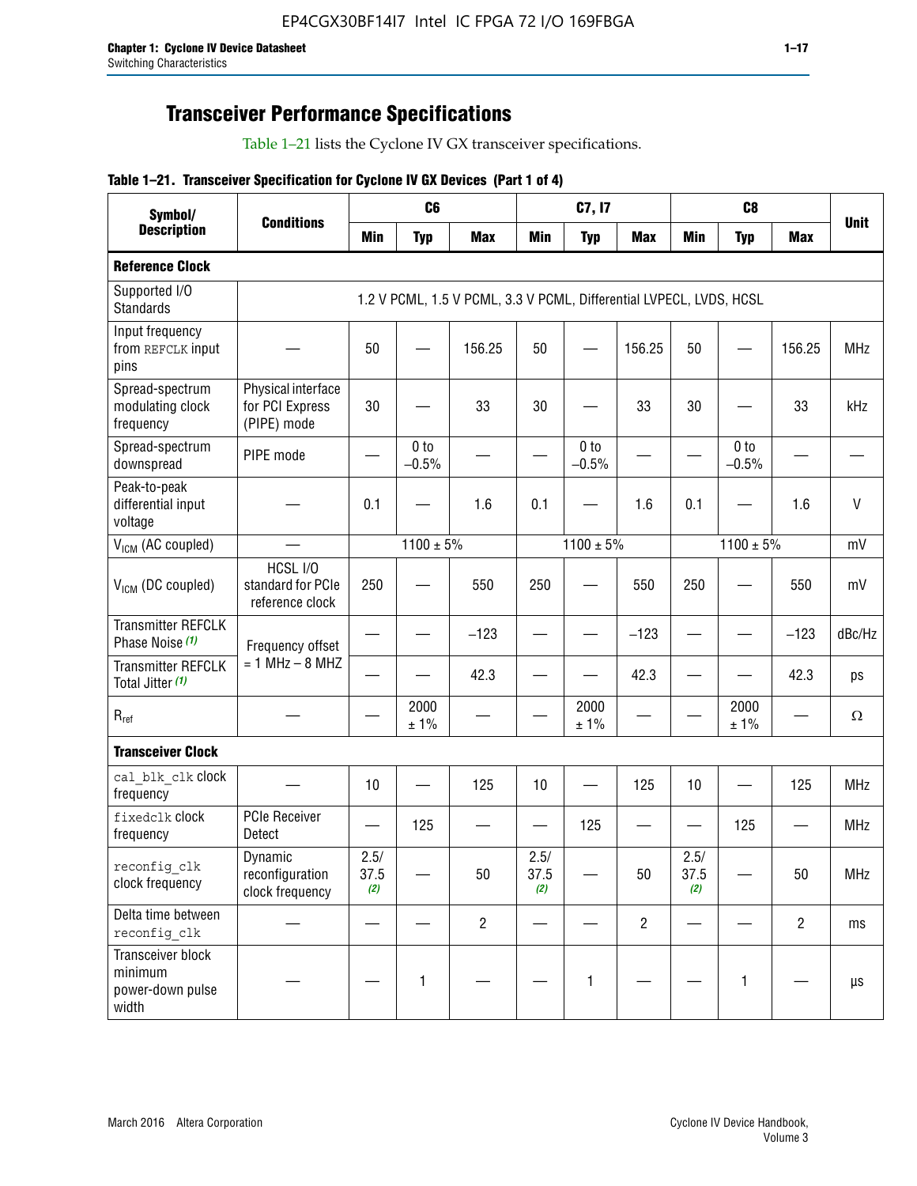# Transceiver Performance Specifications

Table 1–21 lists the Cyclone IV GX transceiver specifications.

**Table 1–21. Transceiver Specification for Cyclone IV GX Devices (Part 1 of 4)**

| Symbol/ Description | Conditions | C6 | | | C7, I7 | | | C8 | | | Unit |
|---|---|---|---|---|---|---|---|---|---|---|---|
| | | Min | Typ | Max | Min | Typ | Max | Min | Typ | Max | |
| **Reference Clock** | | | | | | | | | | | |
| Supported I/O Standards | 1.2 V PCML, 1.5 V PCML, 3.3 V PCML, Differential LVPECL, LVDS, HCSL | | | | | | | | | | |
| Input frequency from REFCLK input pins | — | 50 | — | 156.25 | 50 | — | 156.25 | 50 | — | 156.25 | MHz |
| Spread-spectrum modulating clock frequency | Physical interface for PCI Express (PIPE) mode | 30 | — | 33 | 30 | — | 33 | 30 | — | 33 | kHz |
| Spread-spectrum downspread | PIPE mode | — | 0 to −0.5% | — | — | 0 to −0.5% | — | — | 0 to −0.5% | — | — |
| Peak-to-peak differential input voltage | — | 0.1 | — | 1.6 | 0.1 | — | 1.6 | 0.1 | — | 1.6 | V |
| $V_{ICM}$ (AC coupled) | — | 1100 ± 5% | | | 1100 ± 5% | | | 1100 ± 5% | | | mV |
| $V_{ICM}$ (DC coupled) | HCSL I/O standard for PCIe reference clock | 250 | — | 550 | 250 | — | 550 | 250 | — | 550 | mV |
| Transmitter REFCLK Phase Noise (1) | Frequency offset = 1 MHz – 8 MHZ | — | — | −123 | — | — | −123 | — | — | −123 | dBc/Hz |
| Transmitter REFCLK Total Jitter (1) | | — | — | 42.3 | — | — | 42.3 | — | — | 42.3 | ps |
| $R_{ref}$ | — | — | 2000 ± 1% | — | — | 2000 ± 1% | — | — | 2000 ± 1% | — | Ω |
| **Transceiver Clock** | | | | | | | | | | | |
| cal_blk_clk clock frequency | — | 10 | — | 125 | 10 | — | 125 | 10 | — | 125 | MHz |
| fixedclk clock frequency | PCIe Receiver Detect | — | 125 | — | — | 125 | — | — | 125 | — | MHz |
| reconfig_clk clock frequency | Dynamic reconfiguration clock frequency | 2.5/ 37.5 (2) | — | 50 | 2.5/ 37.5 (2) | — | 50 | 2.5/ 37.5 (2) | — | 50 | MHz |
| Delta time between reconfig_clk | — | — | — | 2 | — | — | 2 | — | — | 2 | ms |
| Transceiver block minimum power-down pulse width | — | — | 1 | — | — | 1 | — | — | 1 | — | µs |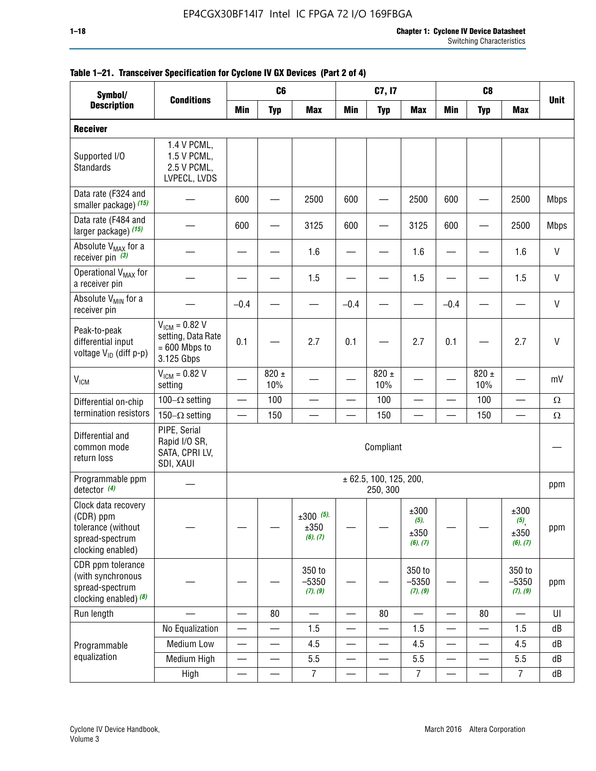**Table 1–21. Transceiver Specification for Cyclone IV GX Devices (Part 2 of 4)**

| Symbol/ Description | Conditions | C6 | | | C7, I7 | | | C8 | | | Unit |
|---|---|---|---|---|---|---|---|---|---|---|---|
| | | Min | Typ | Max | Min | Typ | Max | Min | Typ | Max | |
| **Receiver** | | | | | | | | | | | |
| Supported I/O Standards | 1.4 V PCML, 1.5 V PCML, 2.5 V PCML, LVPECL, LVDS | | | | | | | | | | |
| Data rate (F324 and smaller package) *(15)* | — | 600 | — | 2500 | 600 | — | 2500 | 600 | — | 2500 | Mbps |
| Data rate (F484 and larger package) *(15)* | — | 600 | — | 3125 | 600 | — | 3125 | 600 | — | 2500 | Mbps |
| Absolute $V_{MAX}$ for a receiver pin *(3)* | — | — | — | 1.6 | — | — | 1.6 | — | — | 1.6 | V |
| Operational $V_{MAX}$ for a receiver pin | — | — | — | 1.5 | — | — | 1.5 | — | — | 1.5 | V |
| Absolute $V_{MIN}$ for a receiver pin | — | –0.4 | — | — | –0.4 | — | — | –0.4 | — | — | V |
| Peak-to-peak differential input voltage $V_{ID}$ (diff p-p) | $V_{ICM}$ = 0.82 V setting, Data Rate = 600 Mbps to 3.125 Gbps | 0.1 | — | 2.7 | 0.1 | — | 2.7 | 0.1 | — | 2.7 | V |
| $V_{ICM}$ | $V_{ICM}$ = 0.82 V setting | — | 820 ± 10% | — | — | 820 ± 10% | — | — | 820 ± 10% | — | mV |
| Differential on-chip termination resistors | 100–Ω setting | — | 100 | — | — | 100 | — | — | 100 | — | Ω |
| | 150–Ω setting | — | 150 | — | — | 150 | — | — | 150 | — | Ω |
| Differential and common mode return loss | PIPE, Serial Rapid I/O SR, SATA, CPRI LV, SDI, XAUI | Compliant | | | | | | | | | — |
| Programmable ppm detector *(4)* | — | ± 62.5, 100, 125, 200, 250, 300 | | | | | | | | | ppm |
| Clock data recovery (CDR) ppm tolerance (without spread-spectrum clocking enabled) | — | — | — | ±300 *(5)*, ±350 *(6)*, *(7)* | — | — | ±300 *(5)*, ±350 *(6)*, *(7)* | — | — | ±300 *(5)*, ±350 *(6)*, *(7)* | ppm |
| CDR ppm tolerance (with synchronous spread-spectrum clocking enabled) *(8)* | — | — | — | 350 to –5350 *(7)*, *(9)* | — | — | 350 to –5350 *(7)*, *(9)* | — | — | 350 to –5350 *(7)*, *(9)* | ppm |
| Run length | — | — | 80 | — | — | 80 | — | — | 80 | — | UI |
| Programmable equalization | No Equalization | — | — | 1.5 | — | — | 1.5 | — | — | 1.5 | dB |
| | Medium Low | — | — | 4.5 | — | — | 4.5 | — | — | 4.5 | dB |
| | Medium High | — | — | 5.5 | — | — | 5.5 | — | — | 5.5 | dB |
| | High | — | — | 7 | — | — | 7 | — | — | 7 | dB |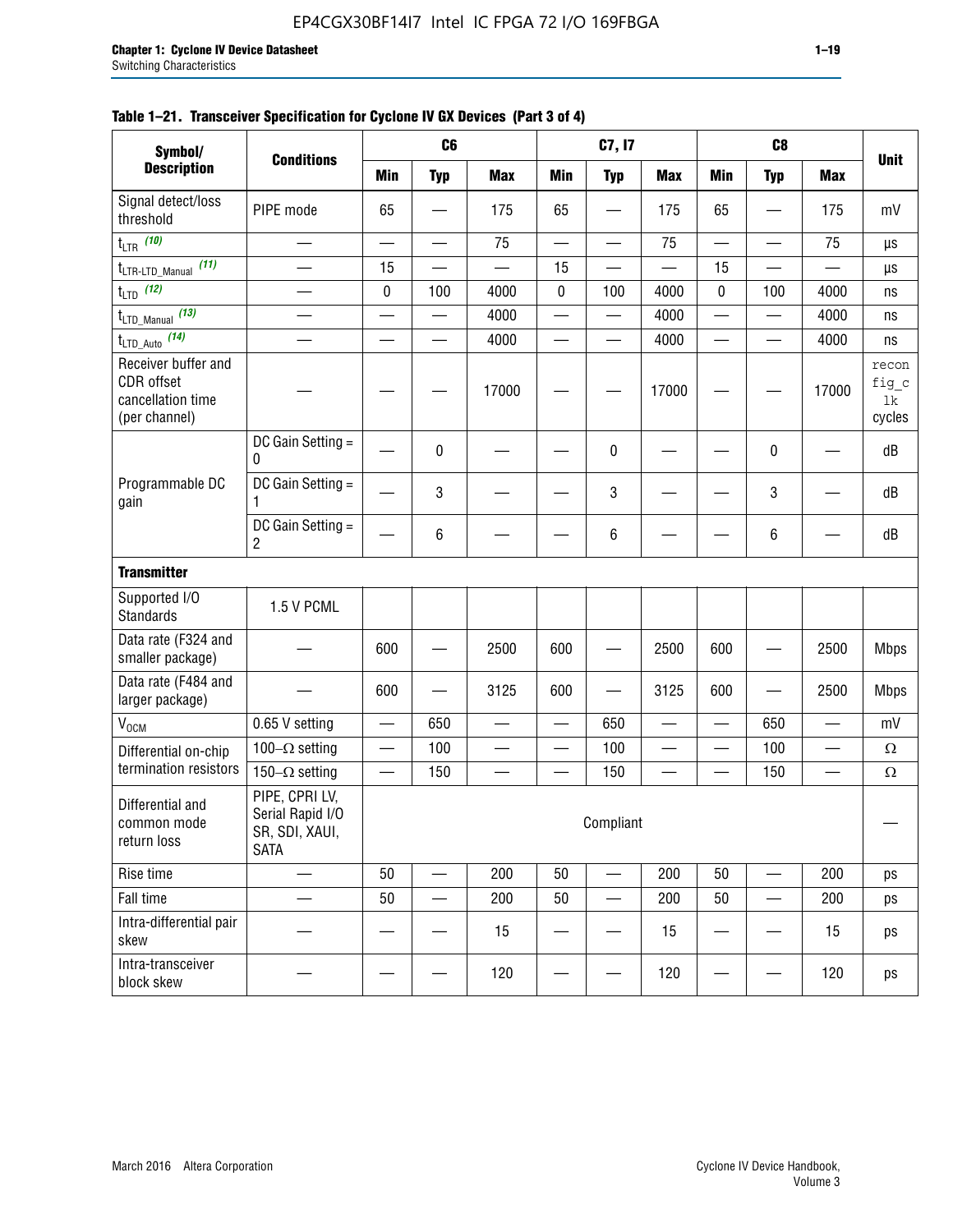**Table 1–21. Transceiver Specification for Cyclone IV GX Devices (Part 3 of 4)**

| Symbol/ Description | Conditions | C6 | | | C7, I7 | | | C8 | | | Unit |
|---|---|---|---|---|---|---|---|---|---|---|---|
| | | Min | Typ | Max | Min | Typ | Max | Min | Typ | Max | |
| Signal detect/loss threshold | PIPE mode | 65 | — | 175 | 65 | — | 175 | 65 | — | 175 | mV |
| $t_{LTR}$ (10) | — | — | — | 75 | — | — | 75 | — | — | 75 | µs |
| $t_{LTR\text{-}LTD\_Manual}$ (11) | — | 15 | — | — | 15 | — | — | 15 | — | — | µs |
| $t_{LTD}$ (12) | — | 0 | 100 | 4000 | 0 | 100 | 4000 | 0 | 100 | 4000 | ns |
| $t_{LTD\_Manual}$ (13) | — | — | — | 4000 | — | — | 4000 | — | — | 4000 | ns |
| $t_{LTD\_Auto}$ (14) | — | — | — | 4000 | — | — | 4000 | — | — | 4000 | ns |
| Receiver buffer and CDR offset cancellation time (per channel) | — | — | — | 17000 | — | — | 17000 | — | — | 17000 | reconfig_clk cycles |
| Programmable DC gain | DC Gain Setting = 0 | — | 0 | — | — | 0 | — | — | 0 | — | dB |
| | DC Gain Setting = 1 | — | 3 | — | — | 3 | — | — | 3 | — | dB |
| | DC Gain Setting = 2 | — | 6 | — | — | 6 | — | — | 6 | — | dB |
| **Transmitter** | | | | | | | | | | | |
| Supported I/O Standards | 1.5 V PCML | | | | | | | | | | |
| Data rate (F324 and smaller package) | — | 600 | — | 2500 | 600 | — | 2500 | 600 | — | 2500 | Mbps |
| Data rate (F484 and larger package) | — | 600 | — | 3125 | 600 | — | 3125 | 600 | — | 2500 | Mbps |
| $V_{OCM}$ | 0.65 V setting | — | 650 | — | — | 650 | — | — | 650 | — | mV |
| Differential on-chip termination resistors | 100–Ω setting | — | 100 | — | — | 100 | — | — | 100 | — | Ω |
| | 150–Ω setting | — | 150 | — | — | 150 | — | — | 150 | — | Ω |
| Differential and common mode return loss | PIPE, CPRI LV, Serial Rapid I/O SR, SDI, XAUI, SATA | Compliant | | | | | | | | | — |
| Rise time | — | 50 | — | 200 | 50 | — | 200 | 50 | — | 200 | ps |
| Fall time | — | 50 | — | 200 | 50 | — | 200 | 50 | — | 200 | ps |
| Intra-differential pair skew | — | — | — | 15 | — | — | 15 | — | — | 15 | ps |
| Intra-transceiver block skew | — | — | — | 120 | — | — | 120 | — | — | 120 | ps |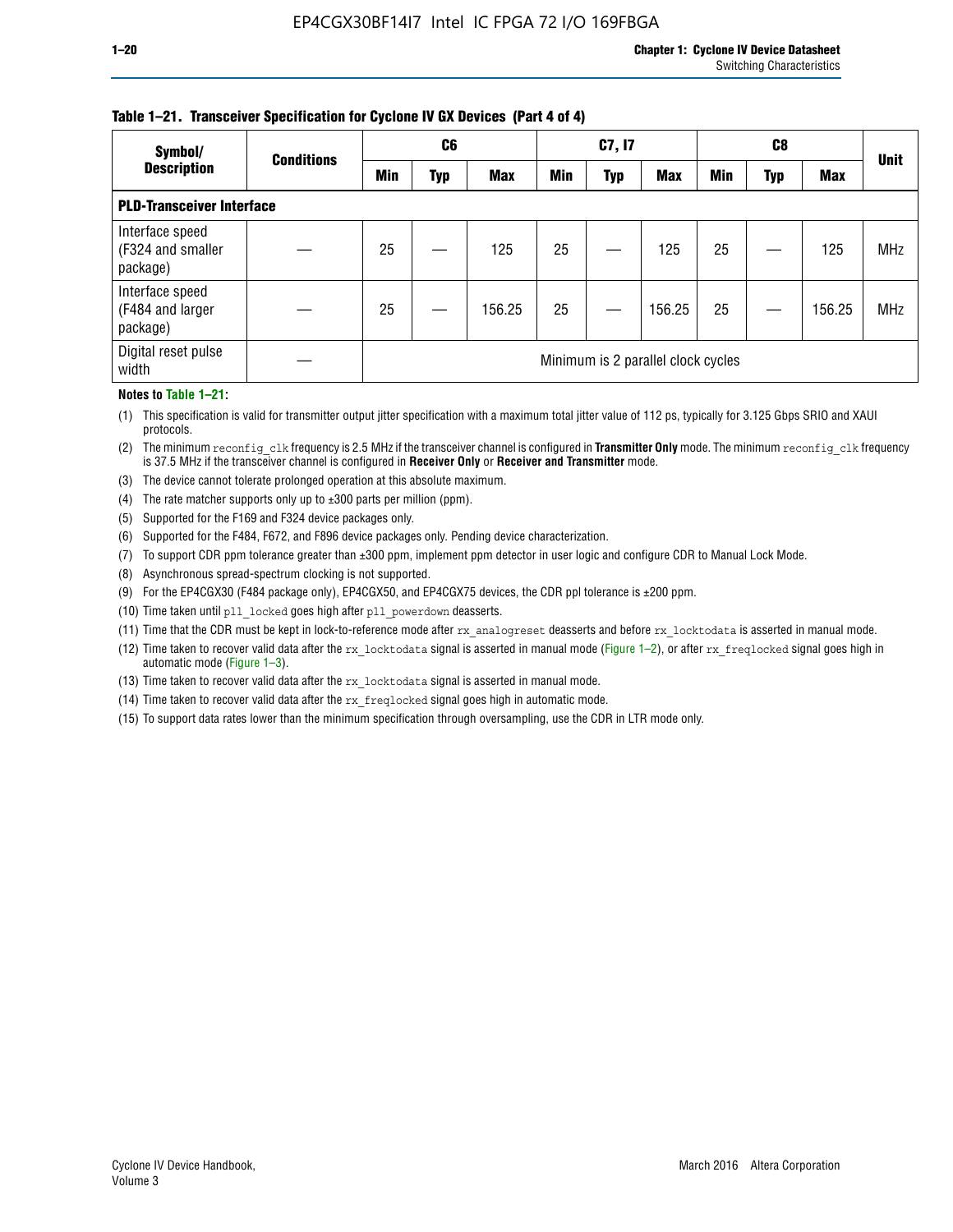**Table 1–21. Transceiver Specification for Cyclone IV GX Devices (Part 4 of 4)**

| Symbol/ Description | Conditions | C6 | | | C7, I7 | | | C8 | | | Unit |
|---|---|---|---|---|---|---|---|---|---|---|---|
| | | Min | Typ | Max | Min | Typ | Max | Min | Typ | Max | |
| **PLD-Transceiver Interface** | | | | | | | | | | | |
| Interface speed (F324 and smaller package) | — | 25 | — | 125 | 25 | — | 125 | 25 | — | 125 | MHz |
| Interface speed (F484 and larger package) | — | 25 | — | 156.25 | 25 | — | 156.25 | 25 | — | 156.25 | MHz |
| Digital reset pulse width | — | Minimum is 2 parallel clock cycles | | | | | | | | | |

**Notes to Table 1–21:**

(1) This specification is valid for transmitter output jitter specification with a maximum total jitter value of 112 ps, typically for 3.125 Gbps SRIO and XAUI protocols.

(2) The minimum `reconfig_clk` frequency is 2.5 MHz if the transceiver channel is configured in **Transmitter Only** mode. The minimum `reconfig_clk` frequency is 37.5 MHz if the transceiver channel is configured in **Receiver Only** or **Receiver and Transmitter** mode.

(3) The device cannot tolerate prolonged operation at this absolute maximum.

(4) The rate matcher supports only up to ±300 parts per million (ppm).

(5) Supported for the F169 and F324 device packages only.

(6) Supported for the F484, F672, and F896 device packages only. Pending device characterization.

(7) To support CDR ppm tolerance greater than ±300 ppm, implement ppm detector in user logic and configure CDR to Manual Lock Mode.

(8) Asynchronous spread-spectrum clocking is not supported.

(9) For the EP4CGX30 (F484 package only), EP4CGX50, and EP4CGX75 devices, the CDR ppl tolerance is ±200 ppm.

(10) Time taken until `pll_locked` goes high after `pll_powerdown` deasserts.

(11) Time that the CDR must be kept in lock-to-reference mode after `rx_analogreset` deasserts and before `rx_locktodata` is asserted in manual mode.

(12) Time taken to recover valid data after the `rx_locktodata` signal is asserted in manual mode (Figure 1–2), or after `rx_freqlocked` signal goes high in automatic mode (Figure 1–3).

(13) Time taken to recover valid data after the `rx_locktodata` signal is asserted in manual mode.

(14) Time taken to recover valid data after the `rx_freqlocked` signal goes high in automatic mode.

(15) To support data rates lower than the minimum specification through oversampling, use the CDR in LTR mode only.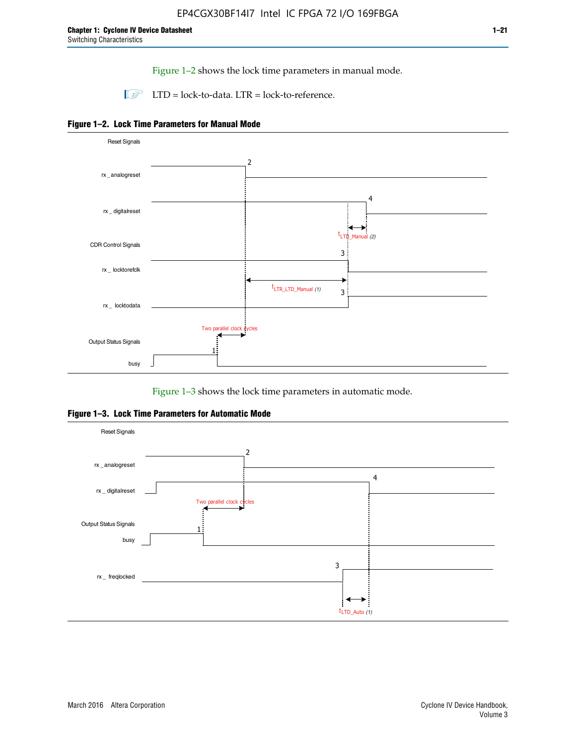Figure 1–2 shows the lock time parameters in manual mode.

LTD = lock-to-data. LTR = lock-to-reference.

**Figure 1–2. Lock Time Parameters for Manual Mode**

Reset Signals

rx _analogreset

rx _ digitalreset

$t_{LTD\_Manual}$ *(2)*

CDR Control Signals

rx _ locktorefclk

$t_{LTR\_LTD\_Manual}$ *(1)*

rx _ locktodata

Two parallel clock cycles

Output Status Signals

busy

Figure 1–3 shows the lock time parameters in automatic mode.

**Figure 1–3. Lock Time Parameters for Automatic Mode**

Reset Signals

rx _ analogreset

rx _ digitalreset

Two parallel clock cycles

Output Status Signals

busy

rx _ freqlocked

$t_{LTD\_Auto}$ *(1)*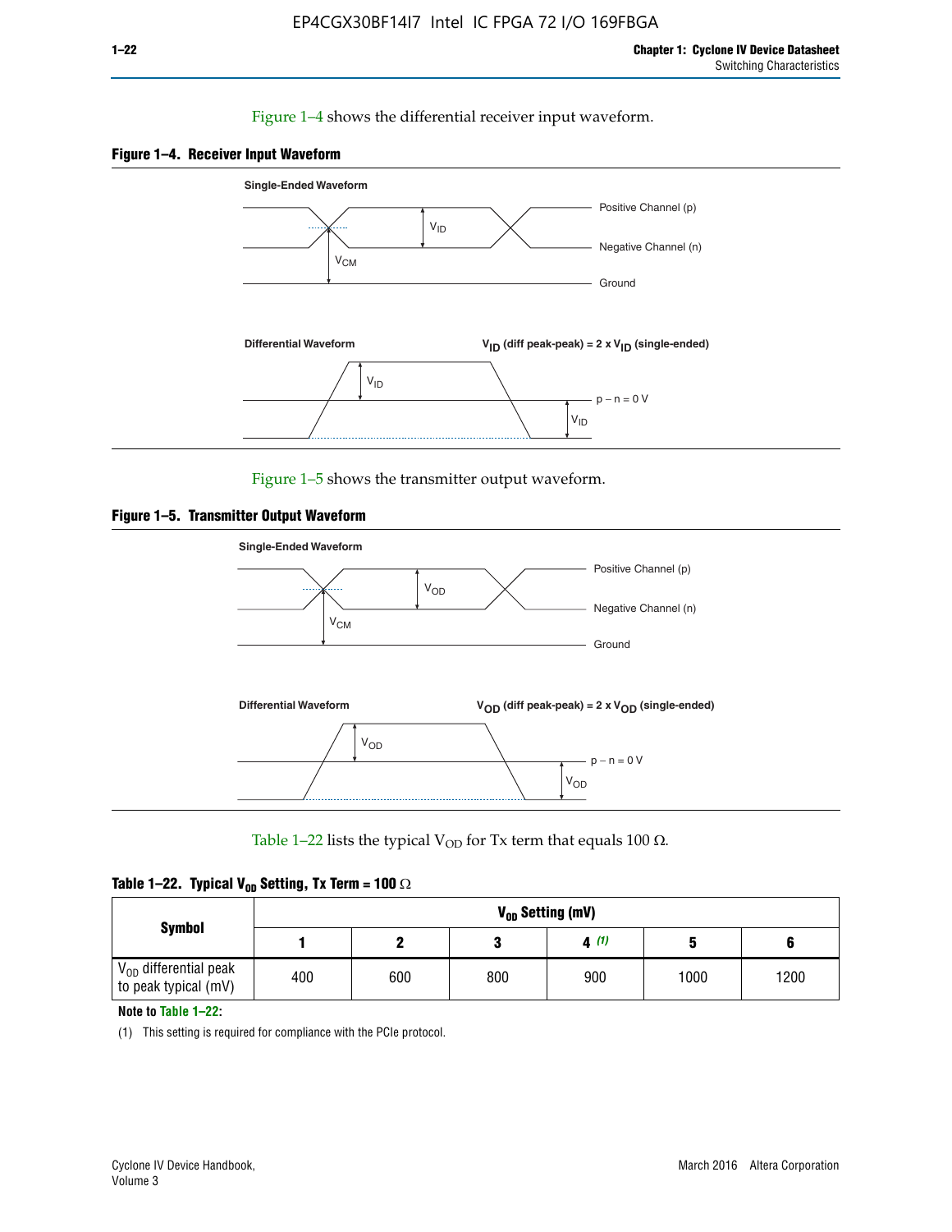Figure 1–4 shows the differential receiver input waveform.

**Figure 1–4. Receiver Input Waveform**

Figure 1–5 shows the transmitter output waveform.

**Figure 1–5. Transmitter Output Waveform**

Table 1–22 lists the typical $V_{OD}$ for Tx term that equals 100 Ω.

**Table 1–22. Typical $V_{OD}$ Setting, Tx Term = 100 Ω**

| Symbol | $V_{OD}$ Setting (mV) | | | | | |
|---|---|---|---|---|---|---|
| | 1 | 2 | 3 | 4 (1) | 5 | 6 |
| $V_{OD}$ differential peak to peak typical (mV) | 400 | 600 | 800 | 900 | 1000 | 1200 |

**Note to Table 1–22:**

(1) This setting is required for compliance with the PCIe protocol.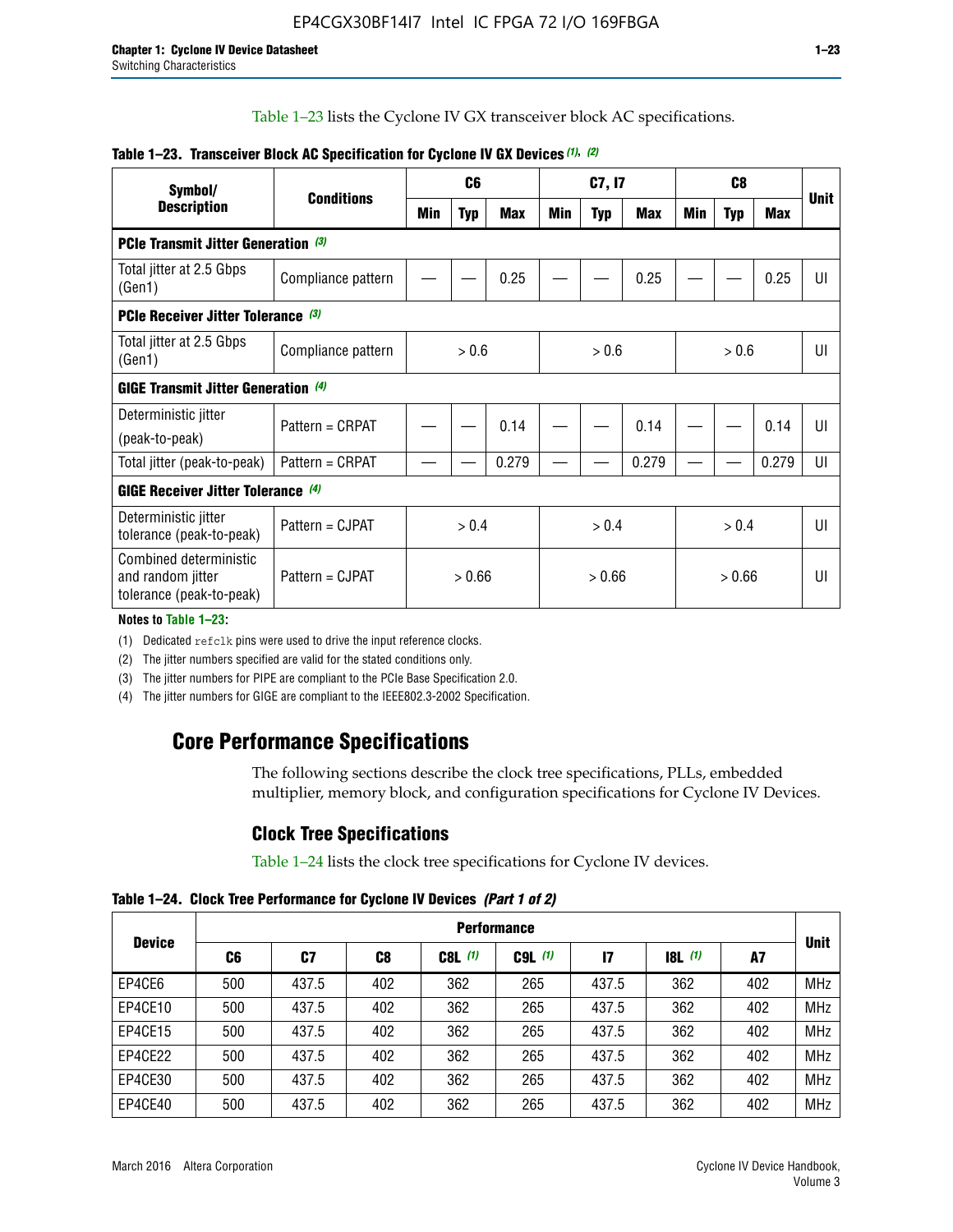Table 1–23 lists the Cyclone IV GX transceiver block AC specifications.

**Table 1–23. Transceiver Block AC Specification for Cyclone IV GX Devices (1), (2)**

| Symbol/ Description | Conditions | C6 | | | C7, I7 | | | C8 | | | Unit |
|---|---|---|---|---|---|---|---|---|---|---|---|
| | | Min | Typ | Max | Min | Typ | Max | Min | Typ | Max | |
| **PCIe Transmit Jitter Generation (3)** | | | | | | | | | | | |
| Total jitter at 2.5 Gbps (Gen1) | Compliance pattern | — | — | 0.25 | — | — | 0.25 | — | — | 0.25 | UI |
| **PCIe Receiver Jitter Tolerance (3)** | | | | | | | | | | | |
| Total jitter at 2.5 Gbps (Gen1) | Compliance pattern | > 0.6 | | | > 0.6 | | | > 0.6 | | | UI |
| **GIGE Transmit Jitter Generation (4)** | | | | | | | | | | | |
| Deterministic jitter (peak-to-peak) | Pattern = CRPAT | — | — | 0.14 | — | — | 0.14 | — | — | 0.14 | UI |
| Total jitter (peak-to-peak) | Pattern = CRPAT | — | — | 0.279 | — | — | 0.279 | — | — | 0.279 | UI |
| **GIGE Receiver Jitter Tolerance (4)** | | | | | | | | | | | |
| Deterministic jitter tolerance (peak-to-peak) | Pattern = CJPAT | > 0.4 | | | > 0.4 | | | > 0.4 | | | UI |
| Combined deterministic and random jitter tolerance (peak-to-peak) | Pattern = CJPAT | > 0.66 | | | > 0.66 | | | > 0.66 | | | UI |

**Notes to Table 1–23:**

(1) Dedicated refclk pins were used to drive the input reference clocks.

(2) The jitter numbers specified are valid for the stated conditions only.

(3) The jitter numbers for PIPE are compliant to the PCIe Base Specification 2.0.

(4) The jitter numbers for GIGE are compliant to the IEEE802.3-2002 Specification.

## Core Performance Specifications

The following sections describe the clock tree specifications, PLLs, embedded multiplier, memory block, and configuration specifications for Cyclone IV Devices.

### Clock Tree Specifications

Table 1–24 lists the clock tree specifications for Cyclone IV devices.

**Table 1–24. Clock Tree Performance for Cyclone IV Devices** *(Part 1 of 2)*

| Device | Performance | | | | | | | | Unit |
|---|---|---|---|---|---|---|---|---|---|
| | C6 | C7 | C8 | C8L (1) | C9L (1) | I7 | I8L (1) | A7 | |
| EP4CE6 | 500 | 437.5 | 402 | 362 | 265 | 437.5 | 362 | 402 | MHz |
| EP4CE10 | 500 | 437.5 | 402 | 362 | 265 | 437.5 | 362 | 402 | MHz |
| EP4CE15 | 500 | 437.5 | 402 | 362 | 265 | 437.5 | 362 | 402 | MHz |
| EP4CE22 | 500 | 437.5 | 402 | 362 | 265 | 437.5 | 362 | 402 | MHz |
| EP4CE30 | 500 | 437.5 | 402 | 362 | 265 | 437.5 | 362 | 402 | MHz |
| EP4CE40 | 500 | 437.5 | 402 | 362 | 265 | 437.5 | 362 | 402 | MHz |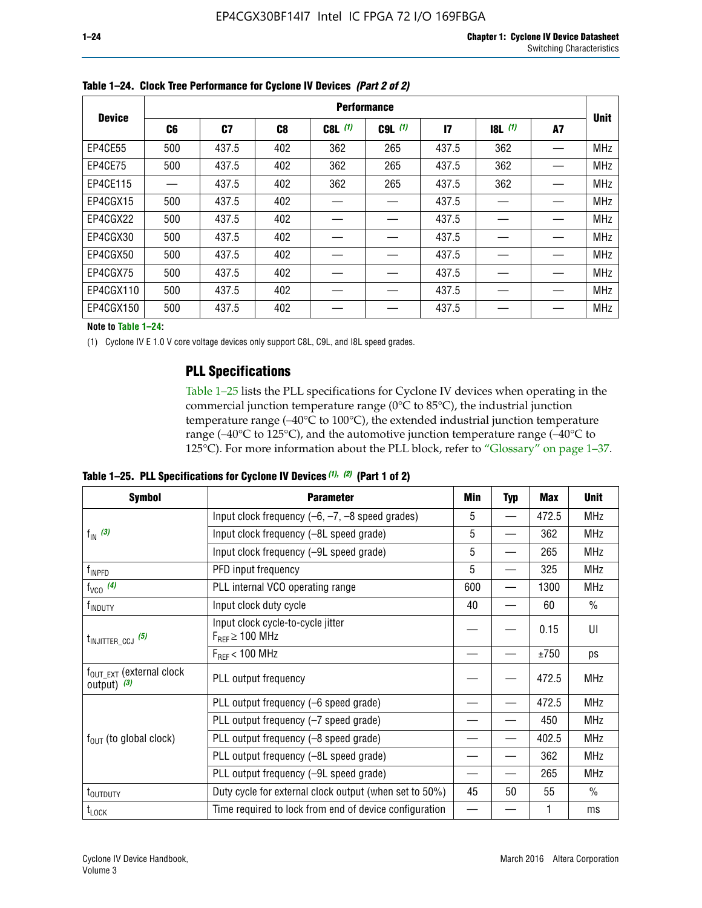**Table 1–24. Clock Tree Performance for Cyclone IV Devices** *(Part 2 of 2)*

| Device | Performance | | | | | | | | Unit |
|---|---|---|---|---|---|---|---|---|---|
| | C6 | C7 | C8 | C8L (1) | C9L (1) | I7 | I8L (1) | A7 | |
| EP4CE55 | 500 | 437.5 | 402 | 362 | 265 | 437.5 | 362 | — | MHz |
| EP4CE75 | 500 | 437.5 | 402 | 362 | 265 | 437.5 | 362 | — | MHz |
| EP4CE115 | — | 437.5 | 402 | 362 | 265 | 437.5 | 362 | — | MHz |
| EP4CGX15 | 500 | 437.5 | 402 | — | — | 437.5 | — | — | MHz |
| EP4CGX22 | 500 | 437.5 | 402 | — | — | 437.5 | — | — | MHz |
| EP4CGX30 | 500 | 437.5 | 402 | — | — | 437.5 | — | — | MHz |
| EP4CGX50 | 500 | 437.5 | 402 | — | — | 437.5 | — | — | MHz |
| EP4CGX75 | 500 | 437.5 | 402 | — | — | 437.5 | — | — | MHz |
| EP4CGX110 | 500 | 437.5 | 402 | — | — | 437.5 | — | — | MHz |
| EP4CGX150 | 500 | 437.5 | 402 | — | — | 437.5 | — | — | MHz |

**Note to Table 1–24:**

(1) Cyclone IV E 1.0 V core voltage devices only support C8L, C9L, and I8L speed grades.

## PLL Specifications

Table 1–25 lists the PLL specifications for Cyclone IV devices when operating in the commercial junction temperature range (0°C to 85°C), the industrial junction temperature range (–40°C to 100°C), the extended industrial junction temperature range (–40°C to 125°C), and the automotive junction temperature range (–40°C to 125°C). For more information about the PLL block, refer to "Glossary" on page 1–37.

**Table 1–25. PLL Specifications for Cyclone IV Devices** *(1), (2)* **(Part 1 of 2)**

| Symbol | Parameter | Min | Typ | Max | Unit |
|---|---|---|---|---|---|
| $f_{IN}$ (3) | Input clock frequency (–6, –7, –8 speed grades) | 5 | — | 472.5 | MHz |
| | Input clock frequency (–8L speed grade) | 5 | — | 362 | MHz |
| | Input clock frequency (–9L speed grade) | 5 | — | 265 | MHz |
| $f_{INPFD}$ | PFD input frequency | 5 | — | 325 | MHz |
| $f_{VCO}$ (4) | PLL internal VCO operating range | 600 | — | 1300 | MHz |
| $f_{INDUTY}$ | Input clock duty cycle | 40 | — | 60 | % |
| $t_{INJITTER\_CCJ}$ (5) | Input clock cycle-to-cycle jitter $F_{REF} \geq 100$ MHz | — | — | 0.15 | UI |
| | $F_{REF} < 100$ MHz | — | — | ±750 | ps |
| $f_{OUT\_EXT}$ (external clock output) (3) | PLL output frequency | — | — | 472.5 | MHz |
| $f_{OUT}$ (to global clock) | PLL output frequency (–6 speed grade) | — | — | 472.5 | MHz |
| | PLL output frequency (–7 speed grade) | — | — | 450 | MHz |
| | PLL output frequency (–8 speed grade) | — | — | 402.5 | MHz |
| | PLL output frequency (–8L speed grade) | — | — | 362 | MHz |
| | PLL output frequency (–9L speed grade) | — | — | 265 | MHz |
| $t_{OUTDUTY}$ | Duty cycle for external clock output (when set to 50%) | 45 | 50 | 55 | % |
| $t_{LOCK}$ | Time required to lock from end of device configuration | — | — | 1 | ms |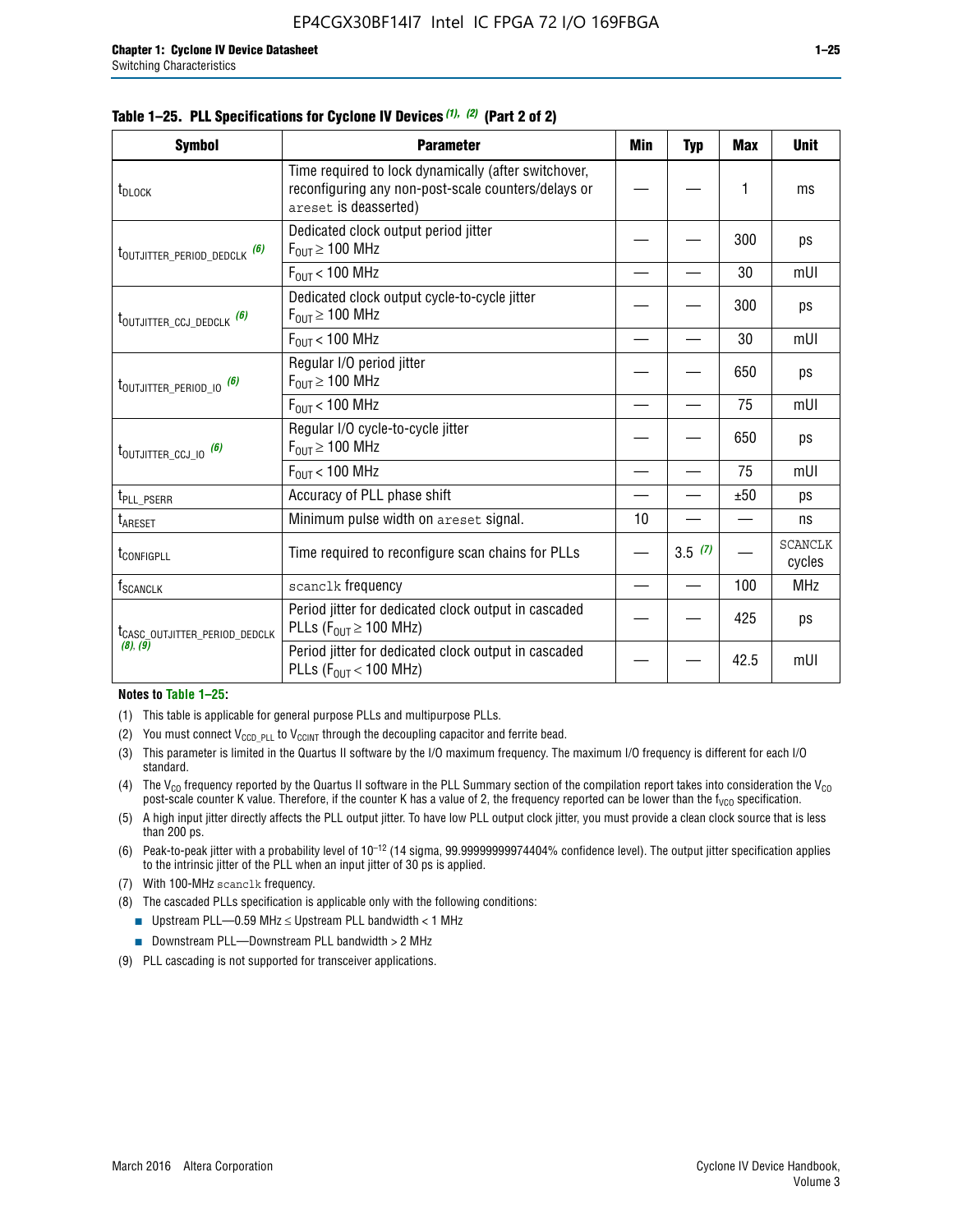**Table 1–25. PLL Specifications for Cyclone IV Devices (1), (2) (Part 2 of 2)**

| Symbol | Parameter | Min | Typ | Max | Unit |
|---|---|---|---|---|---|
| $t_{DLOCK}$ | Time required to lock dynamically (after switchover, reconfiguring any non-post-scale counters/delays or areset is deasserted) | — | — | 1 | ms |
| $t_{OUTJITTER\_PERIOD\_DEDCLK}$ (6) | Dedicated clock output period jitter $F_{OUT} \geq 100$ MHz | — | — | 300 | ps |
| | $F_{OUT} < 100$ MHz | — | — | 30 | mUI |
| $t_{OUTJITTER\_CCJ\_DEDCLK}$ (6) | Dedicated clock output cycle-to-cycle jitter $F_{OUT} \geq 100$ MHz | — | — | 300 | ps |
| | $F_{OUT} < 100$ MHz | — | — | 30 | mUI |
| $t_{OUTJITTER\_PERIOD\_IO}$ (6) | Regular I/O period jitter $F_{OUT} \geq 100$ MHz | — | — | 650 | ps |
| | $F_{OUT} < 100$ MHz | — | — | 75 | mUI |
| $t_{OUTJITTER\_CCJ\_IO}$ (6) | Regular I/O cycle-to-cycle jitter $F_{OUT} \geq 100$ MHz | — | — | 650 | ps |
| | $F_{OUT} < 100$ MHz | — | — | 75 | mUI |
| $t_{PLL\_PSERR}$ | Accuracy of PLL phase shift | — | — | ±50 | ps |
| $t_{ARESET}$ | Minimum pulse width on areset signal. | 10 | — | — | ns |
| $t_{CONFIGPLL}$ | Time required to reconfigure scan chains for PLLs | — | 3.5 (7) | — | SCANCLK cycles |
| $f_{SCANCLK}$ | scanclk frequency | — | — | 100 | MHz |
| $t_{CASC\_OUTJITTER\_PERIOD\_DEDCLK}$ (8), (9) | Period jitter for dedicated clock output in cascaded PLLs ($F_{OUT} \geq 100$ MHz) | — | — | 425 | ps |
| | Period jitter for dedicated clock output in cascaded PLLs ($F_{OUT} < 100$ MHz) | — | — | 42.5 | mUI |

**Notes to Table 1–25:**

(1) This table is applicable for general purpose PLLs and multipurpose PLLs.

(2) You must connect $V_{CCD\_PLL}$ to $V_{CCINT}$ through the decoupling capacitor and ferrite bead.

(3) This parameter is limited in the Quartus II software by the I/O maximum frequency. The maximum I/O frequency is different for each I/O standard.

(4) The $V_{CO}$ frequency reported by the Quartus II software in the PLL Summary section of the compilation report takes into consideration the $V_{CO}$ post-scale counter K value. Therefore, if the counter K has a value of 2, the frequency reported can be lower than the $f_{VCO}$ specification.

(5) A high input jitter directly affects the PLL output jitter. To have low PLL output clock jitter, you must provide a clean clock source that is less than 200 ps.

(6) Peak-to-peak jitter with a probability level of $10^{-12}$ (14 sigma, 99.99999999974404% confidence level). The output jitter specification applies to the intrinsic jitter of the PLL when an input jitter of 30 ps is applied.

(7) With 100-MHz scanclk frequency.

(8) The cascaded PLLs specification is applicable only with the following conditions:

- Upstream PLL—0.59 MHz ≤ Upstream PLL bandwidth < 1 MHz
- Downstream PLL—Downstream PLL bandwidth > 2 MHz

(9) PLL cascading is not supported for transceiver applications.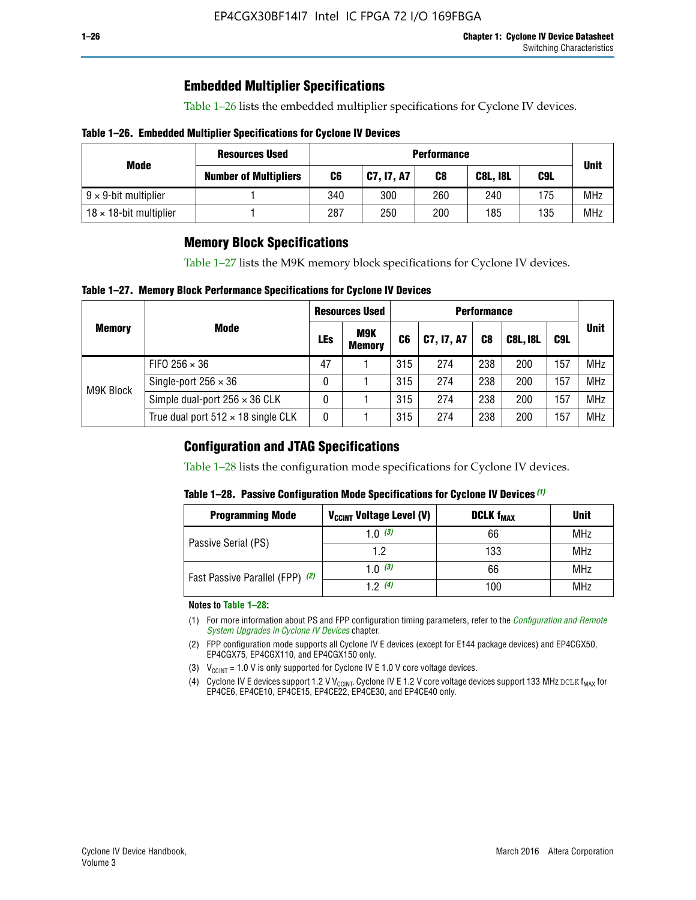## Embedded Multiplier Specifications

Table 1–26 lists the embedded multiplier specifications for Cyclone IV devices.

**Table 1–26. Embedded Multiplier Specifications for Cyclone IV Devices**

| Mode | Resources Used | Performance | | | | | Unit |
|---|---|---|---|---|---|---|---|
| | Number of Multipliers | C6 | C7, I7, A7 | C8 | C8L, I8L | C9L | |
| 9 × 9-bit multiplier | 1 | 340 | 300 | 260 | 240 | 175 | MHz |
| 18 × 18-bit multiplier | 1 | 287 | 250 | 200 | 185 | 135 | MHz |

## Memory Block Specifications

Table 1–27 lists the M9K memory block specifications for Cyclone IV devices.

**Table 1–27. Memory Block Performance Specifications for Cyclone IV Devices**

| Memory | Mode | Resources Used | | Performance | | | | | Unit |
|---|---|---|---|---|---|---|---|---|---|
| | | LEs | M9K Memory | C6 | C7, I7, A7 | C8 | C8L, I8L | C9L | |
| M9K Block | FIFO 256 × 36 | 47 | 1 | 315 | 274 | 238 | 200 | 157 | MHz |
| | Single-port 256 × 36 | 0 | 1 | 315 | 274 | 238 | 200 | 157 | MHz |
| | Simple dual-port 256 × 36 CLK | 0 | 1 | 315 | 274 | 238 | 200 | 157 | MHz |
| | True dual port 512 × 18 single CLK | 0 | 1 | 315 | 274 | 238 | 200 | 157 | MHz |

## Configuration and JTAG Specifications

Table 1–28 lists the configuration mode specifications for Cyclone IV devices.

**Table 1–28. Passive Configuration Mode Specifications for Cyclone IV Devices** *(1)*

| Programming Mode | $V_{CCINT}$ Voltage Level (V) | DCLK $f_{MAX}$ | Unit |
|---|---|---|---|
| Passive Serial (PS) | 1.0 *(3)* | 66 | MHz |
| | 1.2 | 133 | MHz |
| Fast Passive Parallel (FPP) *(2)* | 1.0 *(3)* | 66 | MHz |
| | 1.2 *(4)* | 100 | MHz |

**Notes to Table 1–28:**

(1) For more information about PS and FPP configuration timing parameters, refer to the *Configuration and Remote System Upgrades in Cyclone IV Devices* chapter.

(2) FPP configuration mode supports all Cyclone IV E devices (except for E144 package devices) and EP4CGX50, EP4CGX75, EP4CGX110, and EP4CGX150 only.

(3) $V_{CCINT}$ = 1.0 V is only supported for Cyclone IV E 1.0 V core voltage devices.

(4) Cyclone IV E devices support 1.2 V $V_{CCINT}$. Cyclone IV E 1.2 V core voltage devices support 133 MHz DCLK $f_{MAX}$ for EP4CE6, EP4CE10, EP4CE15, EP4CE22, EP4CE30, and EP4CE40 only.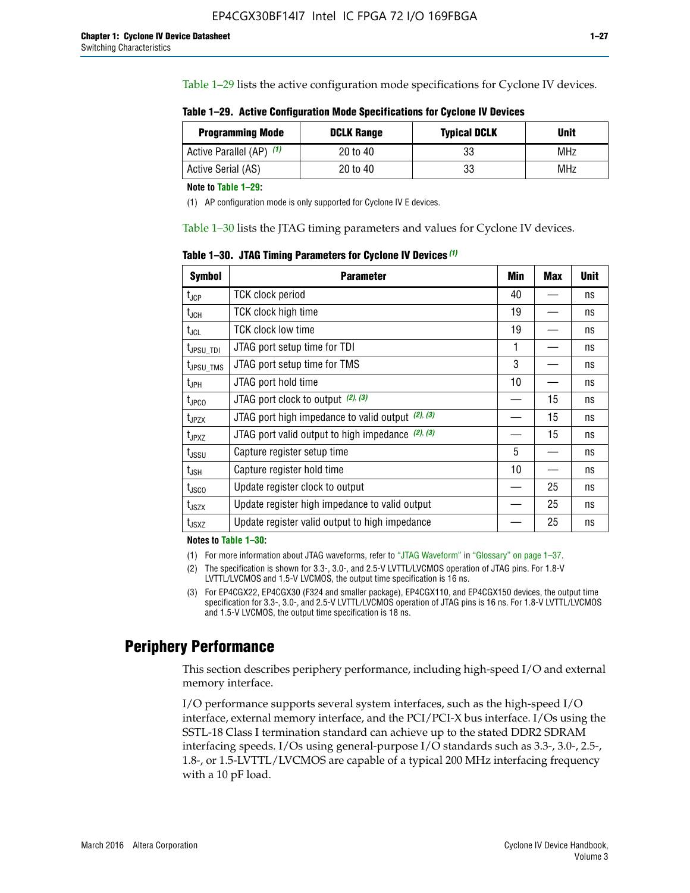Table 1–29 lists the active configuration mode specifications for Cyclone IV devices.

**Table 1–29. Active Configuration Mode Specifications for Cyclone IV Devices**

| Programming Mode | DCLK Range | Typical DCLK | Unit |
|---|---|---|---|
| Active Parallel (AP) (1) | 20 to 40 | 33 | MHz |
| Active Serial (AS) | 20 to 40 | 33 | MHz |

**Note to Table 1–29:**

(1) AP configuration mode is only supported for Cyclone IV E devices.

Table 1–30 lists the JTAG timing parameters and values for Cyclone IV devices.

**Table 1–30. JTAG Timing Parameters for Cyclone IV Devices (1)**

| Symbol | Parameter | Min | Max | Unit |
|---|---|---|---|---|
| $t_{JCP}$ | TCK clock period | 40 | — | ns |
| $t_{JCH}$ | TCK clock high time | 19 | — | ns |
| $t_{JCL}$ | TCK clock low time | 19 | — | ns |
| $t_{JPSU\_TDI}$ | JTAG port setup time for TDI | 1 | — | ns |
| $t_{JPSU\_TMS}$ | JTAG port setup time for TMS | 3 | — | ns |
| $t_{JPH}$ | JTAG port hold time | 10 | — | ns |
| $t_{JPCO}$ | JTAG port clock to output (2), (3) | — | 15 | ns |
| $t_{JPZX}$ | JTAG port high impedance to valid output (2), (3) | — | 15 | ns |
| $t_{JPXZ}$ | JTAG port valid output to high impedance (2), (3) | — | 15 | ns |
| $t_{JSSU}$ | Capture register setup time | 5 | — | ns |
| $t_{JSH}$ | Capture register hold time | 10 | — | ns |
| $t_{JSCO}$ | Update register clock to output | — | 25 | ns |
| $t_{JSZX}$ | Update register high impedance to valid output | — | 25 | ns |
| $t_{JSXZ}$ | Update register valid output to high impedance | — | 25 | ns |

**Notes to Table 1–30:**

(1) For more information about JTAG waveforms, refer to "JTAG Waveform" in "Glossary" on page 1–37.

(2) The specification is shown for 3.3-, 3.0-, and 2.5-V LVTTL/LVCMOS operation of JTAG pins. For 1.8-V LVTTL/LVCMOS and 1.5-V LVCMOS, the output time specification is 16 ns.

(3) For EP4CGX22, EP4CGX30 (F324 and smaller package), EP4CGX110, and EP4CGX150 devices, the output time specification for 3.3-, 3.0-, and 2.5-V LVTTL/LVCMOS operation of JTAG pins is 16 ns. For 1.8-V LVTTL/LVCMOS and 1.5-V LVCMOS, the output time specification is 18 ns.

# Periphery Performance

This section describes periphery performance, including high-speed I/O and external memory interface.

I/O performance supports several system interfaces, such as the high-speed I/O interface, external memory interface, and the PCI/PCI-X bus interface. I/Os using the SSTL-18 Class I termination standard can achieve up to the stated DDR2 SDRAM interfacing speeds. I/Os using general-purpose I/O standards such as 3.3-, 3.0-, 2.5-, 1.8-, or 1.5-LVTTL/LVCMOS are capable of a typical 200 MHz interfacing frequency with a 10 pF load.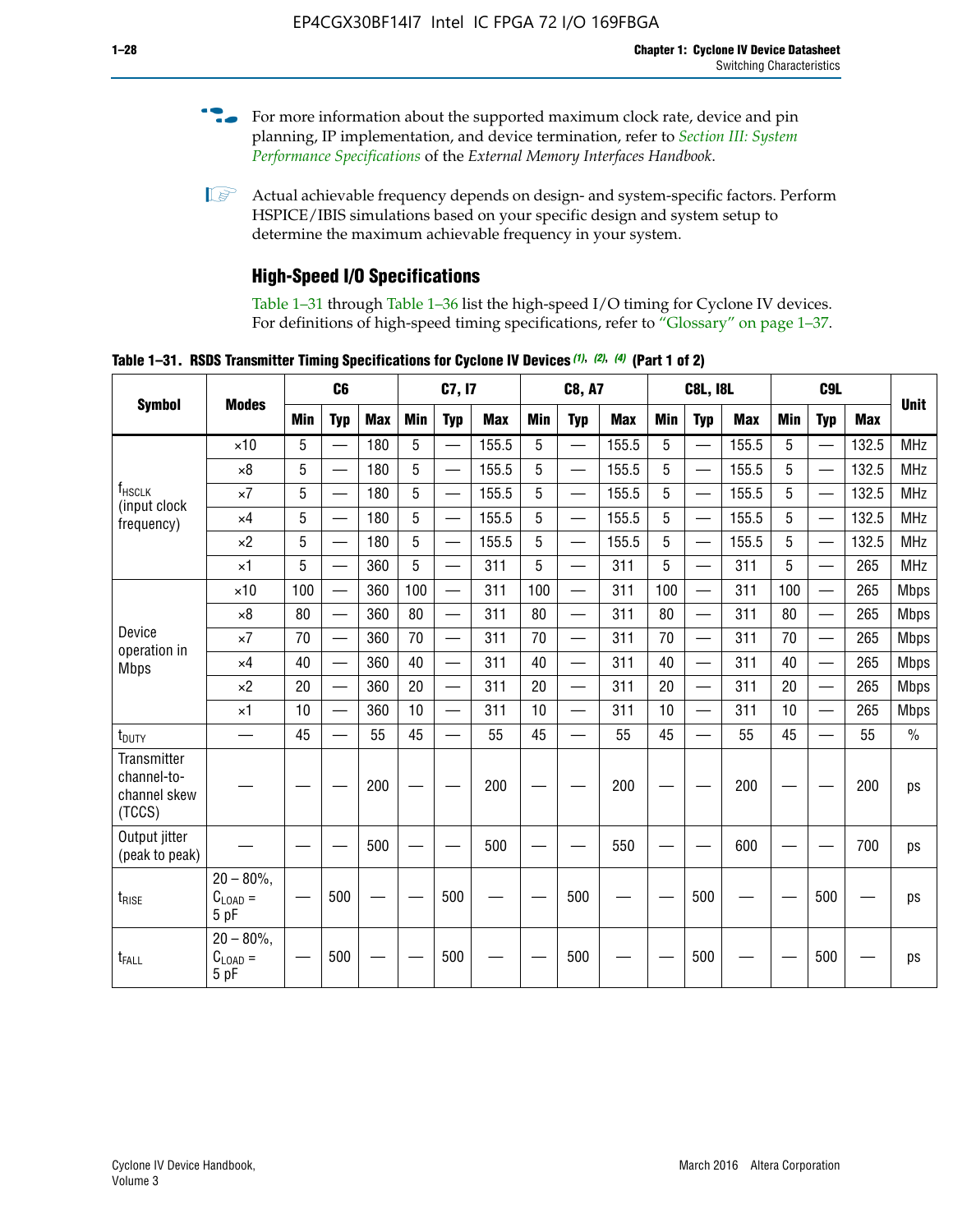For more information about the supported maximum clock rate, device and pin planning, IP implementation, and device termination, refer to *Section III: System Performance Specifications* of the *External Memory Interfaces Handbook*.

Actual achievable frequency depends on design- and system-specific factors. Perform HSPICE/IBIS simulations based on your specific design and system setup to determine the maximum achievable frequency in your system.

### High-Speed I/O Specifications

Table 1–31 through Table 1–36 list the high-speed I/O timing for Cyclone IV devices. For definitions of high-speed timing specifications, refer to "Glossary" on page 1–37.

**Table 1–31. RSDS Transmitter Timing Specifications for Cyclone IV Devices (1), (2), (4) (Part 1 of 2)**

| Symbol | Modes | C6 | | | C7, I7 | | | C8, A7 | | | C8L, I8L | | | C9L | | | Unit |
|---|---|---|---|---|---|---|---|---|---|---|---|---|---|---|---|---|---|
| | | Min | Typ | Max | Min | Typ | Max | Min | Typ | Max | Min | Typ | Max | Min | Typ | Max | |
| $f_{HSCLK}$ (input clock frequency) | ×10 | 5 | — | 180 | 5 | — | 155.5 | 5 | — | 155.5 | 5 | — | 155.5 | 5 | — | 132.5 | MHz |
| | ×8 | 5 | — | 180 | 5 | — | 155.5 | 5 | — | 155.5 | 5 | — | 155.5 | 5 | — | 132.5 | MHz |
| | ×7 | 5 | — | 180 | 5 | — | 155.5 | 5 | — | 155.5 | 5 | — | 155.5 | 5 | — | 132.5 | MHz |
| | ×4 | 5 | — | 180 | 5 | — | 155.5 | 5 | — | 155.5 | 5 | — | 155.5 | 5 | — | 132.5 | MHz |
| | ×2 | 5 | — | 180 | 5 | — | 155.5 | 5 | — | 155.5 | 5 | — | 155.5 | 5 | — | 132.5 | MHz |
| | ×1 | 5 | — | 360 | 5 | — | 311 | 5 | — | 311 | 5 | — | 311 | 5 | — | 265 | MHz |
| Device operation in Mbps | ×10 | 100 | — | 360 | 100 | — | 311 | 100 | — | 311 | 100 | — | 311 | 100 | — | 265 | Mbps |
| | ×8 | 80 | — | 360 | 80 | — | 311 | 80 | — | 311 | 80 | — | 311 | 80 | — | 265 | Mbps |
| | ×7 | 70 | — | 360 | 70 | — | 311 | 70 | — | 311 | 70 | — | 311 | 70 | — | 265 | Mbps |
| | ×4 | 40 | — | 360 | 40 | — | 311 | 40 | — | 311 | 40 | — | 311 | 40 | — | 265 | Mbps |
| | ×2 | 20 | — | 360 | 20 | — | 311 | 20 | — | 311 | 20 | — | 311 | 20 | — | 265 | Mbps |
| | ×1 | 10 | — | 360 | 10 | — | 311 | 10 | — | 311 | 10 | — | 311 | 10 | — | 265 | Mbps |
| $t_{DUTY}$ | — | 45 | — | 55 | 45 | — | 55 | 45 | — | 55 | 45 | — | 55 | 45 | — | 55 | % |
| Transmitter channel-to-channel skew (TCCS) | — | — | — | 200 | — | — | 200 | — | — | 200 | — | — | 200 | — | — | 200 | ps |
| Output jitter (peak to peak) | — | — | — | 500 | — | — | 500 | — | — | 550 | — | — | 600 | — | — | 700 | ps |
| $t_{RISE}$ | 20 – 80%, $C_{LOAD}$ = 5 pF | — | 500 | — | — | 500 | — | — | 500 | — | — | 500 | — | — | 500 | — | ps |
| $t_{FALL}$ | 20 – 80%, $C_{LOAD}$ = 5 pF | — | 500 | — | — | 500 | — | — | 500 | — | — | 500 | — | — | 500 | — | ps |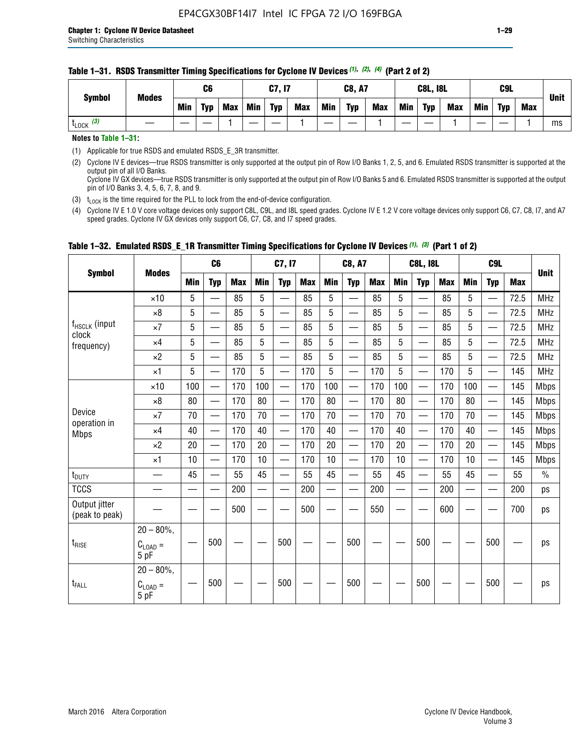**Table 1–31. RSDS Transmitter Timing Specifications for Cyclone IV Devices (1), (2), (4) (Part 2 of 2)**

| Symbol | Modes | C6 | | | C7, I7 | | | C8, A7 | | | C8L, I8L | | | C9L | | | Unit |
|---|---|---|---|---|---|---|---|---|---|---|---|---|---|---|---|---|---|
| | | Min | Typ | Max | Min | Typ | Max | Min | Typ | Max | Min | Typ | Max | Min | Typ | Max | |
| $t_{LOCK}$ (3) | — | — | — | 1 | — | — | 1 | — | — | 1 | — | — | 1 | — | — | 1 | ms |

**Notes to Table 1–31:**

(1) Applicable for true RSDS and emulated RSDS_E_3R transmitter.

(2) Cyclone IV E devices—true RSDS transmitter is only supported at the output pin of Row I/O Banks 1, 2, 5, and 6. Emulated RSDS transmitter is supported at the output pin of all I/O Banks.
Cyclone IV GX devices—true RSDS transmitter is only supported at the output pin of Row I/O Banks 5 and 6. Emulated RSDS transmitter is supported at the output pin of I/O Banks 3, 4, 5, 6, 7, 8, and 9.

(3) $t_{LOCK}$ is the time required for the PLL to lock from the end-of-device configuration.

(4) Cyclone IV E 1.0 V core voltage devices only support C8L, C9L, and I8L speed grades. Cyclone IV E 1.2 V core voltage devices only support C6, C7, C8, I7, and A7 speed grades. Cyclone IV GX devices only support C6, C7, C8, and I7 speed grades.

**Table 1–32. Emulated RSDS_E_1R Transmitter Timing Specifications for Cyclone IV Devices (1), (3) (Part 1 of 2)**

| Symbol | Modes | C6 | | | C7, I7 | | | C8, A7 | | | C8L, I8L | | | C9L | | | Unit |
|---|---|---|---|---|---|---|---|---|---|---|---|---|---|---|---|---|---|
| | | Min | Typ | Max | Min | Typ | Max | Min | Typ | Max | Min | Typ | Max | Min | Typ | Max | |
| $f_{HSCLK}$ (input clock frequency) | ×10 | 5 | — | 85 | 5 | — | 85 | 5 | — | 85 | 5 | — | 85 | 5 | — | 72.5 | MHz |
| | ×8 | 5 | — | 85 | 5 | — | 85 | 5 | — | 85 | 5 | — | 85 | 5 | — | 72.5 | MHz |
| | ×7 | 5 | — | 85 | 5 | — | 85 | 5 | — | 85 | 5 | — | 85 | 5 | — | 72.5 | MHz |
| | ×4 | 5 | — | 85 | 5 | — | 85 | 5 | — | 85 | 5 | — | 85 | 5 | — | 72.5 | MHz |
| | ×2 | 5 | — | 85 | 5 | — | 85 | 5 | — | 85 | 5 | — | 85 | 5 | — | 72.5 | MHz |
| | ×1 | 5 | — | 170 | 5 | — | 170 | 5 | — | 170 | 5 | — | 170 | 5 | — | 145 | MHz |
| Device operation in Mbps | ×10 | 100 | — | 170 | 100 | — | 170 | 100 | — | 170 | 100 | — | 170 | 100 | — | 145 | Mbps |
| | ×8 | 80 | — | 170 | 80 | — | 170 | 80 | — | 170 | 80 | — | 170 | 80 | — | 145 | Mbps |
| | ×7 | 70 | — | 170 | 70 | — | 170 | 70 | — | 170 | 70 | — | 170 | 70 | — | 145 | Mbps |
| | ×4 | 40 | — | 170 | 40 | — | 170 | 40 | — | 170 | 40 | — | 170 | 40 | — | 145 | Mbps |
| | ×2 | 20 | — | 170 | 20 | — | 170 | 20 | — | 170 | 20 | — | 170 | 20 | — | 145 | Mbps |
| | ×1 | 10 | — | 170 | 10 | — | 170 | 10 | — | 170 | 10 | — | 170 | 10 | — | 145 | Mbps |
| $t_{DUTY}$ | — | 45 | — | 55 | 45 | — | 55 | 45 | — | 55 | 45 | — | 55 | 45 | — | 55 | % |
| TCCS | — | — | — | 200 | — | — | 200 | — | — | 200 | — | — | 200 | — | — | 200 | ps |
| Output jitter (peak to peak) | — | — | — | 500 | — | — | 500 | — | — | 550 | — | — | 600 | — | — | 700 | ps |
| $t_{RISE}$ | 20 – 80%, $C_{LOAD}$ = 5 pF | — | 500 | — | — | 500 | — | — | 500 | — | — | 500 | — | — | 500 | — | ps |
| $t_{FALL}$ | 20 – 80%, $C_{LOAD}$ = 5 pF | — | 500 | — | — | 500 | — | — | 500 | — | — | 500 | — | — | 500 | — | ps |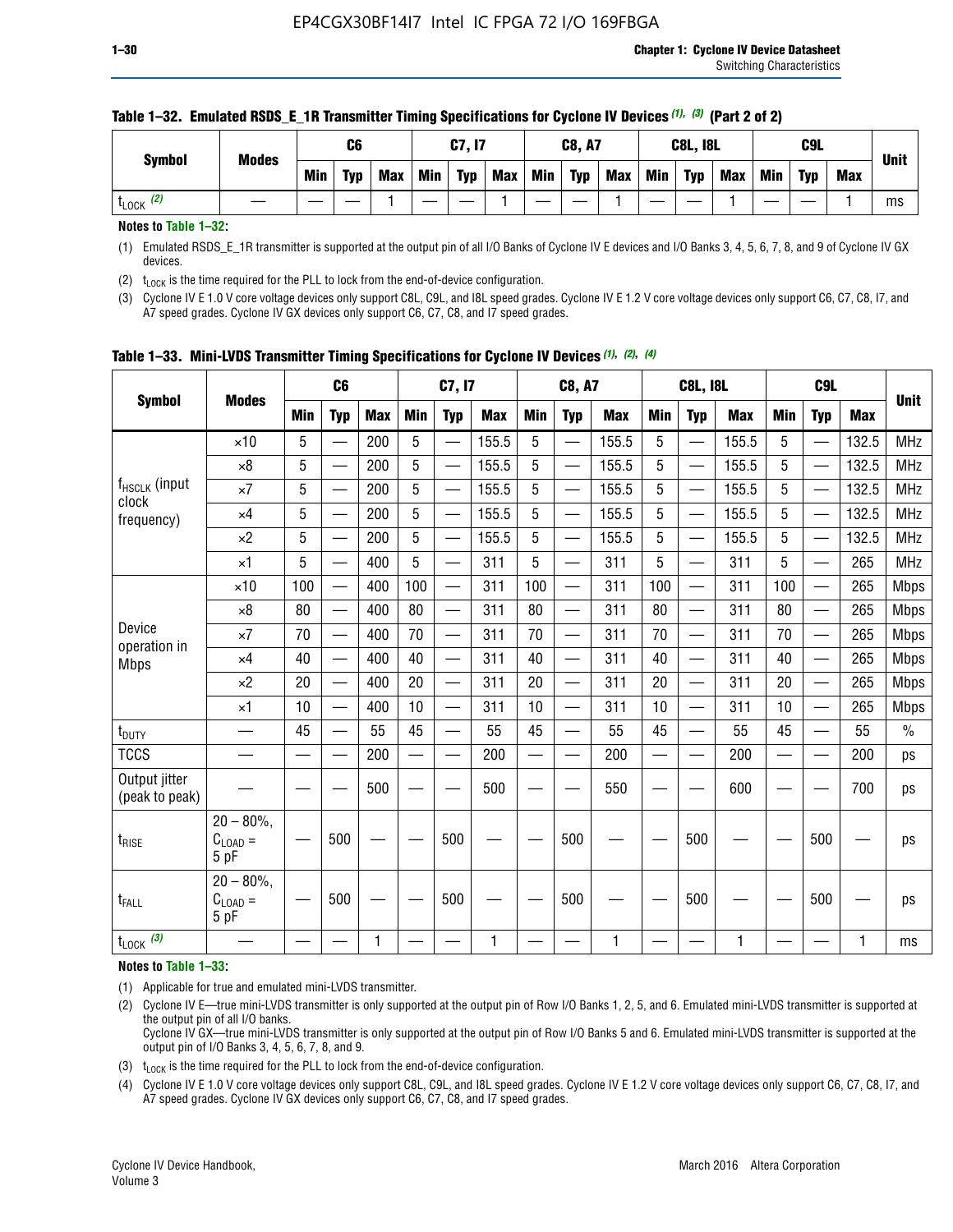**Table 1–32. Emulated RSDS_E_1R Transmitter Timing Specifications for Cyclone IV Devices (1), (3) (Part 2 of 2)**

| Symbol | Modes | C6 | | | C7, I7 | | | C8, A7 | | | C8L, I8L | | | C9L | | | Unit |
|---|---|---|---|---|---|---|---|---|---|---|---|---|---|---|---|---|---|
| | | Min | Typ | Max | Min | Typ | Max | Min | Typ | Max | Min | Typ | Max | Min | Typ | Max | |
| $t_{LOCK}$ (2) | — | — | — | 1 | — | — | 1 | — | — | 1 | — | — | 1 | — | — | 1 | ms |

**Notes to Table 1–32:**

(1) Emulated RSDS_E_1R transmitter is supported at the output pin of all I/O Banks of Cyclone IV E devices and I/O Banks 3, 4, 5, 6, 7, 8, and 9 of Cyclone IV GX devices.

(2) $t_{LOCK}$ is the time required for the PLL to lock from the end-of-device configuration.

(3) Cyclone IV E 1.0 V core voltage devices only support C8L, C9L, and I8L speed grades. Cyclone IV E 1.2 V core voltage devices only support C6, C7, C8, I7, and A7 speed grades. Cyclone IV GX devices only support C6, C7, C8, and I7 speed grades.

**Table 1–33. Mini-LVDS Transmitter Timing Specifications for Cyclone IV Devices (1), (2), (4)**

| Symbol | Modes | C6 | | | C7, I7 | | | C8, A7 | | | C8L, I8L | | | C9L | | | Unit |
|---|---|---|---|---|---|---|---|---|---|---|---|---|---|---|---|---|---|
| | | Min | Typ | Max | Min | Typ | Max | Min | Typ | Max | Min | Typ | Max | Min | Typ | Max | |
| $f_{HSCLK}$ (input clock frequency) | ×10 | 5 | — | 200 | 5 | — | 155.5 | 5 | — | 155.5 | 5 | — | 155.5 | 5 | — | 132.5 | MHz |
| | ×8 | 5 | — | 200 | 5 | — | 155.5 | 5 | — | 155.5 | 5 | — | 155.5 | 5 | — | 132.5 | MHz |
| | ×7 | 5 | — | 200 | 5 | — | 155.5 | 5 | — | 155.5 | 5 | — | 155.5 | 5 | — | 132.5 | MHz |
| | ×4 | 5 | — | 200 | 5 | — | 155.5 | 5 | — | 155.5 | 5 | — | 155.5 | 5 | — | 132.5 | MHz |
| | ×2 | 5 | — | 200 | 5 | — | 155.5 | 5 | — | 155.5 | 5 | — | 155.5 | 5 | — | 132.5 | MHz |
| | ×1 | 5 | — | 400 | 5 | — | 311 | 5 | — | 311 | 5 | — | 311 | 5 | — | 265 | MHz |
| Device operation in Mbps | ×10 | 100 | — | 400 | 100 | — | 311 | 100 | — | 311 | 100 | — | 311 | 100 | — | 265 | Mbps |
| | ×8 | 80 | — | 400 | 80 | — | 311 | 80 | — | 311 | 80 | — | 311 | 80 | — | 265 | Mbps |
| | ×7 | 70 | — | 400 | 70 | — | 311 | 70 | — | 311 | 70 | — | 311 | 70 | — | 265 | Mbps |
| | ×4 | 40 | — | 400 | 40 | — | 311 | 40 | — | 311 | 40 | — | 311 | 40 | — | 265 | Mbps |
| | ×2 | 20 | — | 400 | 20 | — | 311 | 20 | — | 311 | 20 | — | 311 | 20 | — | 265 | Mbps |
| | ×1 | 10 | — | 400 | 10 | — | 311 | 10 | — | 311 | 10 | — | 311 | 10 | — | 265 | Mbps |
| $t_{DUTY}$ | — | 45 | — | 55 | 45 | — | 55 | 45 | — | 55 | 45 | — | 55 | 45 | — | 55 | % |
| TCCS | — | — | — | 200 | — | — | 200 | — | — | 200 | — | — | 200 | — | — | 200 | ps |
| Output jitter (peak to peak) | — | — | — | 500 | — | — | 500 | — | — | 550 | — | — | 600 | — | — | 700 | ps |
| $t_{RISE}$ | 20 – 80%, $C_{LOAD}$ = 5 pF | — | 500 | — | — | 500 | — | — | 500 | — | — | 500 | — | — | 500 | — | ps |
| $t_{FALL}$ | 20 – 80%, $C_{LOAD}$ = 5 pF | — | 500 | — | — | 500 | — | — | 500 | — | — | 500 | — | — | 500 | — | ps |
| $t_{LOCK}$ (3) | — | — | — | 1 | — | — | 1 | — | — | 1 | — | — | 1 | — | — | 1 | ms |

**Notes to Table 1–33:**

(1) Applicable for true and emulated mini-LVDS transmitter.

(2) Cyclone IV E—true mini-LVDS transmitter is only supported at the output pin of Row I/O Banks 1, 2, 5, and 6. Emulated mini-LVDS transmitter is supported at the output pin of all I/O Banks.
Cyclone IV GX—true mini-LVDS transmitter is only supported at the output pin of Row I/O Banks 5 and 6. Emulated mini-LVDS transmitter is supported at the output pin of I/O Banks 3, 4, 5, 6, 7, 8, and 9.

(3) $t_{LOCK}$ is the time required for the PLL to lock from the end-of-device configuration.

(4) Cyclone IV E 1.0 V core voltage devices only support C8L, C9L, and I8L speed grades. Cyclone IV E 1.2 V core voltage devices only support C6, C7, C8, I7, and A7 speed grades. Cyclone IV GX devices only support C6, C7, C8, and I7 speed grades.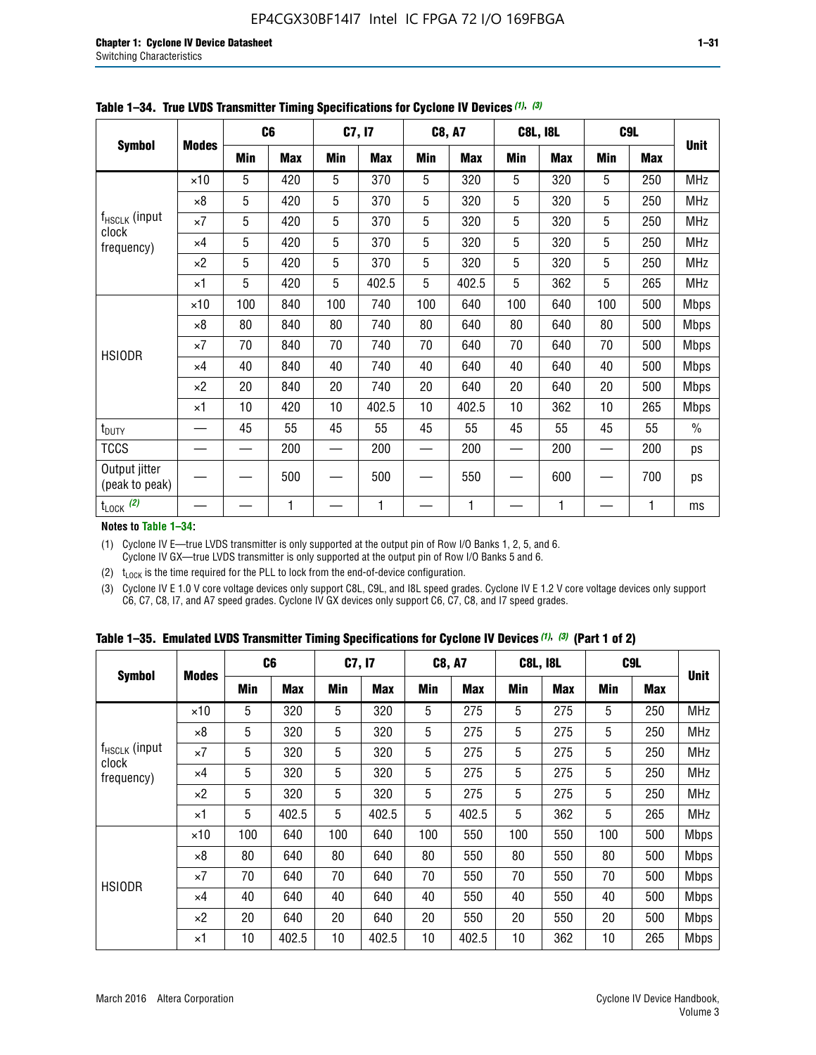**Table 1–34. True LVDS Transmitter Timing Specifications for Cyclone IV Devices (1), (3)**

| Symbol | Modes | C6 | | C7, I7 | | C8, A7 | | C8L, I8L | | C9L | | Unit |
|---|---|---|---|---|---|---|---|---|---|---|---|---|
| | | Min | Max | Min | Max | Min | Max | Min | Max | Min | Max | |
| $f_{HSCLK}$ (input clock frequency) | ×10 | 5 | 420 | 5 | 370 | 5 | 320 | 5 | 320 | 5 | 250 | MHz |
| | ×8 | 5 | 420 | 5 | 370 | 5 | 320 | 5 | 320 | 5 | 250 | MHz |
| | ×7 | 5 | 420 | 5 | 370 | 5 | 320 | 5 | 320 | 5 | 250 | MHz |
| | ×4 | 5 | 420 | 5 | 370 | 5 | 320 | 5 | 320 | 5 | 250 | MHz |
| | ×2 | 5 | 420 | 5 | 370 | 5 | 320 | 5 | 320 | 5 | 250 | MHz |
| | ×1 | 5 | 420 | 5 | 402.5 | 5 | 402.5 | 5 | 362 | 5 | 265 | MHz |
| HSIODR | ×10 | 100 | 840 | 100 | 740 | 100 | 640 | 100 | 640 | 100 | 500 | Mbps |
| | ×8 | 80 | 840 | 80 | 740 | 80 | 640 | 80 | 640 | 80 | 500 | Mbps |
| | ×7 | 70 | 840 | 70 | 740 | 70 | 640 | 70 | 640 | 70 | 500 | Mbps |
| | ×4 | 40 | 840 | 40 | 740 | 40 | 640 | 40 | 640 | 40 | 500 | Mbps |
| | ×2 | 20 | 840 | 20 | 740 | 20 | 640 | 20 | 640 | 20 | 500 | Mbps |
| | ×1 | 10 | 420 | 10 | 402.5 | 10 | 402.5 | 10 | 362 | 10 | 265 | Mbps |
| $t_{DUTY}$ | — | 45 | 55 | 45 | 55 | 45 | 55 | 45 | 55 | 45 | 55 | % |
| TCCS | — | — | 200 | — | 200 | — | 200 | — | 200 | — | 200 | ps |
| Output jitter (peak to peak) | — | — | 500 | — | 500 | — | 550 | — | 600 | — | 700 | ps |
| $t_{LOCK}$ (2) | — | — | 1 | — | 1 | — | 1 | — | 1 | — | 1 | ms |

**Notes to Table 1–34:**

(1) Cyclone IV E—true LVDS transmitter is only supported at the output pin of Row I/O Banks 1, 2, 5, and 6. Cyclone IV GX—true LVDS transmitter is only supported at the output pin of Row I/O Banks 5 and 6.

(2) $t_{LOCK}$ is the time required for the PLL to lock from the end-of-device configuration.

(3) Cyclone IV E 1.0 V core voltage devices only support C8L, C9L, and I8L speed grades. Cyclone IV E 1.2 V core voltage devices only support C6, C7, C8, I7, and A7 speed grades. Cyclone IV GX devices only support C6, C7, C8, and I7 speed grades.

**Table 1–35. Emulated LVDS Transmitter Timing Specifications for Cyclone IV Devices (1), (3) (Part 1 of 2)**

| Symbol | Modes | C6 | | C7, I7 | | C8, A7 | | C8L, I8L | | C9L | | Unit |
|---|---|---|---|---|---|---|---|---|---|---|---|---|
| | | Min | Max | Min | Max | Min | Max | Min | Max | Min | Max | |
| $f_{HSCLK}$ (input clock frequency) | ×10 | 5 | 320 | 5 | 320 | 5 | 275 | 5 | 275 | 5 | 250 | MHz |
| | ×8 | 5 | 320 | 5 | 320 | 5 | 275 | 5 | 275 | 5 | 250 | MHz |
| | ×7 | 5 | 320 | 5 | 320 | 5 | 275 | 5 | 275 | 5 | 250 | MHz |
| | ×4 | 5 | 320 | 5 | 320 | 5 | 275 | 5 | 275 | 5 | 250 | MHz |
| | ×2 | 5 | 320 | 5 | 320 | 5 | 275 | 5 | 275 | 5 | 250 | MHz |
| | ×1 | 5 | 402.5 | 5 | 402.5 | 5 | 402.5 | 5 | 362 | 5 | 265 | MHz |
| HSIODR | ×10 | 100 | 640 | 100 | 640 | 100 | 550 | 100 | 550 | 100 | 500 | Mbps |
| | ×8 | 80 | 640 | 80 | 640 | 80 | 550 | 80 | 550 | 80 | 500 | Mbps |
| | ×7 | 70 | 640 | 70 | 640 | 70 | 550 | 70 | 550 | 70 | 500 | Mbps |
| | ×4 | 40 | 640 | 40 | 640 | 40 | 550 | 40 | 550 | 40 | 500 | Mbps |
| | ×2 | 20 | 640 | 20 | 640 | 20 | 550 | 20 | 550 | 20 | 500 | Mbps |
| | ×1 | 10 | 402.5 | 10 | 402.5 | 10 | 402.5 | 10 | 362 | 10 | 265 | Mbps |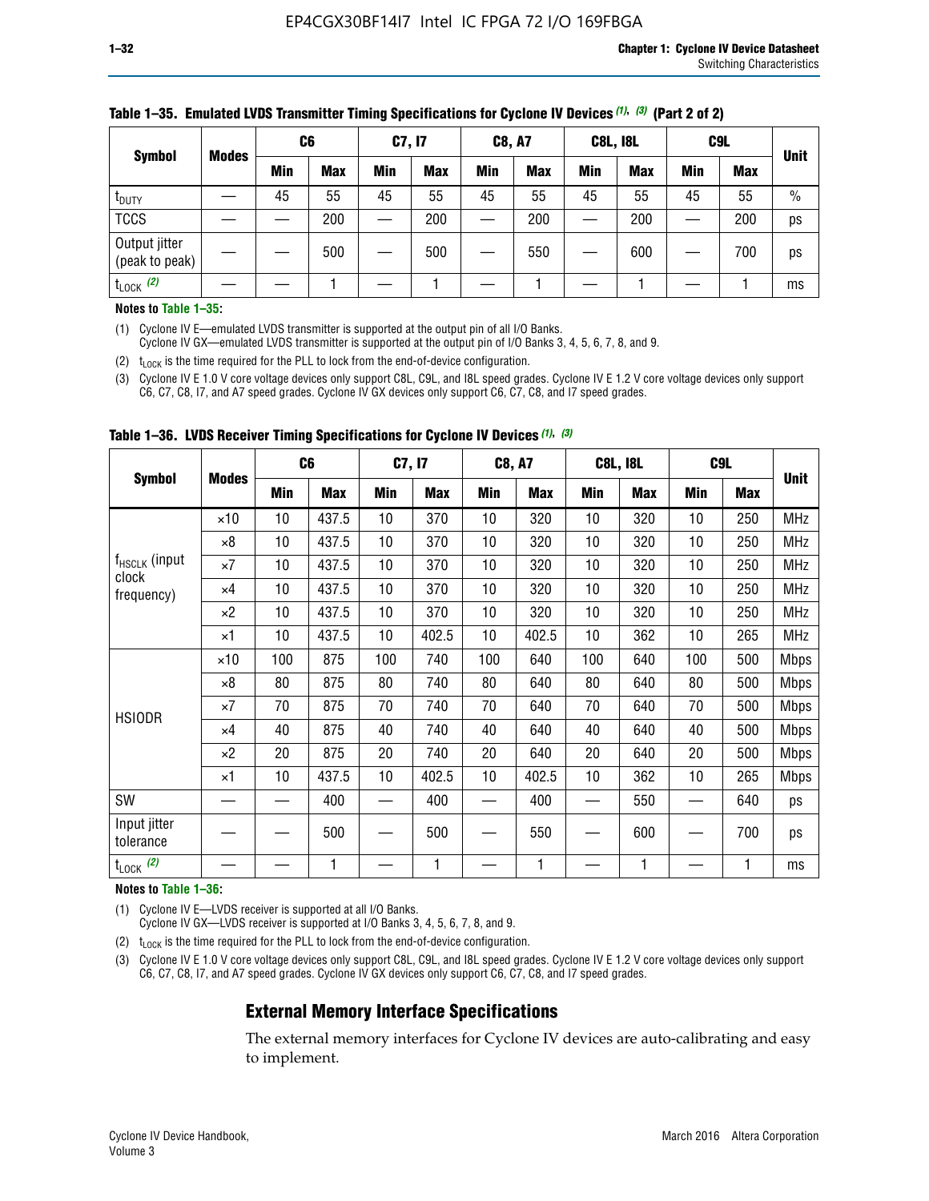**Table 1–35. Emulated LVDS Transmitter Timing Specifications for Cyclone IV Devices (1), (3) (Part 2 of 2)**

| Symbol | Modes | C6 | | C7, I7 | | C8, A7 | | C8L, I8L | | C9L | | Unit |
|---|---|---|---|---|---|---|---|---|---|---|---|---|
| | | Min | Max | Min | Max | Min | Max | Min | Max | Min | Max | |
| $t_{DUTY}$ | — | 45 | 55 | 45 | 55 | 45 | 55 | 45 | 55 | 45 | 55 | % |
| TCCS | — | — | 200 | — | 200 | — | 200 | — | 200 | — | 200 | ps |
| Output jitter (peak to peak) | — | — | 500 | — | 500 | — | 550 | — | 600 | — | 700 | ps |
| $t_{LOCK}$ (2) | — | — | 1 | — | 1 | — | 1 | — | 1 | — | 1 | ms |

**Notes to Table 1–35:**

(1) Cyclone IV E—emulated LVDS transmitter is supported at the output pin of all I/O Banks.
Cyclone IV GX—emulated LVDS transmitter is supported at the output pin of I/O Banks 3, 4, 5, 6, 7, 8, and 9.

(2) $t_{LOCK}$ is the time required for the PLL to lock from the end-of-device configuration.

(3) Cyclone IV E 1.0 V core voltage devices only support C8L, C9L, and I8L speed grades. Cyclone IV E 1.2 V core voltage devices only support C6, C7, C8, I7, and A7 speed grades. Cyclone IV GX devices only support C6, C7, C8, and I7 speed grades.

**Table 1–36. LVDS Receiver Timing Specifications for Cyclone IV Devices (1), (3)**

| Symbol | Modes | C6 | | C7, I7 | | C8, A7 | | C8L, I8L | | C9L | | Unit |
|---|---|---|---|---|---|---|---|---|---|---|---|---|
| | | Min | Max | Min | Max | Min | Max | Min | Max | Min | Max | |
| $f_{HSCLK}$ (input clock frequency) | ×10 | 10 | 437.5 | 10 | 370 | 10 | 320 | 10 | 320 | 10 | 250 | MHz |
| | ×8 | 10 | 437.5 | 10 | 370 | 10 | 320 | 10 | 320 | 10 | 250 | MHz |
| | ×7 | 10 | 437.5 | 10 | 370 | 10 | 320 | 10 | 320 | 10 | 250 | MHz |
| | ×4 | 10 | 437.5 | 10 | 370 | 10 | 320 | 10 | 320 | 10 | 250 | MHz |
| | ×2 | 10 | 437.5 | 10 | 370 | 10 | 320 | 10 | 320 | 10 | 250 | MHz |
| | ×1 | 10 | 437.5 | 10 | 402.5 | 10 | 402.5 | 10 | 362 | 10 | 265 | MHz |
| HSIODR | ×10 | 100 | 875 | 100 | 740 | 100 | 640 | 100 | 640 | 100 | 500 | Mbps |
| | ×8 | 80 | 875 | 80 | 740 | 80 | 640 | 80 | 640 | 80 | 500 | Mbps |
| | ×7 | 70 | 875 | 70 | 740 | 70 | 640 | 70 | 640 | 70 | 500 | Mbps |
| | ×4 | 40 | 875 | 40 | 740 | 40 | 640 | 40 | 640 | 40 | 500 | Mbps |
| | ×2 | 20 | 875 | 20 | 740 | 20 | 640 | 20 | 640 | 20 | 500 | Mbps |
| | ×1 | 10 | 437.5 | 10 | 402.5 | 10 | 402.5 | 10 | 362 | 10 | 265 | Mbps |
| SW | — | — | 400 | — | 400 | — | 400 | — | 550 | — | 640 | ps |
| Input jitter tolerance | — | — | 500 | — | 500 | — | 550 | — | 600 | — | 700 | ps |
| $t_{LOCK}$ (2) | — | — | 1 | — | 1 | — | 1 | — | 1 | — | 1 | ms |

**Notes to Table 1–36:**

(1) Cyclone IV E—LVDS receiver is supported at all I/O Banks.
Cyclone IV GX—LVDS receiver is supported at I/O Banks 3, 4, 5, 6, 7, 8, and 9.

(2) $t_{LOCK}$ is the time required for the PLL to lock from the end-of-device configuration.

(3) Cyclone IV E 1.0 V core voltage devices only support C8L, C9L, and I8L speed grades. Cyclone IV E 1.2 V core voltage devices only support C6, C7, C8, I7, and A7 speed grades. Cyclone IV GX devices only support C6, C7, C8, and I7 speed grades.

## External Memory Interface Specifications

The external memory interfaces for Cyclone IV devices are auto-calibrating and easy to implement.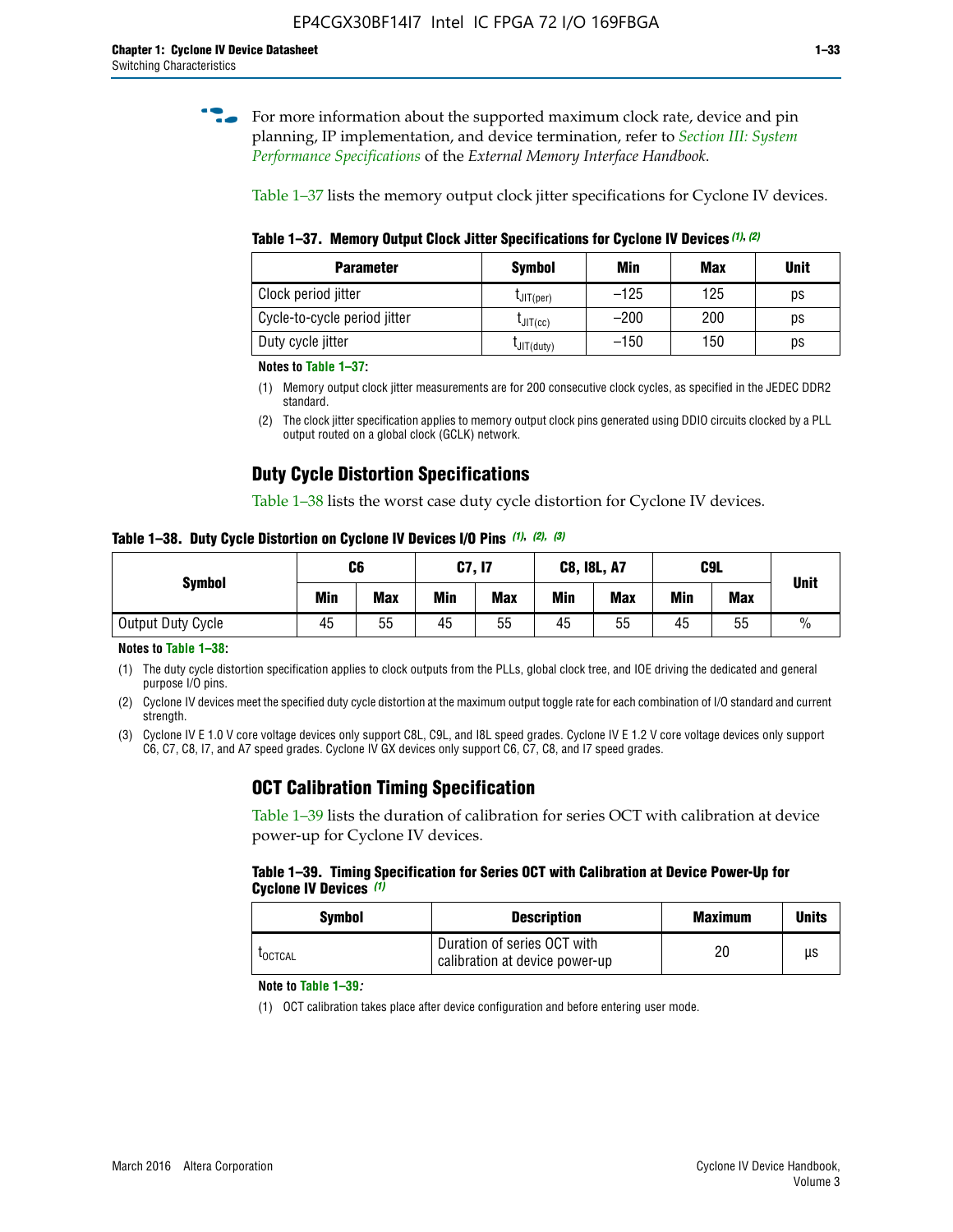For more information about the supported maximum clock rate, device and pin planning, IP implementation, and device termination, refer to *Section III: System Performance Specifications* of the *External Memory Interface Handbook*.

Table 1–37 lists the memory output clock jitter specifications for Cyclone IV devices.

**Table 1–37. Memory Output Clock Jitter Specifications for Cyclone IV Devices** *(1)*, *(2)*

| Parameter | Symbol | Min | Max | Unit |
|---|---|---|---|---|
| Clock period jitter | $t_{JIT(per)}$ | –125 | 125 | ps |
| Cycle-to-cycle period jitter | $t_{JIT(cc)}$ | –200 | 200 | ps |
| Duty cycle jitter | $t_{JIT(duty)}$ | –150 | 150 | ps |

**Notes to Table 1–37:**

(1) Memory output clock jitter measurements are for 200 consecutive clock cycles, as specified in the JEDEC DDR2 standard.

(2) The clock jitter specification applies to memory output clock pins generated using DDIO circuits clocked by a PLL output routed on a global clock (GCLK) network.

## Duty Cycle Distortion Specifications

Table 1–38 lists the worst case duty cycle distortion for Cyclone IV devices.

**Table 1–38. Duty Cycle Distortion on Cyclone IV Devices I/O Pins** *(1)*, *(2)*, *(3)*

| Symbol | C6 | | C7, I7 | | C8, I8L, A7 | | C9L | | Unit |
|---|---|---|---|---|---|---|---|---|---|
| | Min | Max | Min | Max | Min | Max | Min | Max | |
| Output Duty Cycle | 45 | 55 | 45 | 55 | 45 | 55 | 45 | 55 | % |

**Notes to Table 1–38:**

(1) The duty cycle distortion specification applies to clock outputs from the PLLs, global clock tree, and IOE driving the dedicated and general purpose I/O pins.

(2) Cyclone IV devices meet the specified duty cycle distortion at the maximum output toggle rate for each combination of I/O standard and current strength.

(3) Cyclone IV E 1.0 V core voltage devices only support C8L, C9L, and I8L speed grades. Cyclone IV E 1.2 V core voltage devices only support C6, C7, C8, I7, and A7 speed grades. Cyclone IV GX devices only support C6, C7, C8, and I7 speed grades.

## OCT Calibration Timing Specification

Table 1–39 lists the duration of calibration for series OCT with calibration at device power-up for Cyclone IV devices.

**Table 1–39. Timing Specification for Series OCT with Calibration at Device Power-Up for Cyclone IV Devices** *(1)*

| Symbol | Description | Maximum | Units |
|---|---|---|---|
| $t_{OCTCAL}$ | Duration of series OCT with calibration at device power-up | 20 | µs |

**Note to Table 1–39:**

(1) OCT calibration takes place after device configuration and before entering user mode.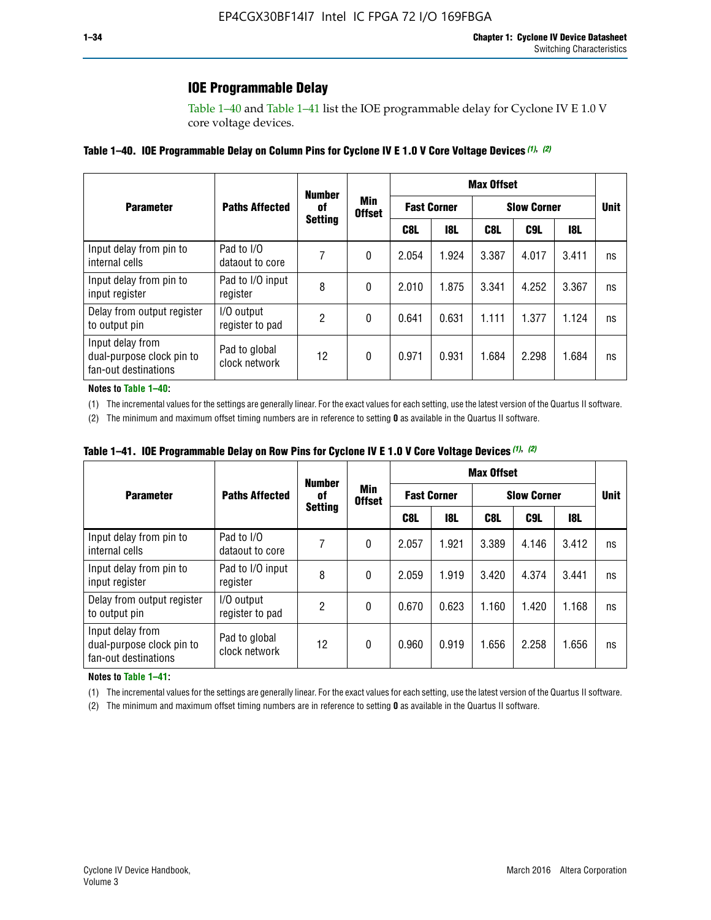## IOE Programmable Delay

Table 1–40 and Table 1–41 list the IOE programmable delay for Cyclone IV E 1.0 V core voltage devices.

**Table 1–40. IOE Programmable Delay on Column Pins for Cyclone IV E 1.0 V Core Voltage Devices (1), (2)**

| Parameter | Paths Affected | Number of Setting | Min Offset | Max Offset | | | | | Unit |
|---|---|---|---|---|---|---|---|---|---|
| | | | | Fast Corner | | Slow Corner | | | |
| | | | | C8L | I8L | C8L | C9L | I8L | |
| Input delay from pin to internal cells | Pad to I/O dataout to core | 7 | 0 | 2.054 | 1.924 | 3.387 | 4.017 | 3.411 | ns |
| Input delay from pin to input register | Pad to I/O input register | 8 | 0 | 2.010 | 1.875 | 3.341 | 4.252 | 3.367 | ns |
| Delay from output register to output pin | I/O output register to pad | 2 | 0 | 0.641 | 0.631 | 1.111 | 1.377 | 1.124 | ns |
| Input delay from dual-purpose clock pin to fan-out destinations | Pad to global clock network | 12 | 0 | 0.971 | 0.931 | 1.684 | 2.298 | 1.684 | ns |

**Notes to Table 1–40:**

(1) The incremental values for the settings are generally linear. For the exact values for each setting, use the latest version of the Quartus II software.

(2) The minimum and maximum offset timing numbers are in reference to setting **0** as available in the Quartus II software.

**Table 1–41. IOE Programmable Delay on Row Pins for Cyclone IV E 1.0 V Core Voltage Devices (1), (2)**

| Parameter | Paths Affected | Number of Setting | Min Offset | Max Offset | | | | | Unit |
|---|---|---|---|---|---|---|---|---|---|
| | | | | Fast Corner | | Slow Corner | | | |
| | | | | C8L | I8L | C8L | C9L | I8L | |
| Input delay from pin to internal cells | Pad to I/O dataout to core | 7 | 0 | 2.057 | 1.921 | 3.389 | 4.146 | 3.412 | ns |
| Input delay from pin to input register | Pad to I/O input register | 8 | 0 | 2.059 | 1.919 | 3.420 | 4.374 | 3.441 | ns |
| Delay from output register to output pin | I/O output register to pad | 2 | 0 | 0.670 | 0.623 | 1.160 | 1.420 | 1.168 | ns |
| Input delay from dual-purpose clock pin to fan-out destinations | Pad to global clock network | 12 | 0 | 0.960 | 0.919 | 1.656 | 2.258 | 1.656 | ns |

**Notes to Table 1–41:**

(1) The incremental values for the settings are generally linear. For the exact values for each setting, use the latest version of the Quartus II software.

(2) The minimum and maximum offset timing numbers are in reference to setting **0** as available in the Quartus II software.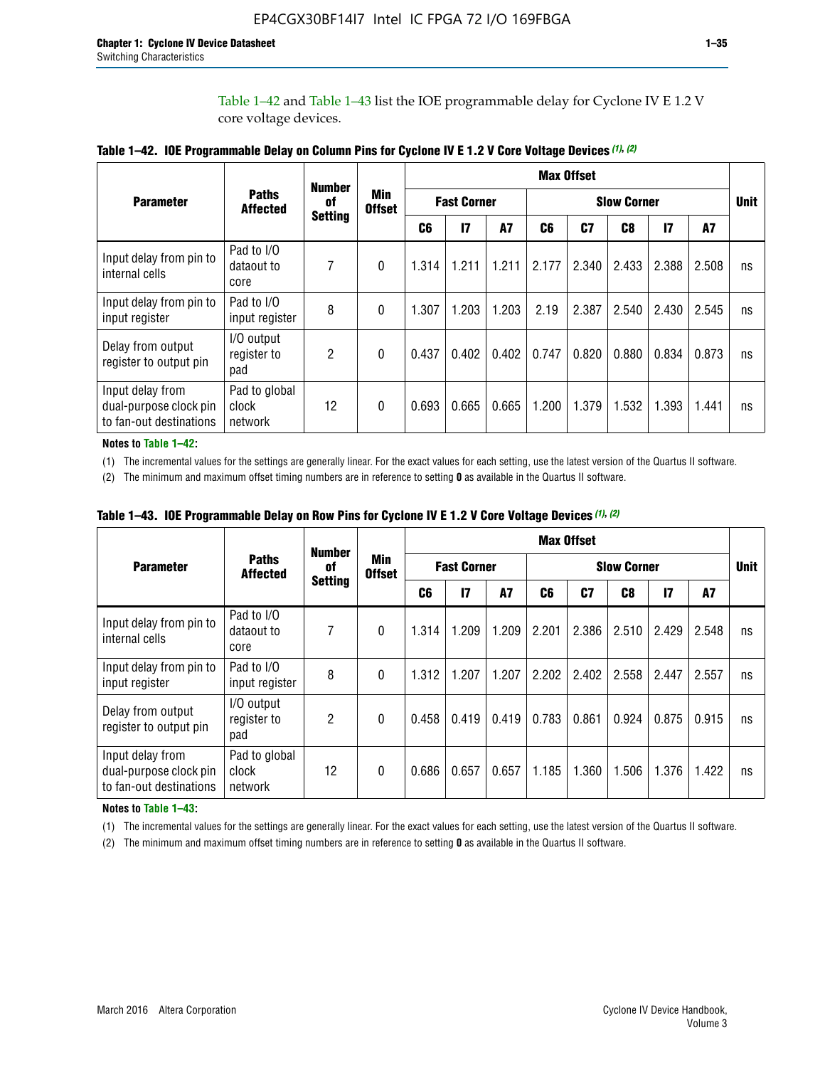Table 1–42 and Table 1–43 list the IOE programmable delay for Cyclone IV E 1.2 V core voltage devices.

**Table 1–42. IOE Programmable Delay on Column Pins for Cyclone IV E 1.2 V Core Voltage Devices (1), (2)**

| Parameter | Paths Affected | Number of Setting | Min Offset | Max Offset | | | | | | | | Unit |
|---|---|---|---|---|---|---|---|---|---|---|---|---|
| | | | | Fast Corner | | | Slow Corner | | | | | |
| | | | | C6 | I7 | A7 | C6 | C7 | C8 | I7 | A7 | |
| Input delay from pin to internal cells | Pad to I/O dataout to core | 7 | 0 | 1.314 | 1.211 | 1.211 | 2.177 | 2.340 | 2.433 | 2.388 | 2.508 | ns |
| Input delay from pin to input register | Pad to I/O input register | 8 | 0 | 1.307 | 1.203 | 1.203 | 2.19 | 2.387 | 2.540 | 2.430 | 2.545 | ns |
| Delay from output register to output pin | I/O output register to pad | 2 | 0 | 0.437 | 0.402 | 0.402 | 0.747 | 0.820 | 0.880 | 0.834 | 0.873 | ns |
| Input delay from dual-purpose clock pin to fan-out destinations | Pad to global clock network | 12 | 0 | 0.693 | 0.665 | 0.665 | 1.200 | 1.379 | 1.532 | 1.393 | 1.441 | ns |

**Notes to Table 1–42:**

(1) The incremental values for the settings are generally linear. For the exact values for each setting, use the latest version of the Quartus II software.

(2) The minimum and maximum offset timing numbers are in reference to setting **0** as available in the Quartus II software.

**Table 1–43. IOE Programmable Delay on Row Pins for Cyclone IV E 1.2 V Core Voltage Devices (1), (2)**

| Parameter | Paths Affected | Number of Setting | Min Offset | Max Offset | | | | | | | | Unit |
|---|---|---|---|---|---|---|---|---|---|---|---|---|
| | | | | Fast Corner | | | Slow Corner | | | | | |
| | | | | C6 | I7 | A7 | C6 | C7 | C8 | I7 | A7 | |
| Input delay from pin to internal cells | Pad to I/O dataout to core | 7 | 0 | 1.314 | 1.209 | 1.209 | 2.201 | 2.386 | 2.510 | 2.429 | 2.548 | ns |
| Input delay from pin to input register | Pad to I/O input register | 8 | 0 | 1.312 | 1.207 | 1.207 | 2.202 | 2.402 | 2.558 | 2.447 | 2.557 | ns |
| Delay from output register to output pin | I/O output register to pad | 2 | 0 | 0.458 | 0.419 | 0.419 | 0.783 | 0.861 | 0.924 | 0.875 | 0.915 | ns |
| Input delay from dual-purpose clock pin to fan-out destinations | Pad to global clock network | 12 | 0 | 0.686 | 0.657 | 0.657 | 1.185 | 1.360 | 1.506 | 1.376 | 1.422 | ns |

**Notes to Table 1–43:**

(1) The incremental values for the settings are generally linear. For the exact values for each setting, use the latest version of the Quartus II software.

(2) The minimum and maximum offset timing numbers are in reference to setting **0** as available in the Quartus II software.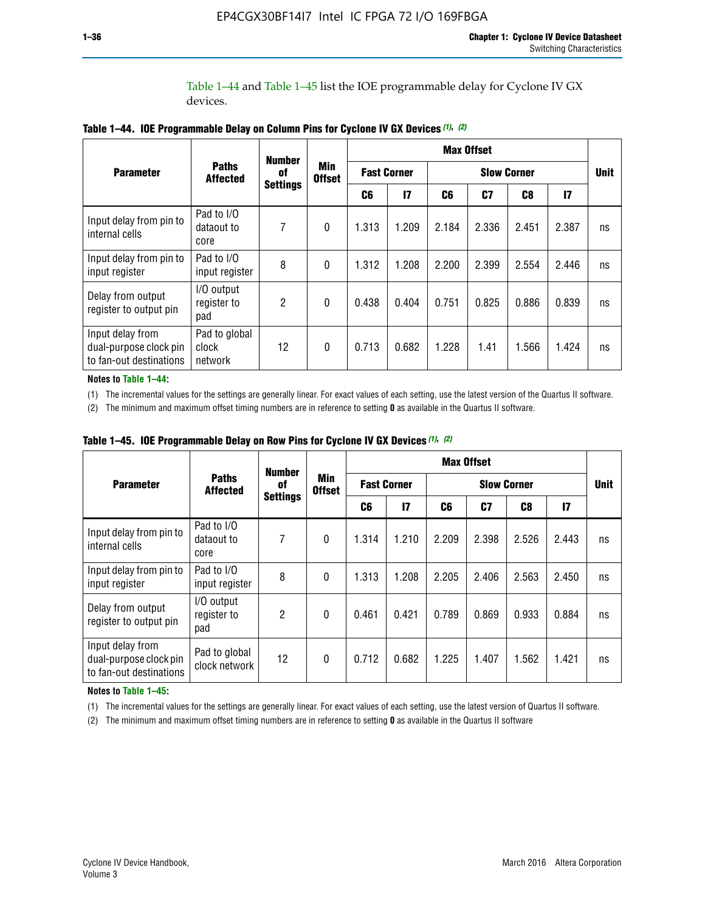Table 1–44 and Table 1–45 list the IOE programmable delay for Cyclone IV GX devices.

**Table 1–44. IOE Programmable Delay on Column Pins for Cyclone IV GX Devices (1), (2)**

| Parameter | Paths Affected | Number of Settings | Min Offset | Max Offset | | | | | | Unit |
|---|---|---|---|---|---|---|---|---|---|---|
| | | | | Fast Corner | | Slow Corner | | | | |
| | | | | C6 | I7 | C6 | C7 | C8 | I7 | |
| Input delay from pin to internal cells | Pad to I/O dataout to core | 7 | 0 | 1.313 | 1.209 | 2.184 | 2.336 | 2.451 | 2.387 | ns |
| Input delay from pin to input register | Pad to I/O input register | 8 | 0 | 1.312 | 1.208 | 2.200 | 2.399 | 2.554 | 2.446 | ns |
| Delay from output register to output pin | I/O output register to pad | 2 | 0 | 0.438 | 0.404 | 0.751 | 0.825 | 0.886 | 0.839 | ns |
| Input delay from dual-purpose clock pin to fan-out destinations | Pad to global clock network | 12 | 0 | 0.713 | 0.682 | 1.228 | 1.41 | 1.566 | 1.424 | ns |

**Notes to Table 1–44:**

(1) The incremental values for the settings are generally linear. For exact values of each setting, use the latest version of the Quartus II software.

(2) The minimum and maximum offset timing numbers are in reference to setting **0** as available in the Quartus II software.

**Table 1–45. IOE Programmable Delay on Row Pins for Cyclone IV GX Devices (1), (2)**

| Parameter | Paths Affected | Number of Settings | Min Offset | Max Offset | | | | | | Unit |
|---|---|---|---|---|---|---|---|---|---|---|
| | | | | Fast Corner | | Slow Corner | | | | |
| | | | | C6 | I7 | C6 | C7 | C8 | I7 | |
| Input delay from pin to internal cells | Pad to I/O dataout to core | 7 | 0 | 1.314 | 1.210 | 2.209 | 2.398 | 2.526 | 2.443 | ns |
| Input delay from pin to input register | Pad to I/O input register | 8 | 0 | 1.313 | 1.208 | 2.205 | 2.406 | 2.563 | 2.450 | ns |
| Delay from output register to output pin | I/O output register to pad | 2 | 0 | 0.461 | 0.421 | 0.789 | 0.869 | 0.933 | 0.884 | ns |
| Input delay from dual-purpose clock pin to fan-out destinations | Pad to global clock network | 12 | 0 | 0.712 | 0.682 | 1.225 | 1.407 | 1.562 | 1.421 | ns |

**Notes to Table 1–45:**

(1) The incremental values for the settings are generally linear. For exact values of each setting, use the latest version of Quartus II software.

(2) The minimum and maximum offset timing numbers are in reference to setting **0** as available in the Quartus II software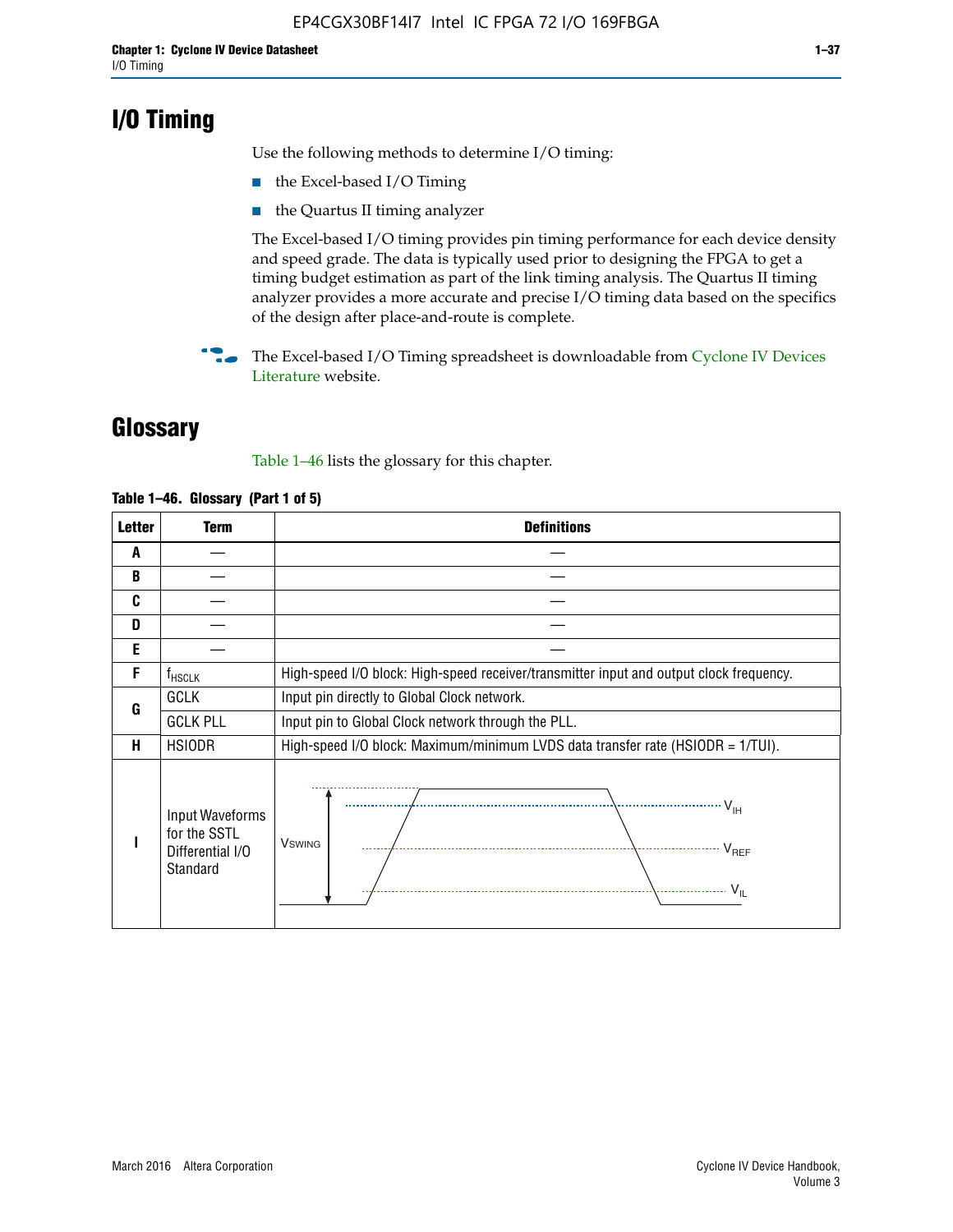# I/O Timing

Use the following methods to determine I/O timing:

- the Excel-based I/O Timing
- the Quartus II timing analyzer

The Excel-based I/O timing provides pin timing performance for each device density and speed grade. The data is typically used prior to designing the FPGA to get a timing budget estimation as part of the link timing analysis. The Quartus II timing analyzer provides a more accurate and precise I/O timing data based on the specifics of the design after place-and-route is complete.

The Excel-based I/O Timing spreadsheet is downloadable from Cyclone IV Devices Literature website.

# Glossary

Table 1–46 lists the glossary for this chapter.

**Table 1–46. Glossary (Part 1 of 5)**

| Letter | Term | Definitions |
|---|---|---|
| A | — | — |
| B | — | — |
| C | — | — |
| D | — | — |
| E | — | — |
| F | $f_{HSCLK}$ | High-speed I/O block: High-speed receiver/transmitter input and output clock frequency. |
| G | GCLK | Input pin directly to Global Clock network. |
| | GCLK PLL | Input pin to Global Clock network through the PLL. |
| H | HSIODR | High-speed I/O block: Maximum/minimum LVDS data transfer rate (HSIODR = 1/TUI). |
| I | Input Waveforms for the SSTL Differential I/O Standard | $V_{SWING}$, $V_{IH}$, $V_{REF}$, $V_{IL}$ |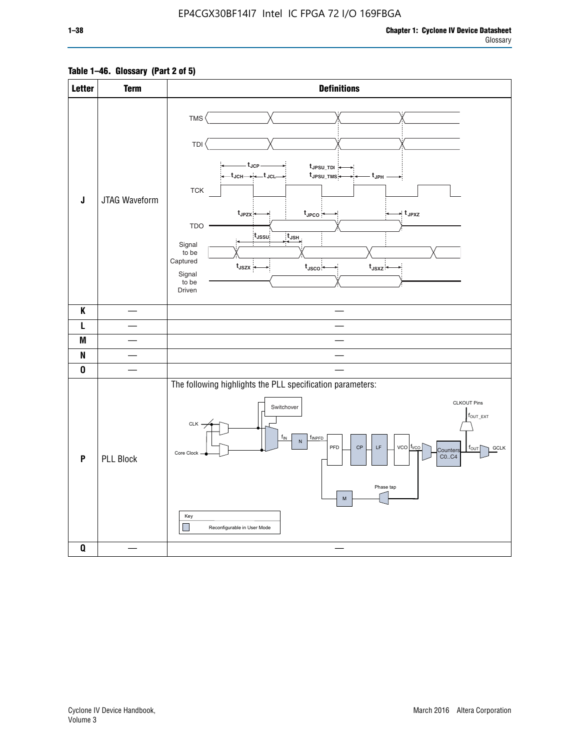**Table 1–46. Glossary (Part 2 of 5)**

| Letter | Term | Definitions |
|---|---|---|
| J | JTAG Waveform | TMS, TDI, TCK, TDO, Signal to be Captured, Signal to be Driven; $t_{JCP}$, $t_{JCH}$, $t_{JCL}$, $t_{JPSU\_TDI}$, $t_{JPSU\_TMS}$, $t_{JPH}$, $t_{JPZX}$, $t_{JPCO}$, $t_{JPXZ}$, $t_{JSSU}$, $t_{JSH}$, $t_{JSZX}$, $t_{JSCO}$, $t_{JSXZ}$ |
| K | — | — |
| L | — | — |
| M | — | — |
| N | — | — |
| O | — | — |
| P | PLL Block | The following highlights the PLL specification parameters: CLK, Core Clock, Switchover, $f_{IN}$, N, $f_{INPFD}$, PFD, CP, LF, VCO, $f_{VCO}$, Counters C0..C4, $f_{OUT}$, GCLK, CLKOUT Pins, $f_{OUT\_EXT}$, Phase tap, M. Key: Reconfigurable in User Mode |
| Q | — | — |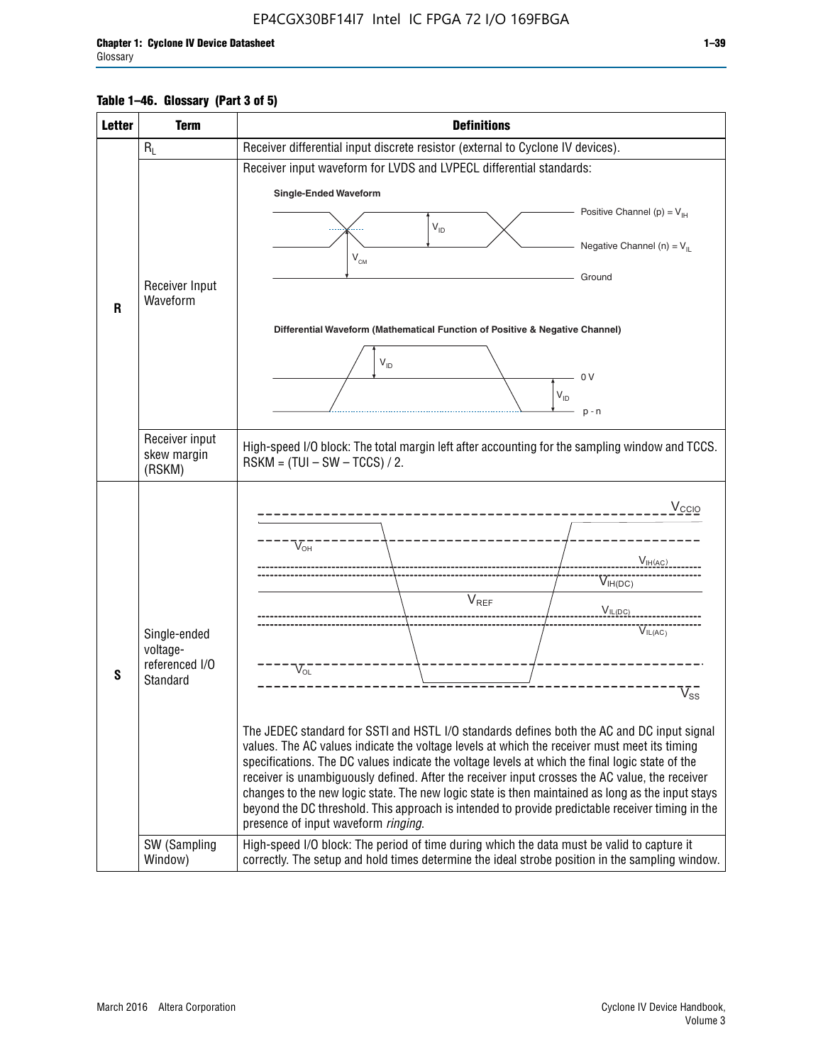**Table 1–46. Glossary (Part 3 of 5)**

| Letter | Term | Definitions |
|---|---|---|
| R | $R_L$ | Receiver differential input discrete resistor (external to Cyclone IV devices). |
| | Receiver Input Waveform | Receiver input waveform for LVDS and LVPECL differential standards: Single-Ended Waveform (Positive Channel (p) = $V_{IH}$; Negative Channel (n) = $V_{IL}$; $V_{ID}$; $V_{CM}$; Ground). Differential Waveform (Mathematical Function of Positive & Negative Channel) ($V_{ID}$; 0 V; p - n) |
| | Receiver input skew margin (RSKM) | High-speed I/O block: The total margin left after accounting for the sampling window and TCCS. RSKM = (TUI – SW – TCCS) / 2. |
| S | Single-ended voltage-referenced I/O Standard | ($V_{CCIO}$, $V_{OH}$, $V_{IH(AC)}$, $V_{IH(DC)}$, $V_{REF}$, $V_{IL(DC)}$, $V_{IL(AC)}$, $V_{OL}$, $V_{SS}$) The JEDEC standard for SSTl and HSTL I/O standards defines both the AC and DC input signal values. The AC values indicate the voltage levels at which the receiver must meet its timing specifications. The DC values indicate the voltage levels at which the final logic state of the receiver is unambiguously defined. After the receiver input crosses the AC value, the receiver changes to the new logic state. The new logic state is then maintained as long as the input stays beyond the DC threshold. This approach is intended to provide predictable receiver timing in the presence of input waveform *ringing*. |
| | SW (Sampling Window) | High-speed I/O block: The period of time during which the data must be valid to capture it correctly. The setup and hold times determine the ideal strobe position in the sampling window. |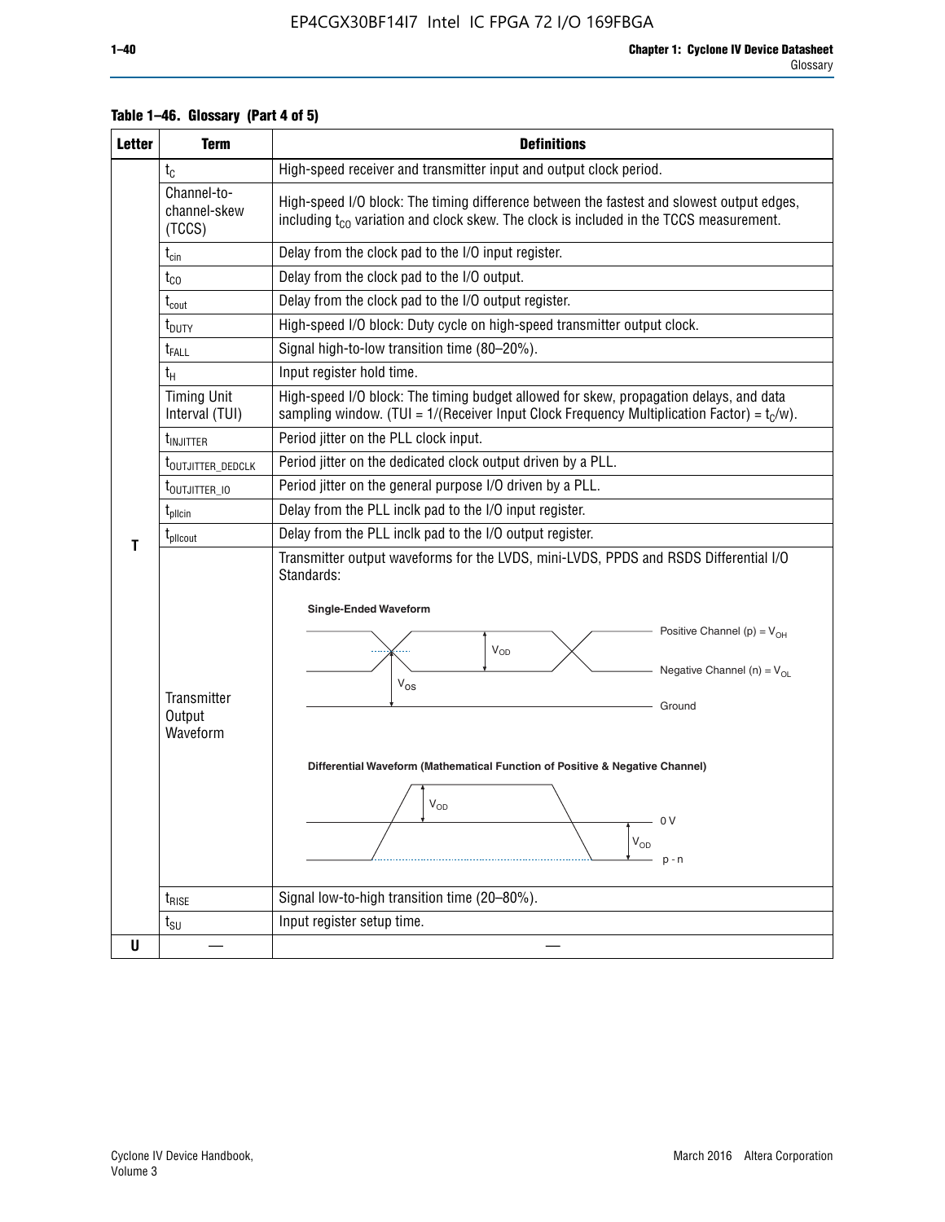**Table 1–46. Glossary (Part 4 of 5)**

| Letter | Term | Definitions |
|---|---|---|
| T | $t_C$ | High-speed receiver and transmitter input and output clock period. |
| | Channel-to-channel-skew (TCCS) | High-speed I/O block: The timing difference between the fastest and slowest output edges, including $t_{CO}$ variation and clock skew. The clock is included in the TCCS measurement. |
| | $t_{cin}$ | Delay from the clock pad to the I/O input register. |
| | $t_{CO}$ | Delay from the clock pad to the I/O output. |
| | $t_{cout}$ | Delay from the clock pad to the I/O output register. |
| | $t_{DUTY}$ | High-speed I/O block: Duty cycle on high-speed transmitter output clock. |
| | $t_{FALL}$ | Signal high-to-low transition time (80–20%). |
| | $t_H$ | Input register hold time. |
| | Timing Unit Interval (TUI) | High-speed I/O block: The timing budget allowed for skew, propagation delays, and data sampling window. (TUI = 1/(Receiver Input Clock Frequency Multiplication Factor) = $t_C$/w). |
| | $t_{INJITTER}$ | Period jitter on the PLL clock input. |
| | $t_{OUTJITTER\_DEDCLK}$ | Period jitter on the dedicated clock output driven by a PLL. |
| | $t_{OUTJITTER\_IO}$ | Period jitter on the general purpose I/O driven by a PLL. |
| | $t_{pllcin}$ | Delay from the PLL inclk pad to the I/O input register. |
| | $t_{pllcout}$ | Delay from the PLL inclk pad to the I/O output register. |
| | Transmitter Output Waveform | Transmitter output waveforms for the LVDS, mini-LVDS, PPDS and RSDS Differential I/O Standards:<br><br>**Single-Ended Waveform**<br>Positive Channel (p) = $V_{OH}$; $V_{OD}$; Negative Channel (n) = $V_{OL}$; $V_{OS}$; Ground<br><br>**Differential Waveform (Mathematical Function of Positive & Negative Channel)**<br>$V_{OD}$; 0 V; $V_{OD}$; p - n |
| | $t_{RISE}$ | Signal low-to-high transition time (20–80%). |
| | $t_{SU}$ | Input register setup time. |
| U | — | — |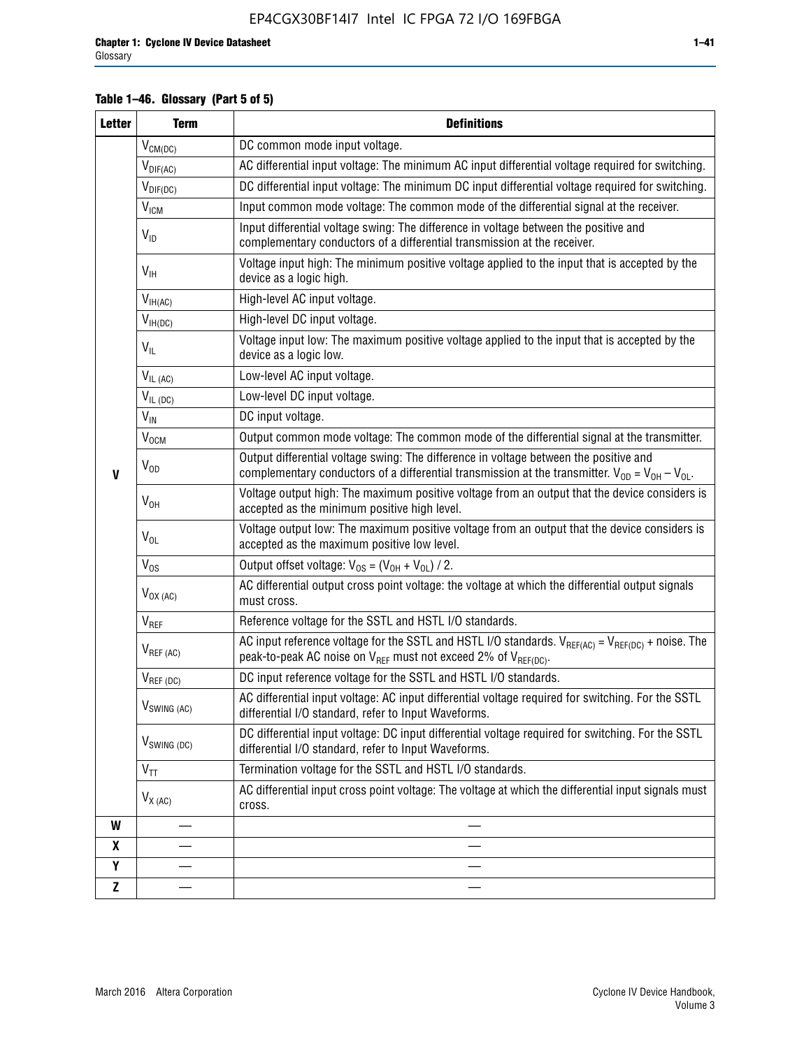**Table 1–46. Glossary (Part 5 of 5)**

| Letter | Term | Definitions |
|---|---|---|
| V | $V_{CM(DC)}$ | DC common mode input voltage. |
| | $V_{DIF(AC)}$ | AC differential input voltage: The minimum AC input differential voltage required for switching. |
| | $V_{DIF(DC)}$ | DC differential input voltage: The minimum DC input differential voltage required for switching. |
| | $V_{ICM}$ | Input common mode voltage: The common mode of the differential signal at the receiver. |
| | $V_{ID}$ | Input differential voltage swing: The difference in voltage between the positive and complementary conductors of a differential transmission at the receiver. |
| | $V_{IH}$ | Voltage input high: The minimum positive voltage applied to the input that is accepted by the device as a logic high. |
| | $V_{IH(AC)}$ | High-level AC input voltage. |
| | $V_{IH(DC)}$ | High-level DC input voltage. |
| | $V_{IL}$ | Voltage input low: The maximum positive voltage applied to the input that is accepted by the device as a logic low. |
| | $V_{IL\ (AC)}$ | Low-level AC input voltage. |
| | $V_{IL\ (DC)}$ | Low-level DC input voltage. |
| | $V_{IN}$ | DC input voltage. |
| | $V_{OCM}$ | Output common mode voltage: The common mode of the differential signal at the transmitter. |
| | $V_{OD}$ | Output differential voltage swing: The difference in voltage between the positive and complementary conductors of a differential transmission at the transmitter. $V_{OD} = V_{OH} - V_{OL}$. |
| | $V_{OH}$ | Voltage output high: The maximum positive voltage from an output that the device considers is accepted as the minimum positive high level. |
| | $V_{OL}$ | Voltage output low: The maximum positive voltage from an output that the device considers is accepted as the maximum positive low level. |
| | $V_{OS}$ | Output offset voltage: $V_{OS} = (V_{OH} + V_{OL}) / 2$. |
| | $V_{OX\ (AC)}$ | AC differential output cross point voltage: the voltage at which the differential output signals must cross. |
| | $V_{REF}$ | Reference voltage for the SSTL and HSTL I/O standards. |
| | $V_{REF\ (AC)}$ | AC input reference voltage for the SSTL and HSTL I/O standards. $V_{REF(AC)} = V_{REF(DC)}$ + noise. The peak-to-peak AC noise on $V_{REF}$ must not exceed 2% of $V_{REF(DC)}$. |
| | $V_{REF\ (DC)}$ | DC input reference voltage for the SSTL and HSTL I/O standards. |
| | $V_{SWING\ (AC)}$ | AC differential input voltage: AC input differential voltage required for switching. For the SSTL differential I/O standard, refer to Input Waveforms. |
| | $V_{SWING\ (DC)}$ | DC differential input voltage: DC input differential voltage required for switching. For the SSTL differential I/O standard, refer to Input Waveforms. |
| | $V_{TT}$ | Termination voltage for the SSTL and HSTL I/O standards. |
| | $V_{X\ (AC)}$ | AC differential input cross point voltage: The voltage at which the differential input signals must cross. |
| W | — | — |
| X | — | — |
| Y | — | — |
| Z | — | — |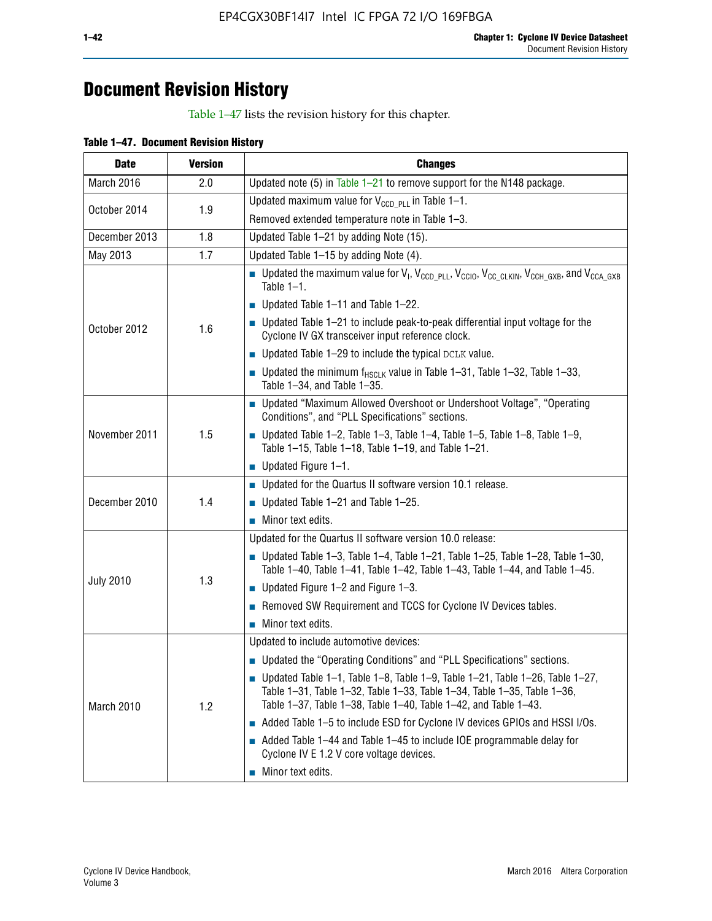# Document Revision History

Table 1–47 lists the revision history for this chapter.

**Table 1–47. Document Revision History**

| Date | Version | Changes |
|---|---|---|
| March 2016 | 2.0 | Updated note (5) in Table 1–21 to remove support for the N148 package. |
| October 2014 | 1.9 | Updated maximum value for $V_{CCD\_PLL}$ in Table 1–1.<br>Removed extended temperature note in Table 1–3. |
| December 2013 | 1.8 | Updated Table 1–21 by adding Note (15). |
| May 2013 | 1.7 | Updated Table 1–15 by adding Note (4). |
| October 2012 | 1.6 | ■ Updated the maximum value for $V_I$, $V_{CCD\_PLL}$, $V_{CCIO}$, $V_{CC\_CLKIN}$, $V_{CCH\_GXB}$, and $V_{CCA\_GXB}$ Table 1–1.<br>■ Updated Table 1–11 and Table 1–22.<br>■ Updated Table 1–21 to include peak-to-peak differential input voltage for the Cyclone IV GX transceiver input reference clock.<br>■ Updated Table 1–29 to include the typical DCLK value.<br>■ Updated the minimum $f_{HSCLK}$ value in Table 1–31, Table 1–32, Table 1–33, Table 1–34, and Table 1–35. |
| November 2011 | 1.5 | ■ Updated "Maximum Allowed Overshoot or Undershoot Voltage", "Operating Conditions", and "PLL Specifications" sections.<br>■ Updated Table 1–2, Table 1–3, Table 1–4, Table 1–5, Table 1–8, Table 1–9, Table 1–15, Table 1–18, Table 1–19, and Table 1–21.<br>■ Updated Figure 1–1. |
| December 2010 | 1.4 | ■ Updated for the Quartus II software version 10.1 release.<br>■ Updated Table 1–21 and Table 1–25.<br>■ Minor text edits. |
| July 2010 | 1.3 | Updated for the Quartus II software version 10.0 release:<br>■ Updated Table 1–3, Table 1–4, Table 1–21, Table 1–25, Table 1–28, Table 1–30, Table 1–40, Table 1–41, Table 1–42, Table 1–43, Table 1–44, and Table 1–45.<br>■ Updated Figure 1–2 and Figure 1–3.<br>■ Removed SW Requirement and TCCS for Cyclone IV Devices tables.<br>■ Minor text edits. |
| March 2010 | 1.2 | Updated to include automotive devices:<br>■ Updated the "Operating Conditions" and "PLL Specifications" sections.<br>■ Updated Table 1–1, Table 1–8, Table 1–9, Table 1–21, Table 1–26, Table 1–27, Table 1–31, Table 1–32, Table 1–33, Table 1–34, Table 1–35, Table 1–36, Table 1–37, Table 1–38, Table 1–40, Table 1–42, and Table 1–43.<br>■ Added Table 1–5 to include ESD for Cyclone IV devices GPIOs and HSSI I/Os.<br>■ Added Table 1–44 and Table 1–45 to include IOE programmable delay for Cyclone IV E 1.2 V core voltage devices.<br>■ Minor text edits. |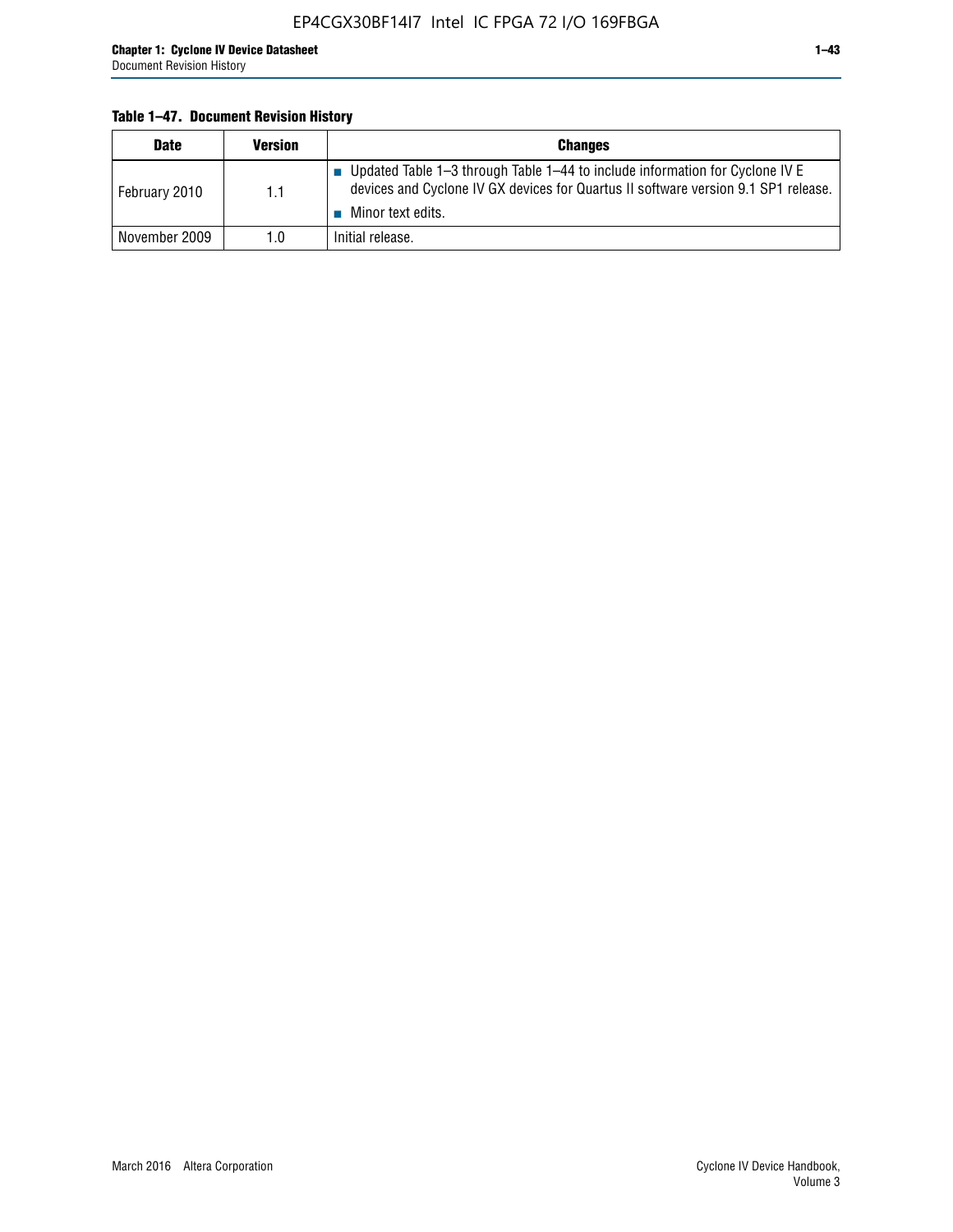**Table 1–47. Document Revision History**

| Date | Version | Changes |
|---|---|---|
| February 2010 | 1.1 | ■ Updated Table 1–3 through Table 1–44 to include information for Cyclone IV E devices and Cyclone IV GX devices for Quartus II software version 9.1 SP1 release. ■ Minor text edits. |
| November 2009 | 1.0 | Initial release. |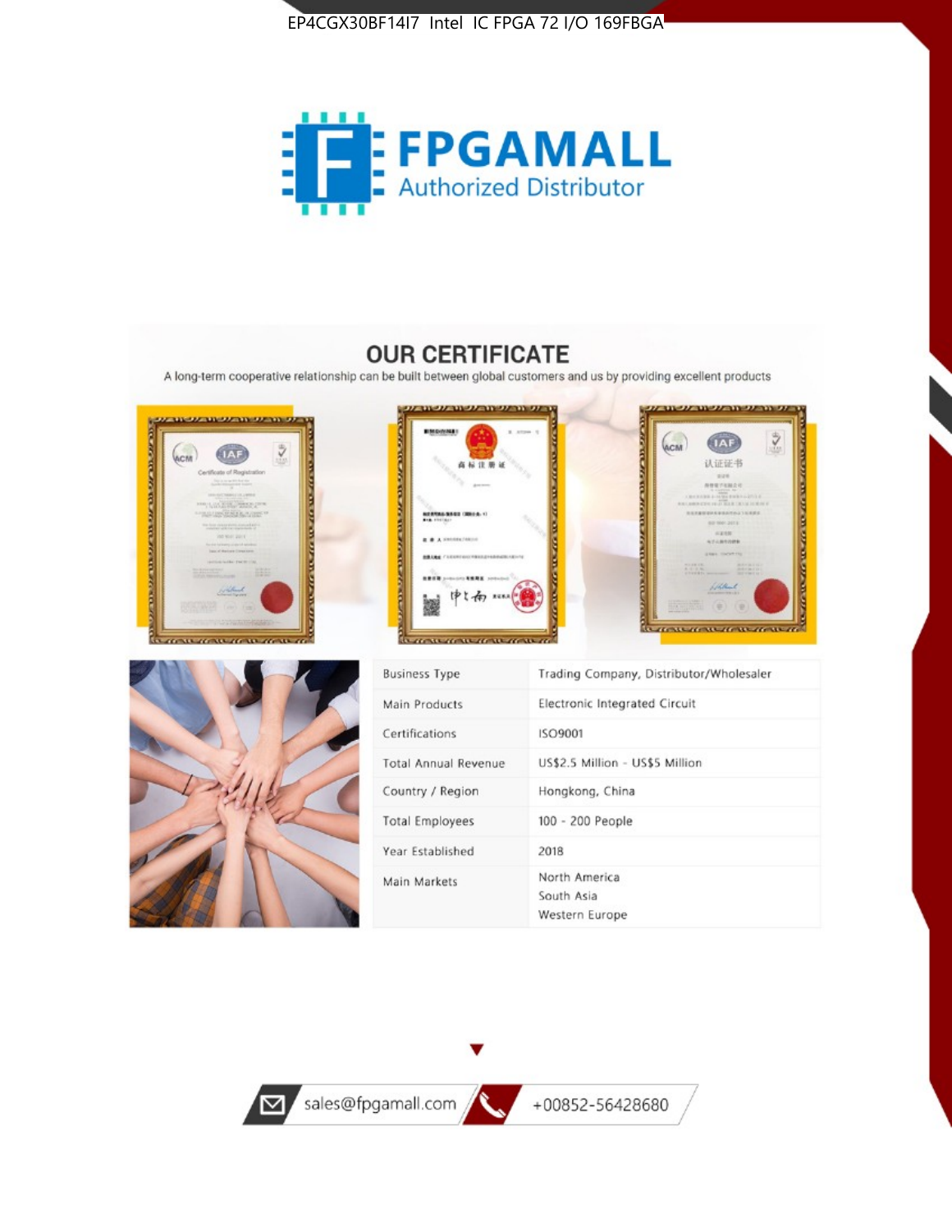FPGAMALL
Authorized Distributor

## OUR CERTIFICATE

A long-term cooperative relationship can be built between global customers and us by providing excellent products

| | |
|---|---|
| Business Type | Trading Company, Distributor/Wholesaler |
| Main Products | Electronic Integrated Circuit |
| Certifications | ISO9001 |
| Total Annual Revenue | US$2.5 Million - US$5 Million |
| Country / Region | Hongkong, China |
| Total Employees | 100 - 200 People |
| Year Established | 2018 |
| Main Markets | North America<br>South Asia<br>Western Europe |

sales@fpgamall.com

+00852-56428680